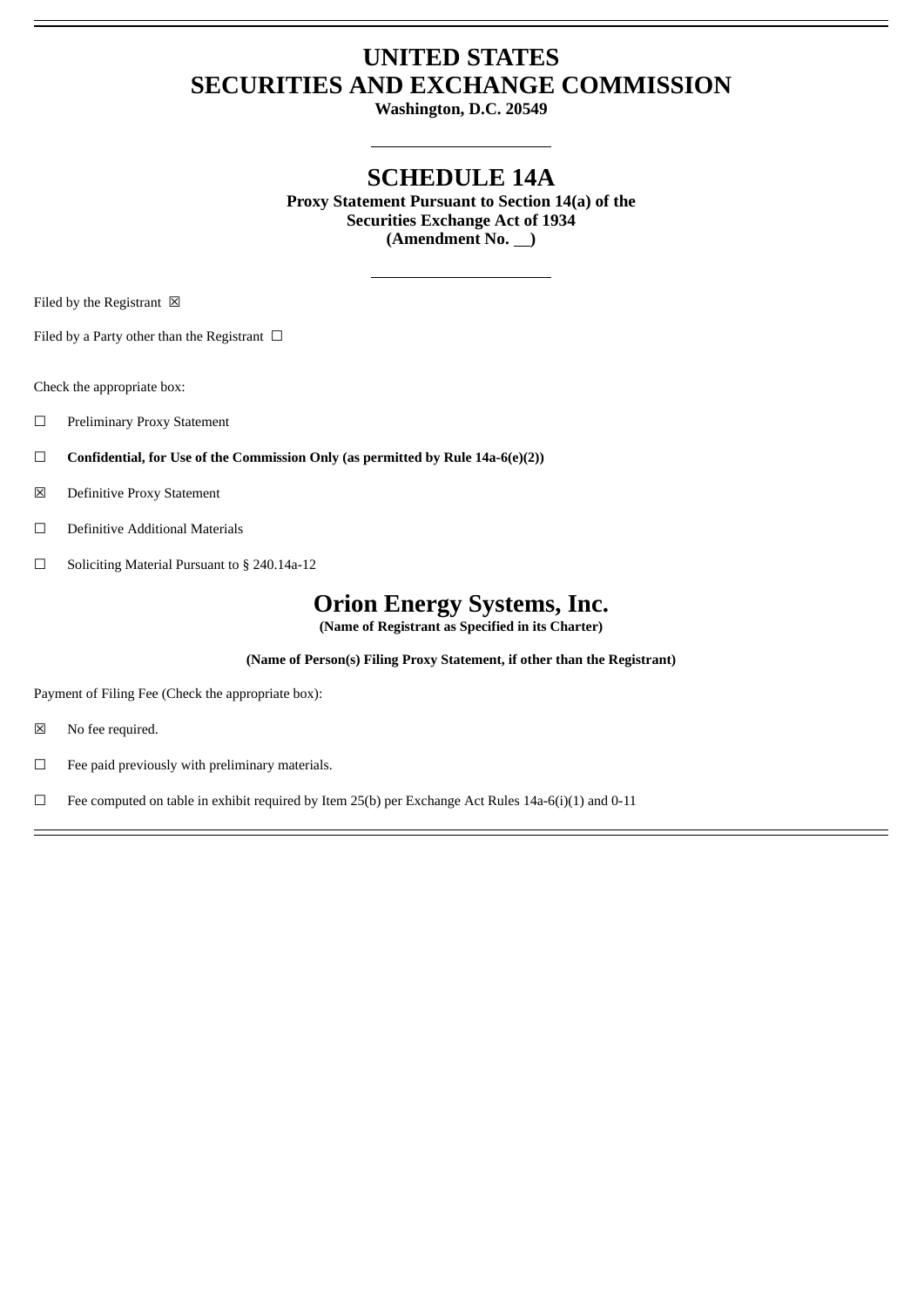# UNITED STATES
# SECURITIES AND EXCHANGE COMMISSION

**Washington, D.C. 20549**

## SCHEDULE 14A

**Proxy Statement Pursuant to Section 14(a) of the Securities Exchange Act of 1934**
**(Amendment No. __)**

Filed by the Registrant ☒

Filed by a Party other than the Registrant ☐

Check the appropriate box:

☐ Preliminary Proxy Statement

☐ **Confidential, for Use of the Commission Only (as permitted by Rule 14a-6(e)(2))**

☒ Definitive Proxy Statement

☐ Definitive Additional Materials

☐ Soliciting Material Pursuant to § 240.14a-12

## Orion Energy Systems, Inc.

**(Name of Registrant as Specified in its Charter)**

**(Name of Person(s) Filing Proxy Statement, if other than the Registrant)**

Payment of Filing Fee (Check the appropriate box):

☒ No fee required.

☐ Fee paid previously with preliminary materials.

☐ Fee computed on table in exhibit required by Item 25(b) per Exchange Act Rules 14a-6(i)(1) and 0-11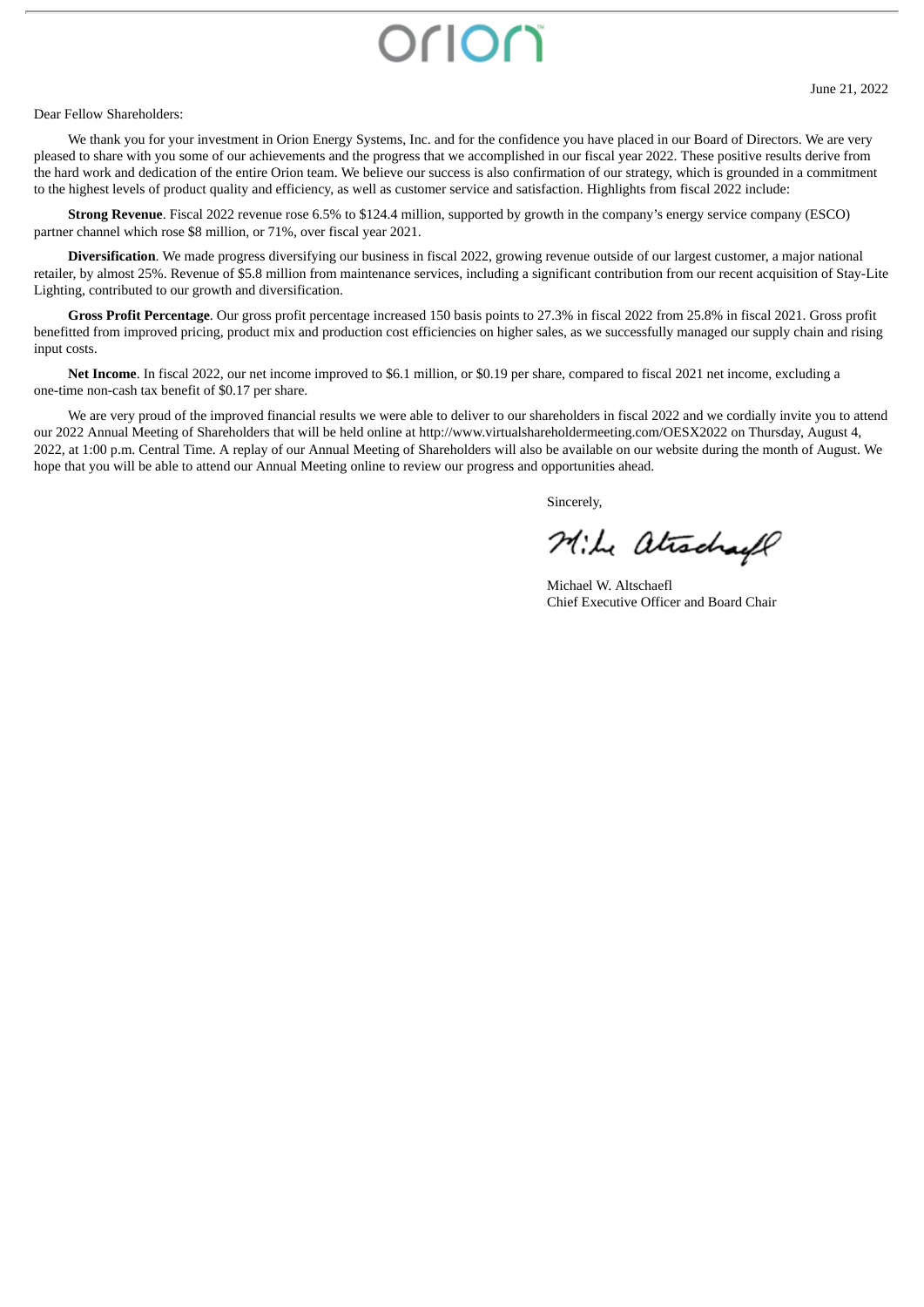June 21, 2022

Dear Fellow Shareholders:

We thank you for your investment in Orion Energy Systems, Inc. and for the confidence you have placed in our Board of Directors. We are very pleased to share with you some of our achievements and the progress that we accomplished in our fiscal year 2022. These positive results derive from the hard work and dedication of the entire Orion team. We believe our success is also confirmation of our strategy, which is grounded in a commitment to the highest levels of product quality and efficiency, as well as customer service and satisfaction. Highlights from fiscal 2022 include:

**Strong Revenue**. Fiscal 2022 revenue rose 6.5% to $124.4 million, supported by growth in the company's energy service company (ESCO) partner channel which rose $8 million, or 71%, over fiscal year 2021.

**Diversification**. We made progress diversifying our business in fiscal 2022, growing revenue outside of our largest customer, a major national retailer, by almost 25%. Revenue of $5.8 million from maintenance services, including a significant contribution from our recent acquisition of Stay-Lite Lighting, contributed to our growth and diversification.

**Gross Profit Percentage**. Our gross profit percentage increased 150 basis points to 27.3% in fiscal 2022 from 25.8% in fiscal 2021. Gross profit benefitted from improved pricing, product mix and production cost efficiencies on higher sales, as we successfully managed our supply chain and rising input costs.

**Net Income**. In fiscal 2022, our net income improved to $6.1 million, or $0.19 per share, compared to fiscal 2021 net income, excluding a one-time non-cash tax benefit of $0.17 per share.

We are very proud of the improved financial results we were able to deliver to our shareholders in fiscal 2022 and we cordially invite you to attend our 2022 Annual Meeting of Shareholders that will be held online at http://www.virtualshareholdermeeting.com/OESX2022 on Thursday, August 4, 2022, at 1:00 p.m. Central Time. A replay of our Annual Meeting of Shareholders will also be available on our website during the month of August. We hope that you will be able to attend our Annual Meeting online to review our progress and opportunities ahead.

Sincerely,

Michael W. Altschaefl
Chief Executive Officer and Board Chair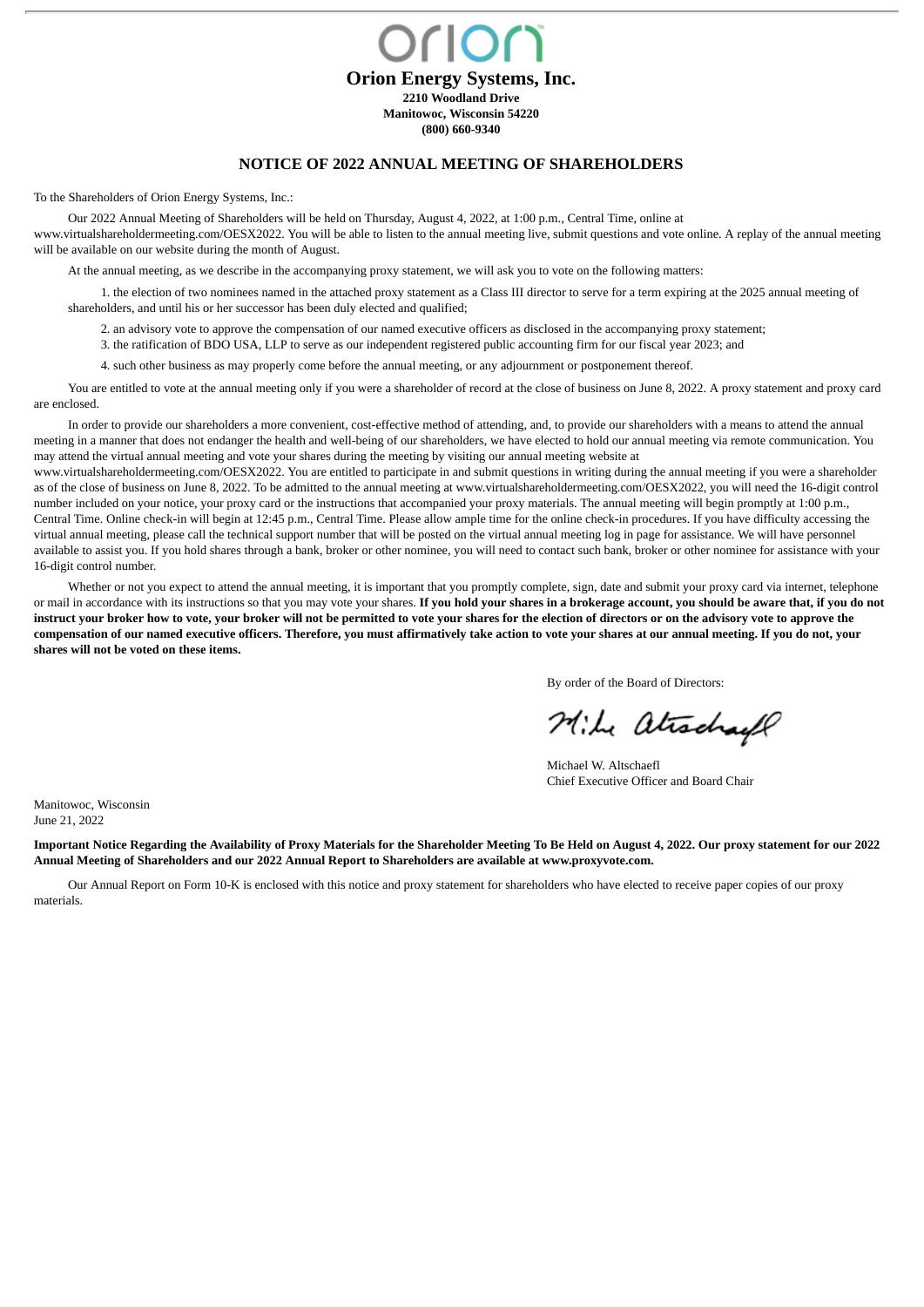# Orion Energy Systems, Inc.

**2210 Woodland Drive**
**Manitowoc, Wisconsin 54220**
**(800) 660-9340**

## NOTICE OF 2022 ANNUAL MEETING OF SHAREHOLDERS

To the Shareholders of Orion Energy Systems, Inc.:

Our 2022 Annual Meeting of Shareholders will be held on Thursday, August 4, 2022, at 1:00 p.m., Central Time, online at www.virtualshareholdermeeting.com/OESX2022. You will be able to listen to the annual meeting live, submit questions and vote online. A replay of the annual meeting will be available on our website during the month of August.

At the annual meeting, as we describe in the accompanying proxy statement, we will ask you to vote on the following matters:

1. the election of two nominees named in the attached proxy statement as a Class III director to serve for a term expiring at the 2025 annual meeting of shareholders, and until his or her successor has been duly elected and qualified;
2. an advisory vote to approve the compensation of our named executive officers as disclosed in the accompanying proxy statement;
3. the ratification of BDO USA, LLP to serve as our independent registered public accounting firm for our fiscal year 2023; and
4. such other business as may properly come before the annual meeting, or any adjournment or postponement thereof.

You are entitled to vote at the annual meeting only if you were a shareholder of record at the close of business on June 8, 2022. A proxy statement and proxy card are enclosed.

In order to provide our shareholders a more convenient, cost-effective method of attending, and, to provide our shareholders with a means to attend the annual meeting in a manner that does not endanger the health and well-being of our shareholders, we have elected to hold our annual meeting via remote communication. You may attend the virtual annual meeting and vote your shares during the meeting by visiting our annual meeting website at www.virtualshareholdermeeting.com/OESX2022. You are entitled to participate in and submit questions in writing during the annual meeting if you were a shareholder as of the close of business on June 8, 2022. To be admitted to the annual meeting at www.virtualshareholdermeeting.com/OESX2022, you will need the 16-digit control number included on your notice, your proxy card or the instructions that accompanied your proxy materials. The annual meeting will begin promptly at 1:00 p.m., Central Time. Online check-in will begin at 12:45 p.m., Central Time. Please allow ample time for the online check-in procedures. If you have difficulty accessing the virtual annual meeting, please call the technical support number that will be posted on the virtual annual meeting log in page for assistance. We will have personnel available to assist you. If you hold shares through a bank, broker or other nominee, you will need to contact such bank, broker or other nominee for assistance with your 16-digit control number.

Whether or not you expect to attend the annual meeting, it is important that you promptly complete, sign, date and submit your proxy card via internet, telephone or mail in accordance with its instructions so that you may vote your shares. **If you hold your shares in a brokerage account, you should be aware that, if you do not instruct your broker how to vote, your broker will not be permitted to vote your shares for the election of directors or on the advisory vote to approve the compensation of our named executive officers. Therefore, you must affirmatively take action to vote your shares at our annual meeting. If you do not, your shares will not be voted on these items.**

By order of the Board of Directors:

Michael W. Altschaefl
Chief Executive Officer and Board Chair

Manitowoc, Wisconsin
June 21, 2022

**Important Notice Regarding the Availability of Proxy Materials for the Shareholder Meeting To Be Held on August 4, 2022. Our proxy statement for our 2022 Annual Meeting of Shareholders and our 2022 Annual Report to Shareholders are available at www.proxyvote.com.**

Our Annual Report on Form 10-K is enclosed with this notice and proxy statement for shareholders who have elected to receive paper copies of our proxy materials.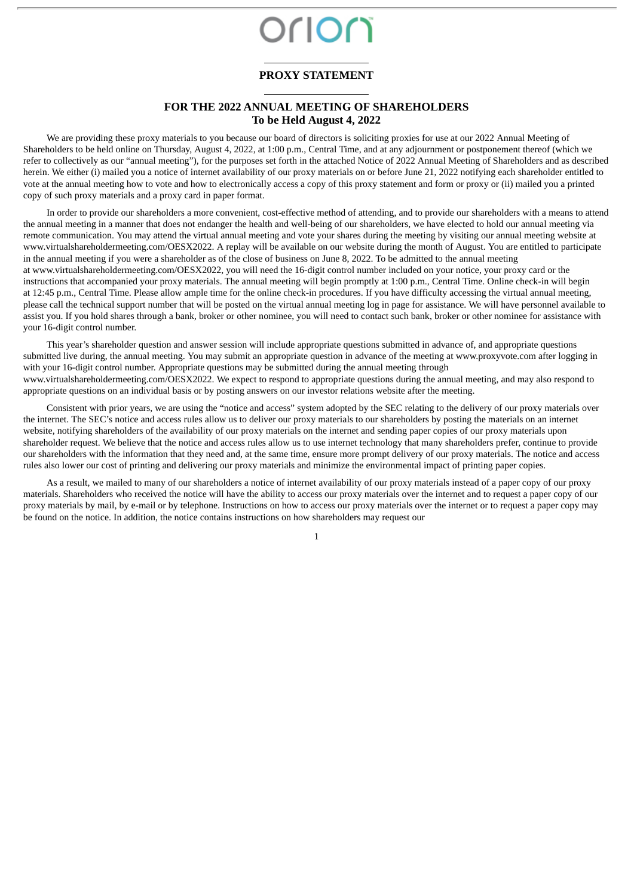orion

# PROXY STATEMENT

## FOR THE 2022 ANNUAL MEETING OF SHAREHOLDERS
## To be Held August 4, 2022

We are providing these proxy materials to you because our board of directors is soliciting proxies for use at our 2022 Annual Meeting of Shareholders to be held online on Thursday, August 4, 2022, at 1:00 p.m., Central Time, and at any adjournment or postponement thereof (which we refer to collectively as our "annual meeting"), for the purposes set forth in the attached Notice of 2022 Annual Meeting of Shareholders and as described herein. We either (i) mailed you a notice of internet availability of our proxy materials on or before June 21, 2022 notifying each shareholder entitled to vote at the annual meeting how to vote and how to electronically access a copy of this proxy statement and form or proxy or (ii) mailed you a printed copy of such proxy materials and a proxy card in paper format.

In order to provide our shareholders a more convenient, cost-effective method of attending, and to provide our shareholders with a means to attend the annual meeting in a manner that does not endanger the health and well-being of our shareholders, we have elected to hold our annual meeting via remote communication. You may attend the virtual annual meeting and vote your shares during the meeting by visiting our annual meeting website at www.virtualshareholdermeeting.com/OESX2022. A replay will be available on our website during the month of August. You are entitled to participate in the annual meeting if you were a shareholder as of the close of business on June 8, 2022. To be admitted to the annual meeting at www.virtualshareholdermeeting.com/OESX2022, you will need the 16-digit control number included on your notice, your proxy card or the instructions that accompanied your proxy materials. The annual meeting will begin promptly at 1:00 p.m., Central Time. Online check-in will begin at 12:45 p.m., Central Time. Please allow ample time for the online check-in procedures. If you have difficulty accessing the virtual annual meeting, please call the technical support number that will be posted on the virtual annual meeting log in page for assistance. We will have personnel available to assist you. If you hold shares through a bank, broker or other nominee, you will need to contact such bank, broker or other nominee for assistance with your 16-digit control number.

This year's shareholder question and answer session will include appropriate questions submitted in advance of, and appropriate questions submitted live during, the annual meeting. You may submit an appropriate question in advance of the meeting at www.proxyvote.com after logging in with your 16-digit control number. Appropriate questions may be submitted during the annual meeting through www.virtualshareholdermeeting.com/OESX2022. We expect to respond to appropriate questions during the annual meeting, and may also respond to appropriate questions on an individual basis or by posting answers on our investor relations website after the meeting.

Consistent with prior years, we are using the "notice and access" system adopted by the SEC relating to the delivery of our proxy materials over the internet. The SEC's notice and access rules allow us to deliver our proxy materials to our shareholders by posting the materials on an internet website, notifying shareholders of the availability of our proxy materials on the internet and sending paper copies of our proxy materials upon shareholder request. We believe that the notice and access rules allow us to use internet technology that many shareholders prefer, continue to provide our shareholders with the information that they need and, at the same time, ensure more prompt delivery of our proxy materials. The notice and access rules also lower our cost of printing and delivering our proxy materials and minimize the environmental impact of printing paper copies.

As a result, we mailed to many of our shareholders a notice of internet availability of our proxy materials instead of a paper copy of our proxy materials. Shareholders who received the notice will have the ability to access our proxy materials over the internet and to request a paper copy of our proxy materials by mail, by e-mail or by telephone. Instructions on how to access our proxy materials over the internet or to request a paper copy may be found on the notice. In addition, the notice contains instructions on how shareholders may request our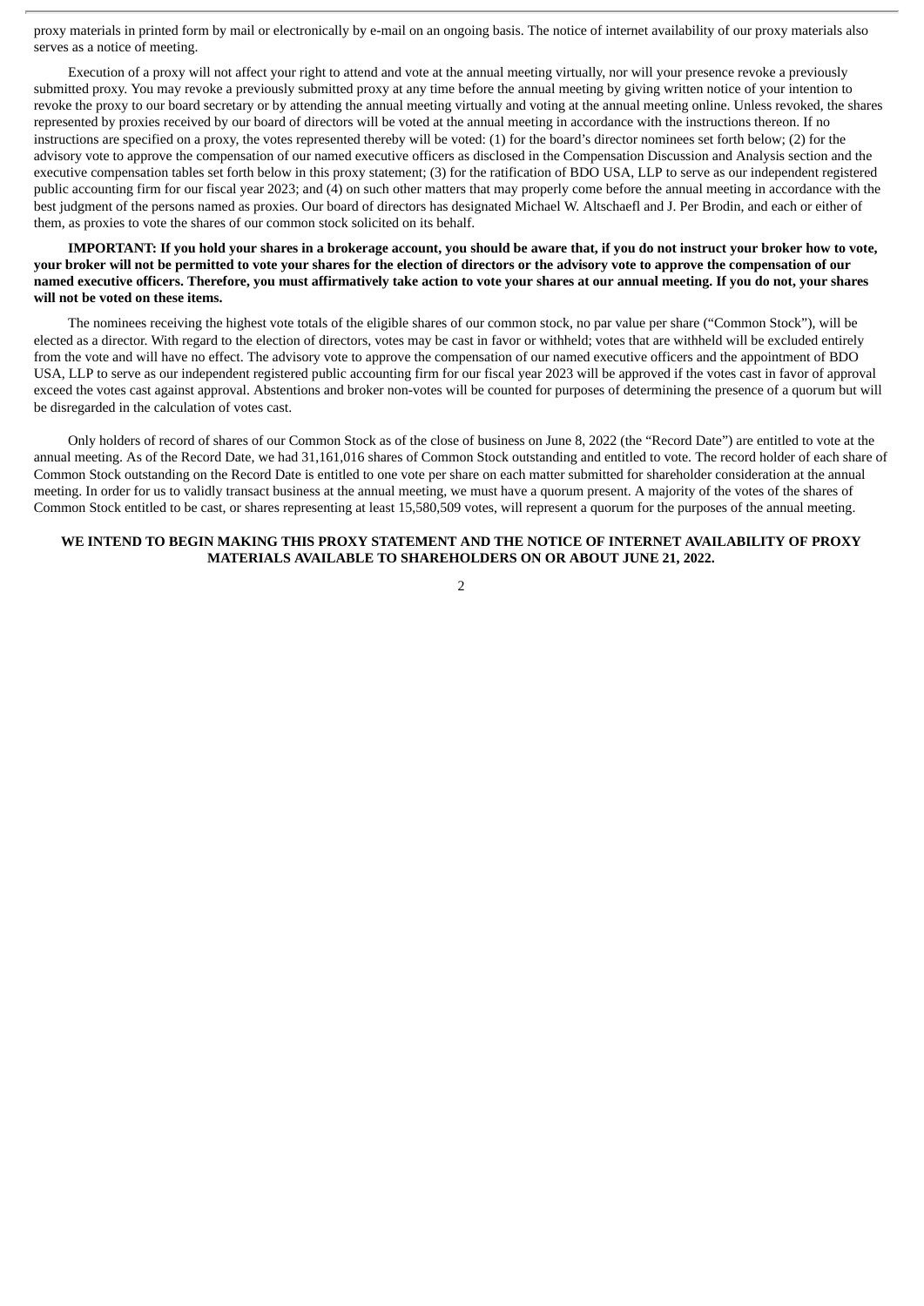proxy materials in printed form by mail or electronically by e-mail on an ongoing basis. The notice of internet availability of our proxy materials also serves as a notice of meeting.

Execution of a proxy will not affect your right to attend and vote at the annual meeting virtually, nor will your presence revoke a previously submitted proxy. You may revoke a previously submitted proxy at any time before the annual meeting by giving written notice of your intention to revoke the proxy to our board secretary or by attending the annual meeting virtually and voting at the annual meeting online. Unless revoked, the shares represented by proxies received by our board of directors will be voted at the annual meeting in accordance with the instructions thereon. If no instructions are specified on a proxy, the votes represented thereby will be voted: (1) for the board's director nominees set forth below; (2) for the advisory vote to approve the compensation of our named executive officers as disclosed in the Compensation Discussion and Analysis section and the executive compensation tables set forth below in this proxy statement; (3) for the ratification of BDO USA, LLP to serve as our independent registered public accounting firm for our fiscal year 2023; and (4) on such other matters that may properly come before the annual meeting in accordance with the best judgment of the persons named as proxies. Our board of directors has designated Michael W. Altschaefl and J. Per Brodin, and each or either of them, as proxies to vote the shares of our common stock solicited on its behalf.

**IMPORTANT: If you hold your shares in a brokerage account, you should be aware that, if you do not instruct your broker how to vote, your broker will not be permitted to vote your shares for the election of directors or the advisory vote to approve the compensation of our named executive officers. Therefore, you must affirmatively take action to vote your shares at our annual meeting. If you do not, your shares will not be voted on these items.**

The nominees receiving the highest vote totals of the eligible shares of our common stock, no par value per share ("Common Stock"), will be elected as a director. With regard to the election of directors, votes may be cast in favor or withheld; votes that are withheld will be excluded entirely from the vote and will have no effect. The advisory vote to approve the compensation of our named executive officers and the appointment of BDO USA, LLP to serve as our independent registered public accounting firm for our fiscal year 2023 will be approved if the votes cast in favor of approval exceed the votes cast against approval. Abstentions and broker non-votes will be counted for purposes of determining the presence of a quorum but will be disregarded in the calculation of votes cast.

Only holders of record of shares of our Common Stock as of the close of business on June 8, 2022 (the "Record Date") are entitled to vote at the annual meeting. As of the Record Date, we had 31,161,016 shares of Common Stock outstanding and entitled to vote. The record holder of each share of Common Stock outstanding on the Record Date is entitled to one vote per share on each matter submitted for shareholder consideration at the annual meeting. In order for us to validly transact business at the annual meeting, we must have a quorum present. A majority of the votes of the shares of Common Stock entitled to be cast, or shares representing at least 15,580,509 votes, will represent a quorum for the purposes of the annual meeting.

**WE INTEND TO BEGIN MAKING THIS PROXY STATEMENT AND THE NOTICE OF INTERNET AVAILABILITY OF PROXY MATERIALS AVAILABLE TO SHAREHOLDERS ON OR ABOUT JUNE 21, 2022.**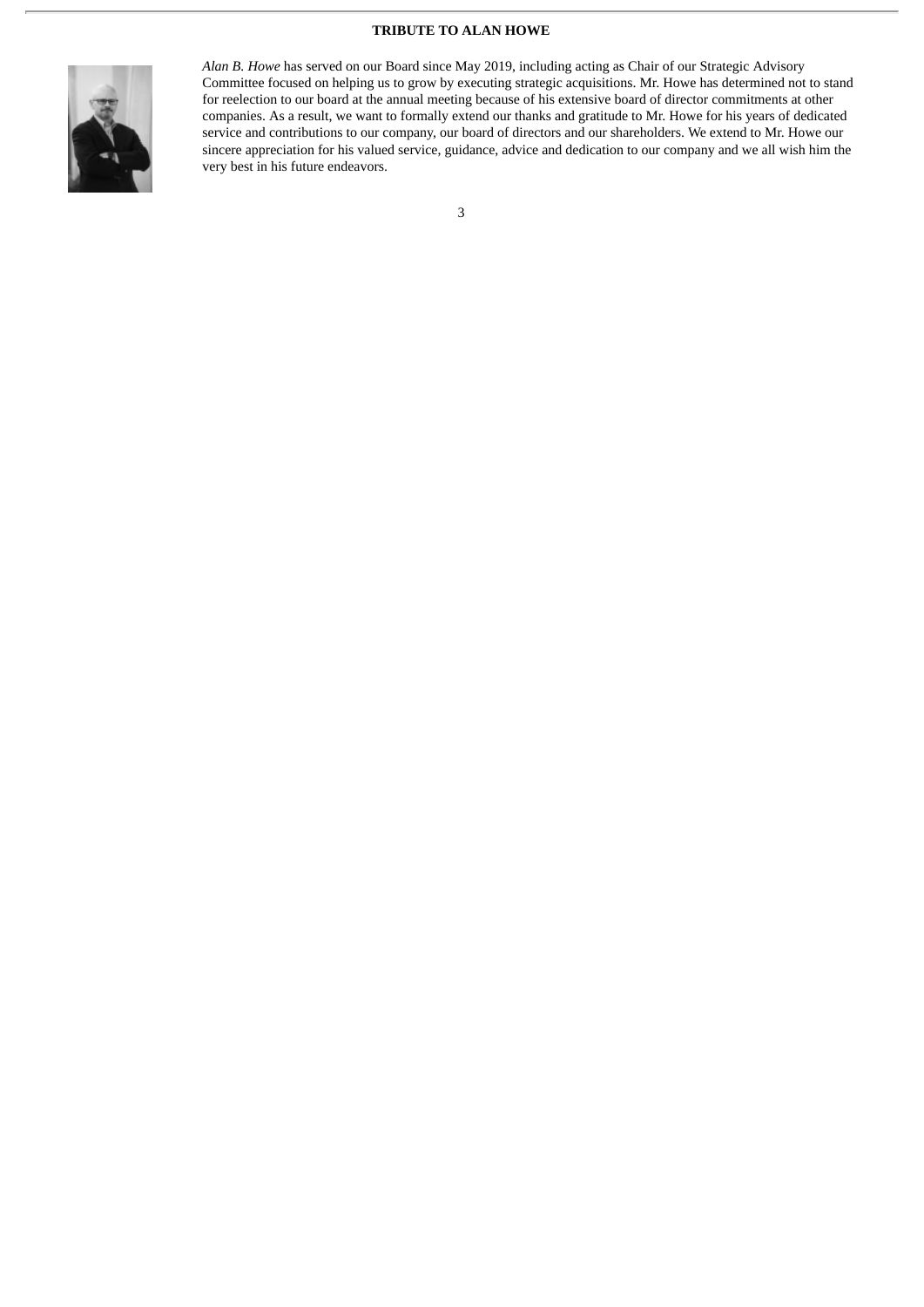## TRIBUTE TO ALAN HOWE

*Alan B. Howe* has served on our Board since May 2019, including acting as Chair of our Strategic Advisory Committee focused on helping us to grow by executing strategic acquisitions. Mr. Howe has determined not to stand for reelection to our board at the annual meeting because of his extensive board of director commitments at other companies. As a result, we want to formally extend our thanks and gratitude to Mr. Howe for his years of dedicated service and contributions to our company, our board of directors and our shareholders. We extend to Mr. Howe our sincere appreciation for his valued service, guidance, advice and dedication to our company and we all wish him the very best in his future endeavors.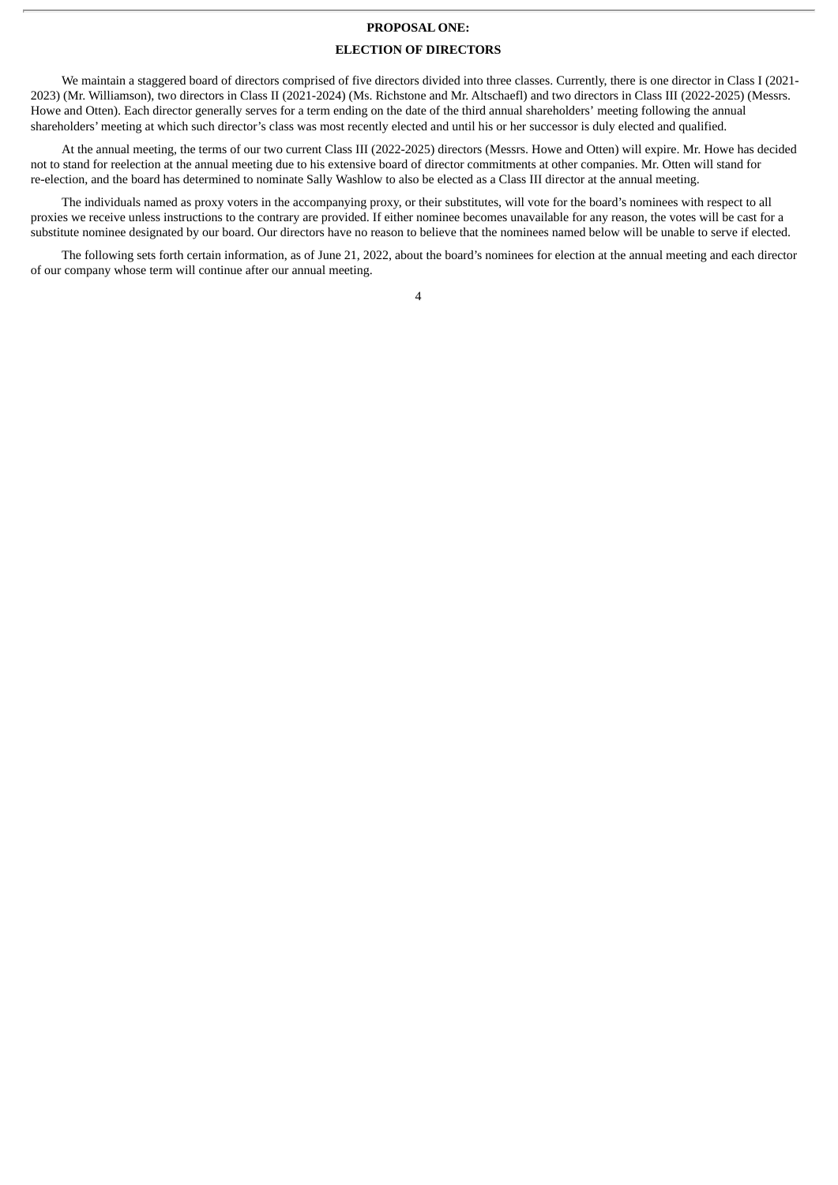# PROPOSAL ONE:

# ELECTION OF DIRECTORS

We maintain a staggered board of directors comprised of five directors divided into three classes. Currently, there is one director in Class I (2021-2023) (Mr. Williamson), two directors in Class II (2021-2024) (Ms. Richstone and Mr. Altschaefl) and two directors in Class III (2022-2025) (Messrs. Howe and Otten). Each director generally serves for a term ending on the date of the third annual shareholders' meeting following the annual shareholders' meeting at which such director's class was most recently elected and until his or her successor is duly elected and qualified.

At the annual meeting, the terms of our two current Class III (2022-2025) directors (Messrs. Howe and Otten) will expire. Mr. Howe has decided not to stand for reelection at the annual meeting due to his extensive board of director commitments at other companies. Mr. Otten will stand for re-election, and the board has determined to nominate Sally Washlow to also be elected as a Class III director at the annual meeting.

The individuals named as proxy voters in the accompanying proxy, or their substitutes, will vote for the board's nominees with respect to all proxies we receive unless instructions to the contrary are provided. If either nominee becomes unavailable for any reason, the votes will be cast for a substitute nominee designated by our board. Our directors have no reason to believe that the nominees named below will be unable to serve if elected.

The following sets forth certain information, as of June 21, 2022, about the board's nominees for election at the annual meeting and each director of our company whose term will continue after our annual meeting.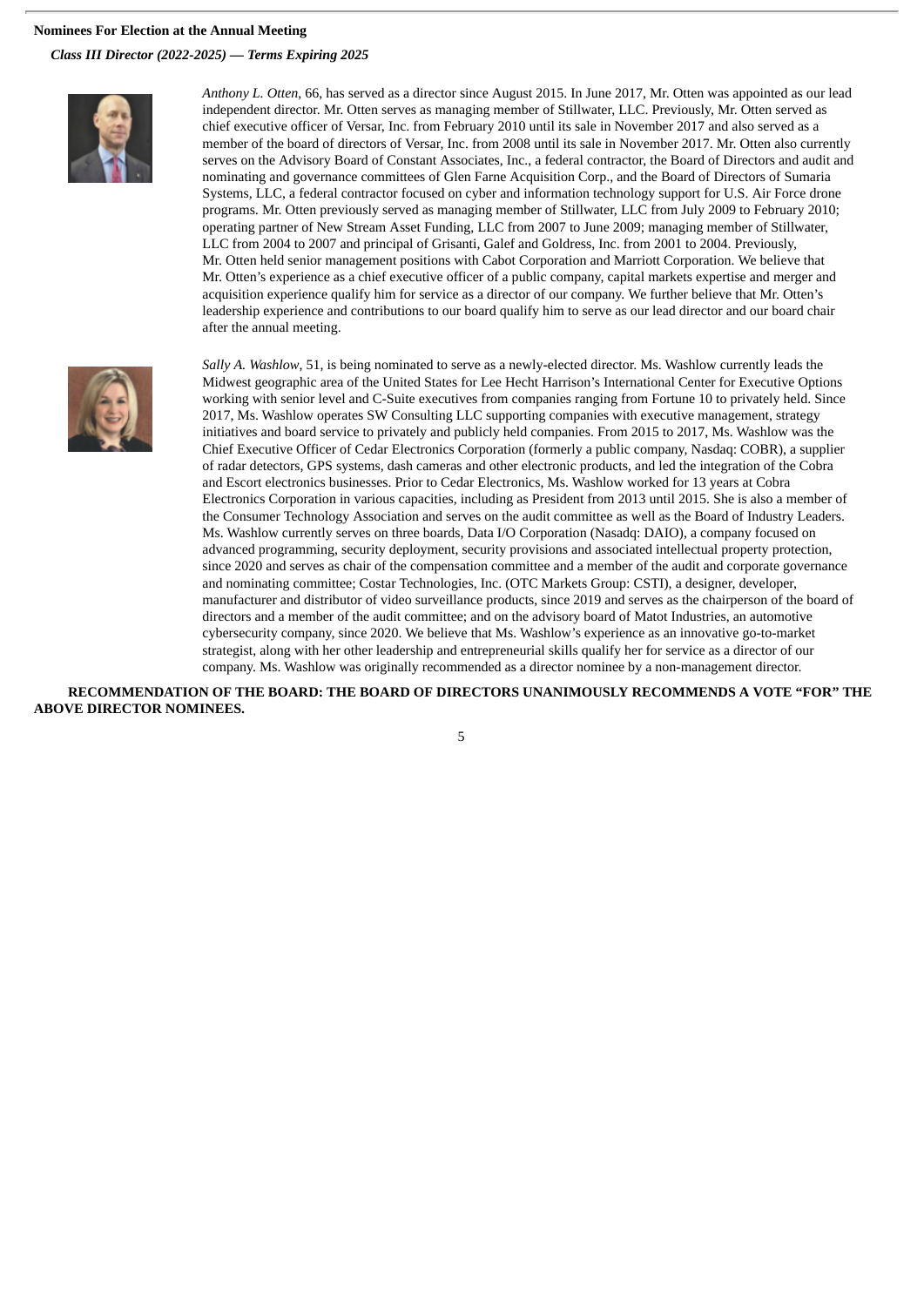**Nominees For Election at the Annual Meeting**

***Class III Director (2022-2025) — Terms Expiring 2025***

*Anthony L. Otten*, 66, has served as a director since August 2015. In June 2017, Mr. Otten was appointed as our lead independent director. Mr. Otten serves as managing member of Stillwater, LLC. Previously, Mr. Otten served as chief executive officer of Versar, Inc. from February 2010 until its sale in November 2017 and also served as a member of the board of directors of Versar, Inc. from 2008 until its sale in November 2017. Mr. Otten also currently serves on the Advisory Board of Constant Associates, Inc., a federal contractor, the Board of Directors and audit and nominating and governance committees of Glen Farne Acquisition Corp., and the Board of Directors of Sumaria Systems, LLC, a federal contractor focused on cyber and information technology support for U.S. Air Force drone programs. Mr. Otten previously served as managing member of Stillwater, LLC from July 2009 to February 2010; operating partner of New Stream Asset Funding, LLC from 2007 to June 2009; managing member of Stillwater, LLC from 2004 to 2007 and principal of Grisanti, Galef and Goldress, Inc. from 2001 to 2004. Previously, Mr. Otten held senior management positions with Cabot Corporation and Marriott Corporation. We believe that Mr. Otten's experience as a chief executive officer of a public company, capital markets expertise and merger and acquisition experience qualify him for service as a director of our company. We further believe that Mr. Otten's leadership experience and contributions to our board qualify him to serve as our lead director and our board chair after the annual meeting.

*Sally A. Washlow*, 51, is being nominated to serve as a newly-elected director. Ms. Washlow currently leads the Midwest geographic area of the United States for Lee Hecht Harrison's International Center for Executive Options working with senior level and C-Suite executives from companies ranging from Fortune 10 to privately held. Since 2017, Ms. Washlow operates SW Consulting LLC supporting companies with executive management, strategy initiatives and board service to privately and publicly held companies. From 2015 to 2017, Ms. Washlow was the Chief Executive Officer of Cedar Electronics Corporation (formerly a public company, Nasdaq: COBR), a supplier of radar detectors, GPS systems, dash cameras and other electronic products, and led the integration of the Cobra and Escort electronics businesses. Prior to Cedar Electronics, Ms. Washlow worked for 13 years at Cobra Electronics Corporation in various capacities, including as President from 2013 until 2015. She is also a member of the Consumer Technology Association and serves on the audit committee as well as the Board of Industry Leaders. Ms. Washlow currently serves on three boards, Data I/O Corporation (Nasdaq: DAIO), a company focused on advanced programming, security deployment, security provisions and associated intellectual property protection, since 2020 and serves as chair of the compensation committee and a member of the audit and corporate governance and nominating committee; Costar Technologies, Inc. (OTC Markets Group: CSTI), a designer, developer, manufacturer and distributor of video surveillance products, since 2019 and serves as the chairperson of the board of directors and a member of the audit committee; and on the advisory board of Matot Industries, an automotive cybersecurity company, since 2020. We believe that Ms. Washlow's experience as an innovative go-to-market strategist, along with her other leadership and entrepreneurial skills qualify her for service as a director of our company. Ms. Washlow was originally recommended as a director nominee by a non-management director.

**RECOMMENDATION OF THE BOARD: THE BOARD OF DIRECTORS UNANIMOUSLY RECOMMENDS A VOTE "FOR" THE ABOVE DIRECTOR NOMINEES.**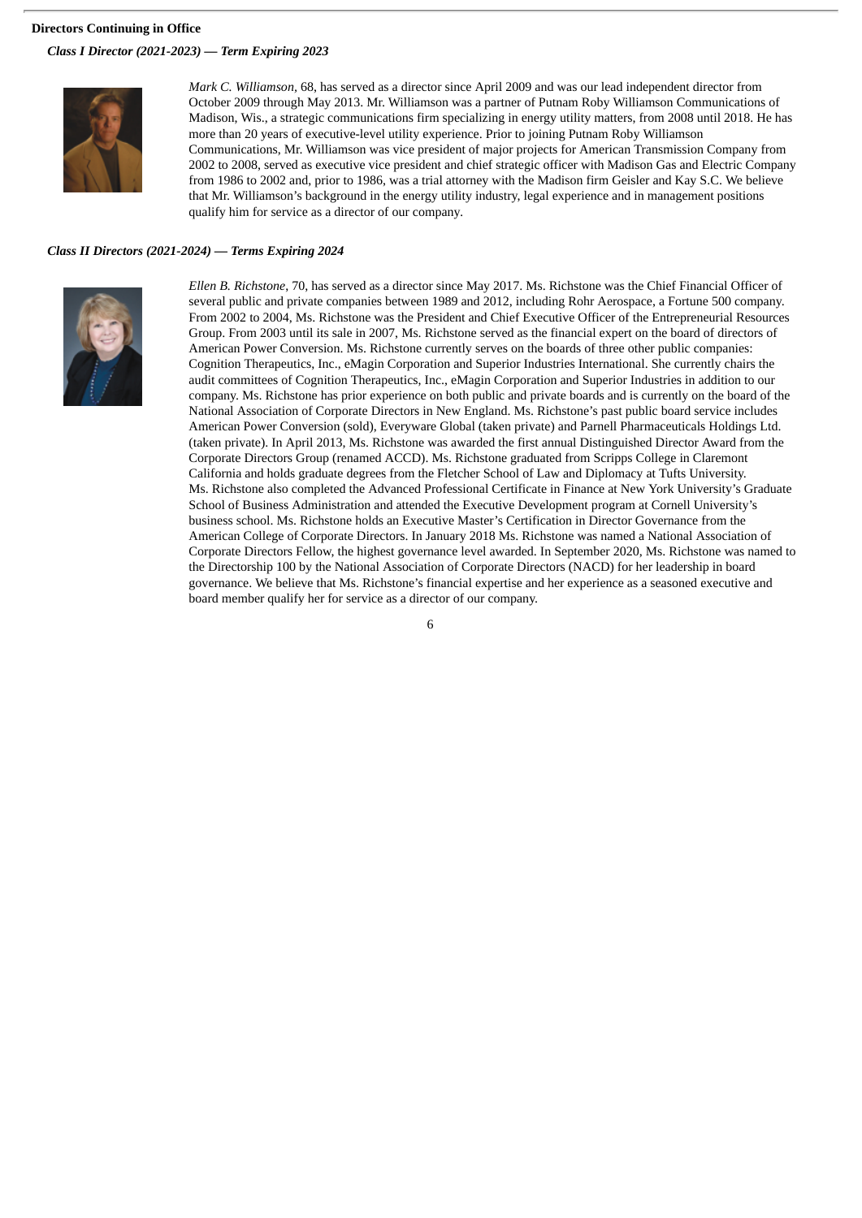**Directors Continuing in Office**

***Class I Director (2021-2023) — Term Expiring 2023***

*Mark C. Williamson*, 68, has served as a director since April 2009 and was our lead independent director from October 2009 through May 2013. Mr. Williamson was a partner of Putnam Roby Williamson Communications of Madison, Wis., a strategic communications firm specializing in energy utility matters, from 2008 until 2018. He has more than 20 years of executive-level utility experience. Prior to joining Putnam Roby Williamson Communications, Mr. Williamson was vice president of major projects for American Transmission Company from 2002 to 2008, served as executive vice president and chief strategic officer with Madison Gas and Electric Company from 1986 to 2002 and, prior to 1986, was a trial attorney with the Madison firm Geisler and Kay S.C. We believe that Mr. Williamson's background in the energy utility industry, legal experience and in management positions qualify him for service as a director of our company.

***Class II Directors (2021-2024) — Terms Expiring 2024***

*Ellen B. Richstone*, 70, has served as a director since May 2017. Ms. Richstone was the Chief Financial Officer of several public and private companies between 1989 and 2012, including Rohr Aerospace, a Fortune 500 company. From 2002 to 2004, Ms. Richstone was the President and Chief Executive Officer of the Entrepreneurial Resources Group. From 2003 until its sale in 2007, Ms. Richstone served as the financial expert on the board of directors of American Power Conversion. Ms. Richstone currently serves on the boards of three other public companies: Cognition Therapeutics, Inc., eMagin Corporation and Superior Industries International. She currently chairs the audit committees of Cognition Therapeutics, Inc., eMagin Corporation and Superior Industries in addition to our company. Ms. Richstone has prior experience on both public and private boards and is currently on the board of the National Association of Corporate Directors in New England. Ms. Richstone's past public board service includes American Power Conversion (sold), Everyware Global (taken private) and Parnell Pharmaceuticals Holdings Ltd. (taken private). In April 2013, Ms. Richstone was awarded the first annual Distinguished Director Award from the Corporate Directors Group (renamed ACCD). Ms. Richstone graduated from Scripps College in Claremont California and holds graduate degrees from the Fletcher School of Law and Diplomacy at Tufts University. Ms. Richstone also completed the Advanced Professional Certificate in Finance at New York University's Graduate School of Business Administration and attended the Executive Development program at Cornell University's business school. Ms. Richstone holds an Executive Master's Certification in Director Governance from the American College of Corporate Directors. In January 2018 Ms. Richstone was named a National Association of Corporate Directors Fellow, the highest governance level awarded. In September 2020, Ms. Richstone was named to the Directorship 100 by the National Association of Corporate Directors (NACD) for her leadership in board governance. We believe that Ms. Richstone's financial expertise and her experience as a seasoned executive and board member qualify her for service as a director of our company.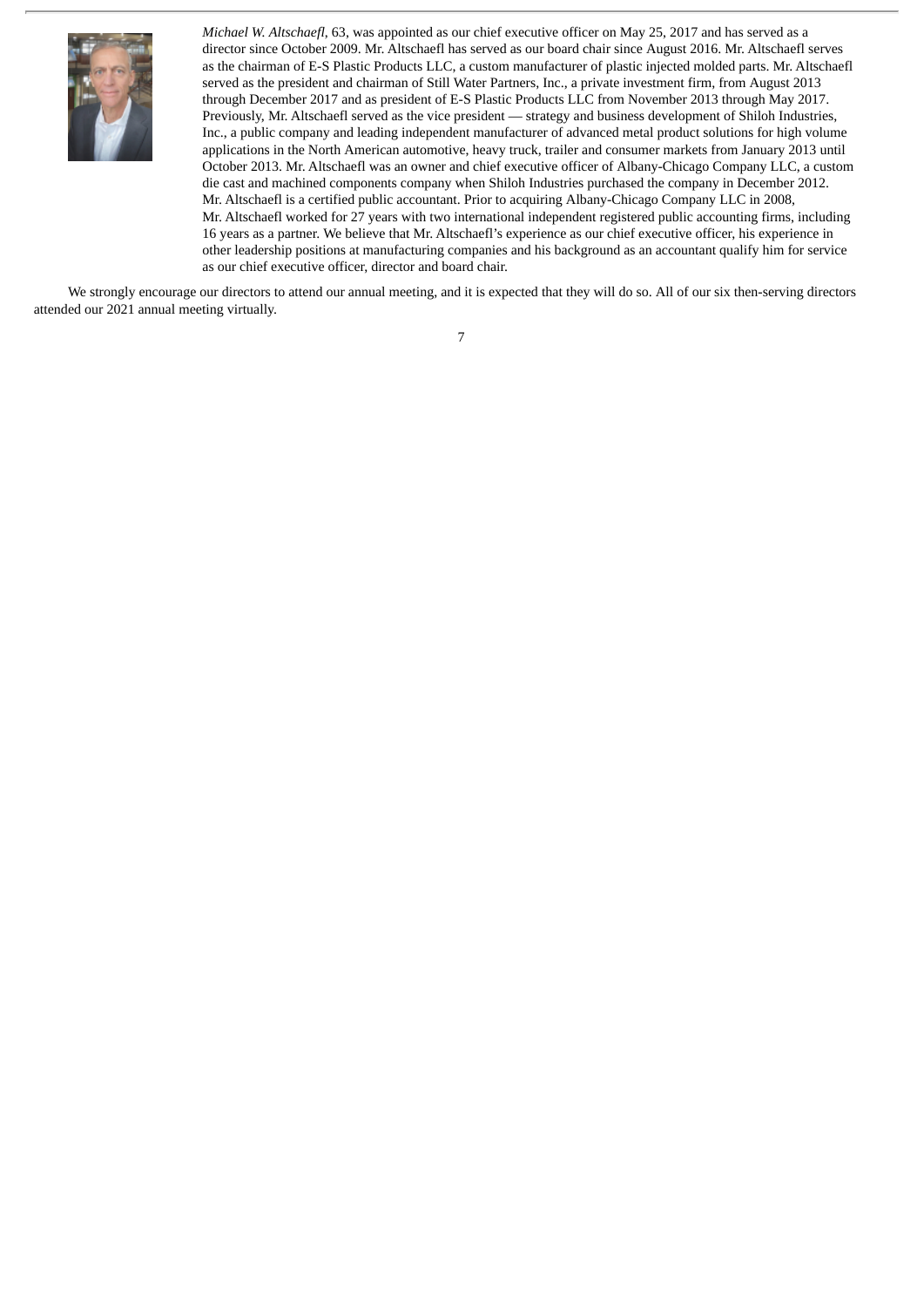*Michael W. Altschaefl*, 63, was appointed as our chief executive officer on May 25, 2017 and has served as a director since October 2009. Mr. Altschaefl has served as our board chair since August 2016. Mr. Altschaefl serves as the chairman of E-S Plastic Products LLC, a custom manufacturer of plastic injected molded parts. Mr. Altschaefl served as the president and chairman of Still Water Partners, Inc., a private investment firm, from August 2013 through December 2017 and as president of E-S Plastic Products LLC from November 2013 through May 2017. Previously, Mr. Altschaefl served as the vice president — strategy and business development of Shiloh Industries, Inc., a public company and leading independent manufacturer of advanced metal product solutions for high volume applications in the North American automotive, heavy truck, trailer and consumer markets from January 2013 until October 2013. Mr. Altschaefl was an owner and chief executive officer of Albany-Chicago Company LLC, a custom die cast and machined components company when Shiloh Industries purchased the company in December 2012. Mr. Altschaefl is a certified public accountant. Prior to acquiring Albany-Chicago Company LLC in 2008, Mr. Altschaefl worked for 27 years with two international independent registered public accounting firms, including 16 years as a partner. We believe that Mr. Altschaefl's experience as our chief executive officer, his experience in other leadership positions at manufacturing companies and his background as an accountant qualify him for service as our chief executive officer, director and board chair.

We strongly encourage our directors to attend our annual meeting, and it is expected that they will do so. All of our six then-serving directors attended our 2021 annual meeting virtually.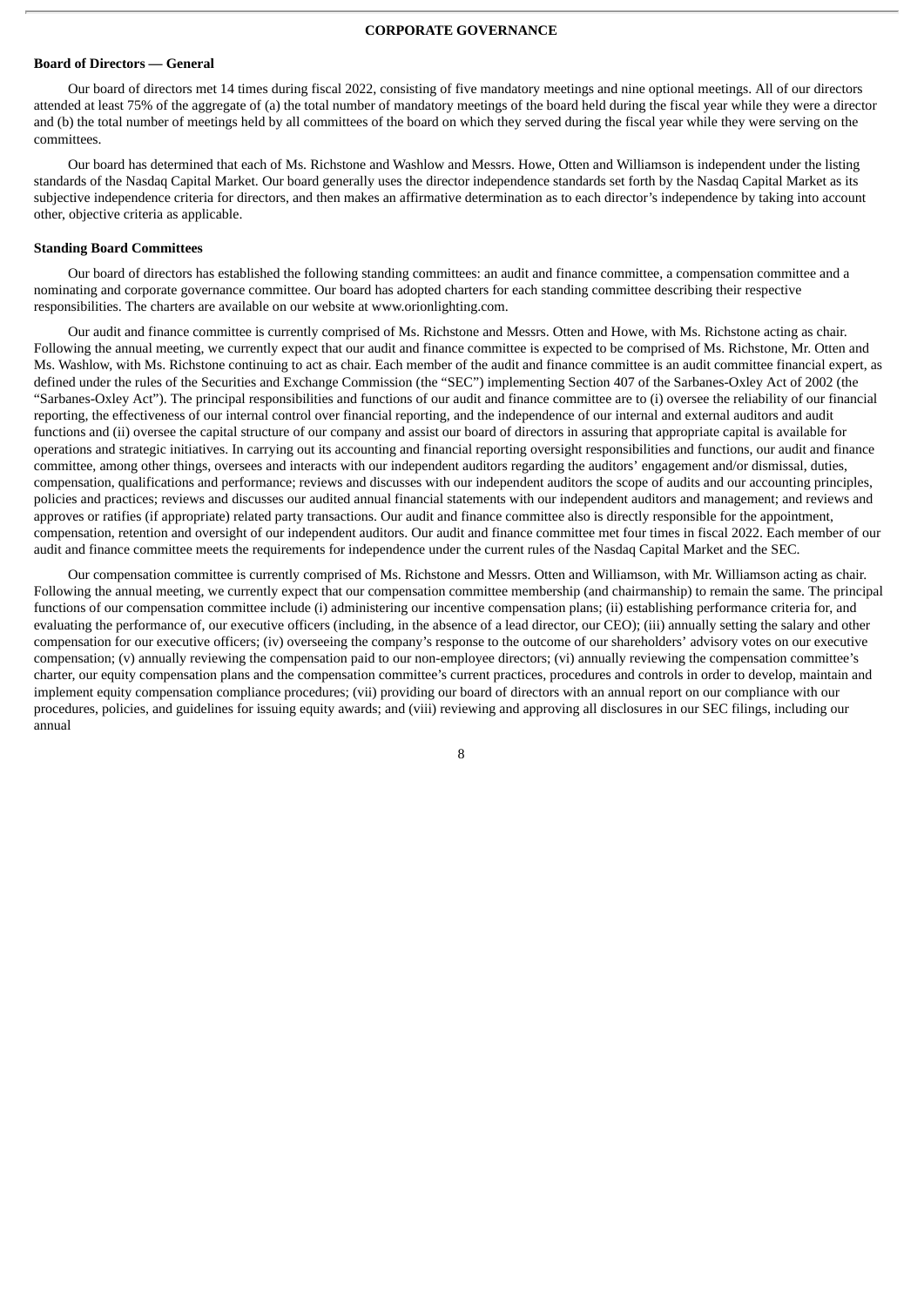## CORPORATE GOVERNANCE

### Board of Directors — General

Our board of directors met 14 times during fiscal 2022, consisting of five mandatory meetings and nine optional meetings. All of our directors attended at least 75% of the aggregate of (a) the total number of mandatory meetings of the board held during the fiscal year while they were a director and (b) the total number of meetings held by all committees of the board on which they served during the fiscal year while they were serving on the committees.

Our board has determined that each of Ms. Richstone and Washlow and Messrs. Howe, Otten and Williamson is independent under the listing standards of the Nasdaq Capital Market. Our board generally uses the director independence standards set forth by the Nasdaq Capital Market as its subjective independence criteria for directors, and then makes an affirmative determination as to each director's independence by taking into account other, objective criteria as applicable.

### Standing Board Committees

Our board of directors has established the following standing committees: an audit and finance committee, a compensation committee and a nominating and corporate governance committee. Our board has adopted charters for each standing committee describing their respective responsibilities. The charters are available on our website at www.orionlighting.com.

Our audit and finance committee is currently comprised of Ms. Richstone and Messrs. Otten and Howe, with Ms. Richstone acting as chair. Following the annual meeting, we currently expect that our audit and finance committee is expected to be comprised of Ms. Richstone, Mr. Otten and Ms. Washlow, with Ms. Richstone continuing to act as chair. Each member of the audit and finance committee is an audit committee financial expert, as defined under the rules of the Securities and Exchange Commission (the "SEC") implementing Section 407 of the Sarbanes-Oxley Act of 2002 (the "Sarbanes-Oxley Act"). The principal responsibilities and functions of our audit and finance committee are to (i) oversee the reliability of our financial reporting, the effectiveness of our internal control over financial reporting, and the independence of our internal and external auditors and audit functions and (ii) oversee the capital structure of our company and assist our board of directors in assuring that appropriate capital is available for operations and strategic initiatives. In carrying out its accounting and financial reporting oversight responsibilities and functions, our audit and finance committee, among other things, oversees and interacts with our independent auditors regarding the auditors' engagement and/or dismissal, duties, compensation, qualifications and performance; reviews and discusses with our independent auditors the scope of audits and our accounting principles, policies and practices; reviews and discusses our audited annual financial statements with our independent auditors and management; and reviews and approves or ratifies (if appropriate) related party transactions. Our audit and finance committee also is directly responsible for the appointment, compensation, retention and oversight of our independent auditors. Our audit and finance committee met four times in fiscal 2022. Each member of our audit and finance committee meets the requirements for independence under the current rules of the Nasdaq Capital Market and the SEC.

Our compensation committee is currently comprised of Ms. Richstone and Messrs. Otten and Williamson, with Mr. Williamson acting as chair. Following the annual meeting, we currently expect that our compensation committee membership (and chairmanship) to remain the same. The principal functions of our compensation committee include (i) administering our incentive compensation plans; (ii) establishing performance criteria for, and evaluating the performance of, our executive officers (including, in the absence of a lead director, our CEO); (iii) annually setting the salary and other compensation for our executive officers; (iv) overseeing the company's response to the outcome of our shareholders' advisory votes on our executive compensation; (v) annually reviewing the compensation paid to our non-employee directors; (vi) annually reviewing the compensation committee's charter, our equity compensation plans and the compensation committee's current practices, procedures and controls in order to develop, maintain and implement equity compensation compliance procedures; (vii) providing our board of directors with an annual report on our compliance with our procedures, policies, and guidelines for issuing equity awards; and (viii) reviewing and approving all disclosures in our SEC filings, including our annual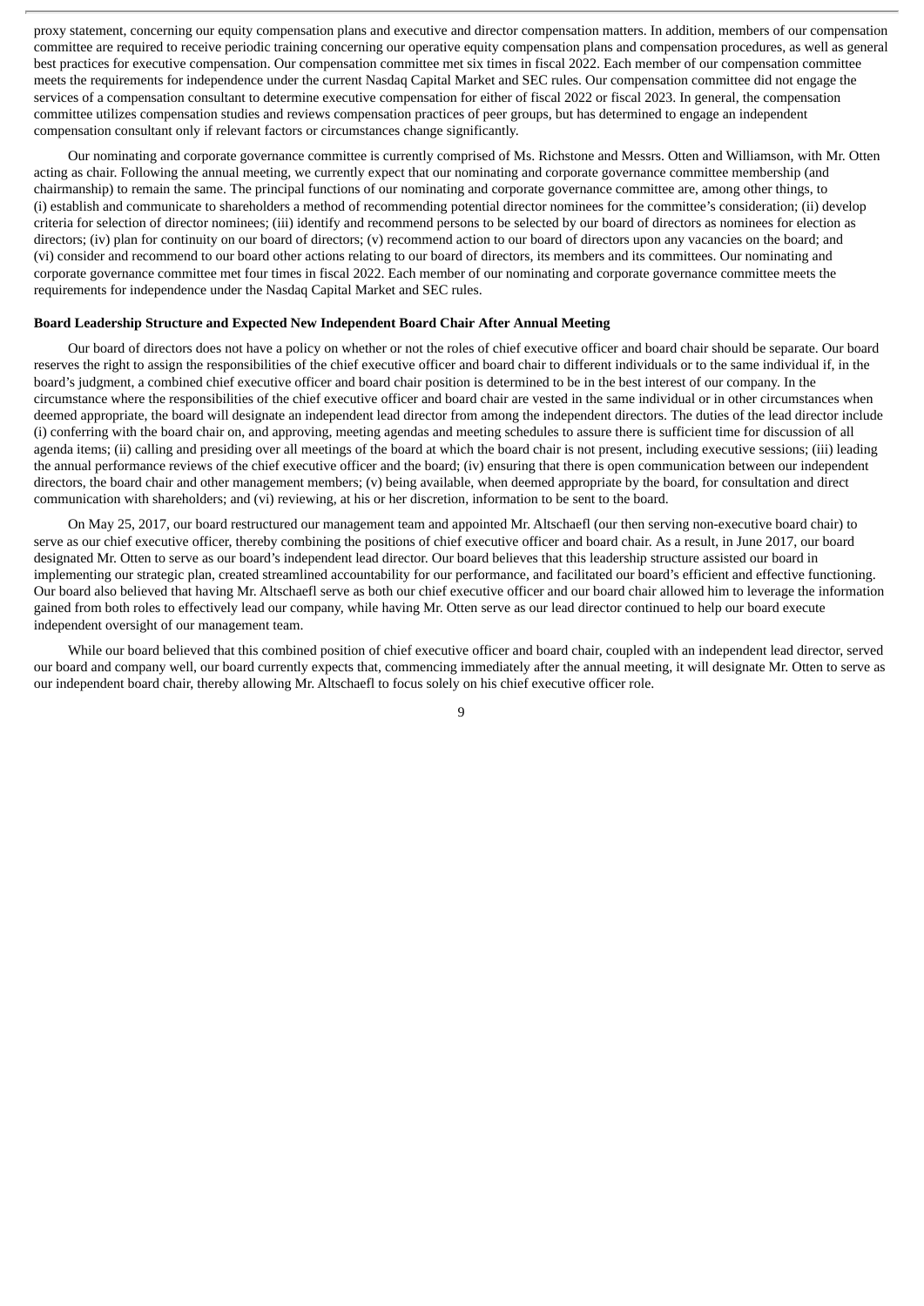proxy statement, concerning our equity compensation plans and executive and director compensation matters. In addition, members of our compensation committee are required to receive periodic training concerning our operative equity compensation plans and compensation procedures, as well as general best practices for executive compensation. Our compensation committee met six times in fiscal 2022. Each member of our compensation committee meets the requirements for independence under the current Nasdaq Capital Market and SEC rules. Our compensation committee did not engage the services of a compensation consultant to determine executive compensation for either of fiscal 2022 or fiscal 2023. In general, the compensation committee utilizes compensation studies and reviews compensation practices of peer groups, but has determined to engage an independent compensation consultant only if relevant factors or circumstances change significantly.

Our nominating and corporate governance committee is currently comprised of Ms. Richstone and Messrs. Otten and Williamson, with Mr. Otten acting as chair. Following the annual meeting, we currently expect that our nominating and corporate governance committee membership (and chairmanship) to remain the same. The principal functions of our nominating and corporate governance committee are, among other things, to (i) establish and communicate to shareholders a method of recommending potential director nominees for the committee's consideration; (ii) develop criteria for selection of director nominees; (iii) identify and recommend persons to be selected by our board of directors as nominees for election as directors; (iv) plan for continuity on our board of directors; (v) recommend action to our board of directors upon any vacancies on the board; and (vi) consider and recommend to our board other actions relating to our board of directors, its members and its committees. Our nominating and corporate governance committee met four times in fiscal 2022. Each member of our nominating and corporate governance committee meets the requirements for independence under the Nasdaq Capital Market and SEC rules.

**Board Leadership Structure and Expected New Independent Board Chair After Annual Meeting**

Our board of directors does not have a policy on whether or not the roles of chief executive officer and board chair should be separate. Our board reserves the right to assign the responsibilities of the chief executive officer and board chair to different individuals or to the same individual if, in the board's judgment, a combined chief executive officer and board chair position is determined to be in the best interest of our company. In the circumstance where the responsibilities of the chief executive officer and board chair are vested in the same individual or in other circumstances when deemed appropriate, the board will designate an independent lead director from among the independent directors. The duties of the lead director include (i) conferring with the board chair on, and approving, meeting agendas and meeting schedules to assure there is sufficient time for discussion of all agenda items; (ii) calling and presiding over all meetings of the board at which the board chair is not present, including executive sessions; (iii) leading the annual performance reviews of the chief executive officer and the board; (iv) ensuring that there is open communication between our independent directors, the board chair and other management members; (v) being available, when deemed appropriate by the board, for consultation and direct communication with shareholders; and (vi) reviewing, at his or her discretion, information to be sent to the board.

On May 25, 2017, our board restructured our management team and appointed Mr. Altschaefl (our then serving non-executive board chair) to serve as our chief executive officer, thereby combining the positions of chief executive officer and board chair. As a result, in June 2017, our board designated Mr. Otten to serve as our board's independent lead director. Our board believes that this leadership structure assisted our board in implementing our strategic plan, created streamlined accountability for our performance, and facilitated our board's efficient and effective functioning. Our board also believed that having Mr. Altschaefl serve as both our chief executive officer and our board chair allowed him to leverage the information gained from both roles to effectively lead our company, while having Mr. Otten serve as our lead director continued to help our board execute independent oversight of our management team.

While our board believed that this combined position of chief executive officer and board chair, coupled with an independent lead director, served our board and company well, our board currently expects that, commencing immediately after the annual meeting, it will designate Mr. Otten to serve as our independent board chair, thereby allowing Mr. Altschaefl to focus solely on his chief executive officer role.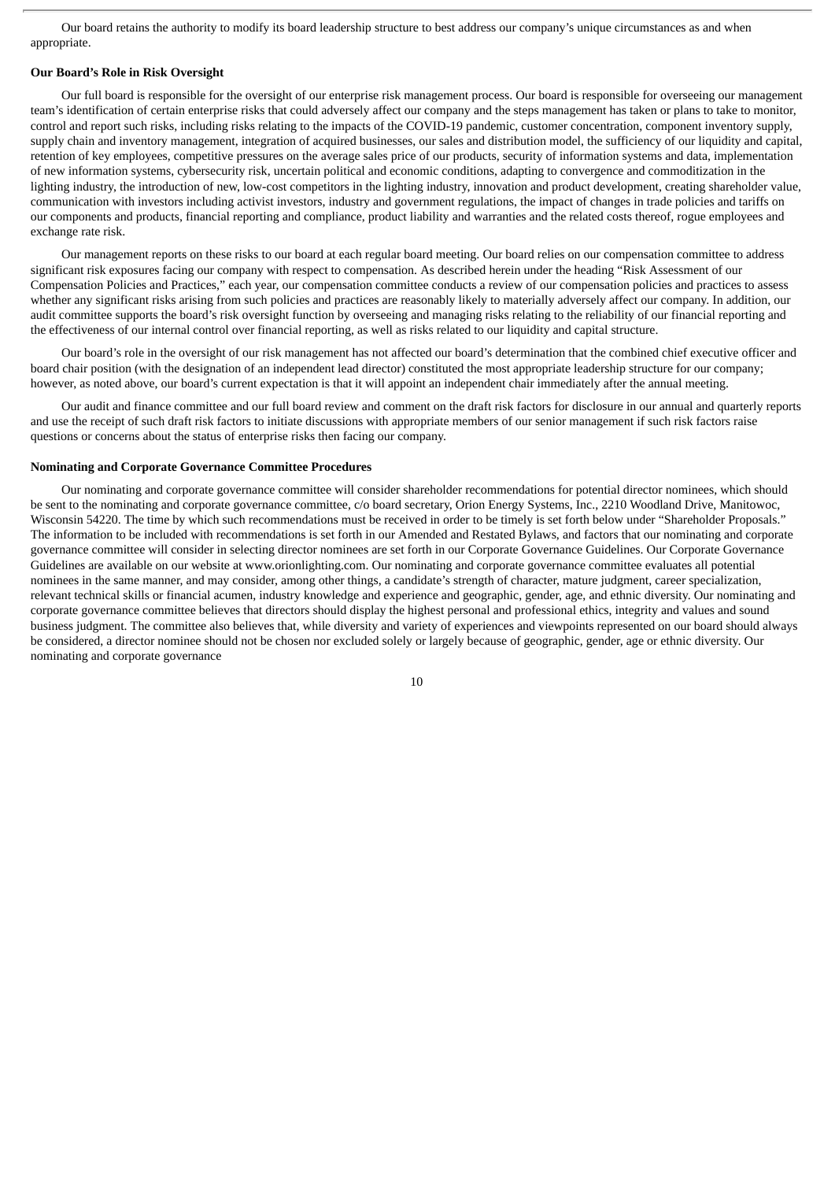Our board retains the authority to modify its board leadership structure to best address our company's unique circumstances as and when appropriate.

**Our Board's Role in Risk Oversight**

Our full board is responsible for the oversight of our enterprise risk management process. Our board is responsible for overseeing our management team's identification of certain enterprise risks that could adversely affect our company and the steps management has taken or plans to take to monitor, control and report such risks, including risks relating to the impacts of the COVID-19 pandemic, customer concentration, component inventory supply, supply chain and inventory management, integration of acquired businesses, our sales and distribution model, the sufficiency of our liquidity and capital, retention of key employees, competitive pressures on the average sales price of our products, security of information systems and data, implementation of new information systems, cybersecurity risk, uncertain political and economic conditions, adapting to convergence and commoditization in the lighting industry, the introduction of new, low-cost competitors in the lighting industry, innovation and product development, creating shareholder value, communication with investors including activist investors, industry and government regulations, the impact of changes in trade policies and tariffs on our components and products, financial reporting and compliance, product liability and warranties and the related costs thereof, rogue employees and exchange rate risk.

Our management reports on these risks to our board at each regular board meeting. Our board relies on our compensation committee to address significant risk exposures facing our company with respect to compensation. As described herein under the heading "Risk Assessment of our Compensation Policies and Practices," each year, our compensation committee conducts a review of our compensation policies and practices to assess whether any significant risks arising from such policies and practices are reasonably likely to materially adversely affect our company. In addition, our audit committee supports the board's risk oversight function by overseeing and managing risks relating to the reliability of our financial reporting and the effectiveness of our internal control over financial reporting, as well as risks related to our liquidity and capital structure.

Our board's role in the oversight of our risk management has not affected our board's determination that the combined chief executive officer and board chair position (with the designation of an independent lead director) constituted the most appropriate leadership structure for our company; however, as noted above, our board's current expectation is that it will appoint an independent chair immediately after the annual meeting.

Our audit and finance committee and our full board review and comment on the draft risk factors for disclosure in our annual and quarterly reports and use the receipt of such draft risk factors to initiate discussions with appropriate members of our senior management if such risk factors raise questions or concerns about the status of enterprise risks then facing our company.

**Nominating and Corporate Governance Committee Procedures**

Our nominating and corporate governance committee will consider shareholder recommendations for potential director nominees, which should be sent to the nominating and corporate governance committee, c/o board secretary, Orion Energy Systems, Inc., 2210 Woodland Drive, Manitowoc, Wisconsin 54220. The time by which such recommendations must be received in order to be timely is set forth below under "Shareholder Proposals." The information to be included with recommendations is set forth in our Amended and Restated Bylaws, and factors that our nominating and corporate governance committee will consider in selecting director nominees are set forth in our Corporate Governance Guidelines. Our Corporate Governance Guidelines are available on our website at www.orionlighting.com. Our nominating and corporate governance committee evaluates all potential nominees in the same manner, and may consider, among other things, a candidate's strength of character, mature judgment, career specialization, relevant technical skills or financial acumen, industry knowledge and experience and geographic, gender, age, and ethnic diversity. Our nominating and corporate governance committee believes that directors should display the highest personal and professional ethics, integrity and values and sound business judgment. The committee also believes that, while diversity and variety of experiences and viewpoints represented on our board should always be considered, a director nominee should not be chosen nor excluded solely or largely because of geographic, gender, age or ethnic diversity. Our nominating and corporate governance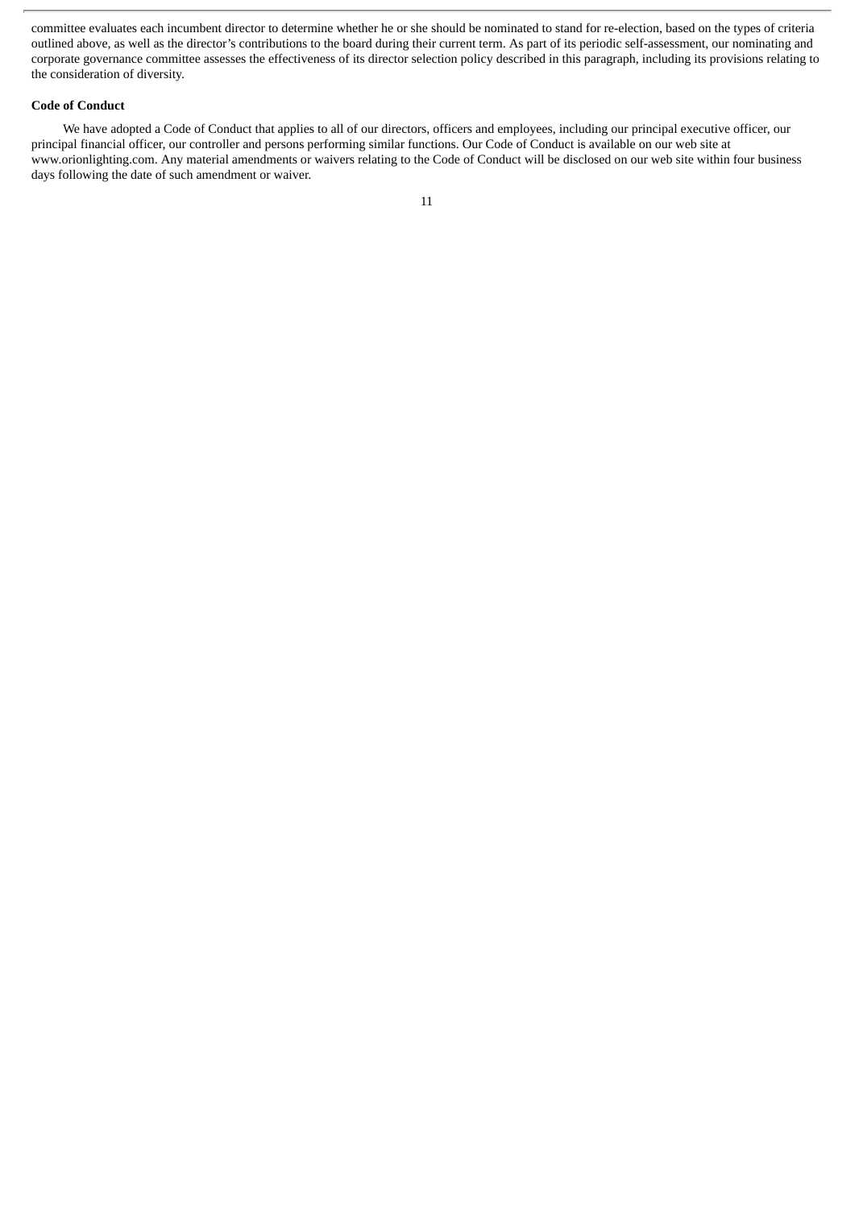committee evaluates each incumbent director to determine whether he or she should be nominated to stand for re-election, based on the types of criteria outlined above, as well as the director's contributions to the board during their current term. As part of its periodic self-assessment, our nominating and corporate governance committee assesses the effectiveness of its director selection policy described in this paragraph, including its provisions relating to the consideration of diversity.

**Code of Conduct**

We have adopted a Code of Conduct that applies to all of our directors, officers and employees, including our principal executive officer, our principal financial officer, our controller and persons performing similar functions. Our Code of Conduct is available on our web site at www.orionlighting.com. Any material amendments or waivers relating to the Code of Conduct will be disclosed on our web site within four business days following the date of such amendment or waiver.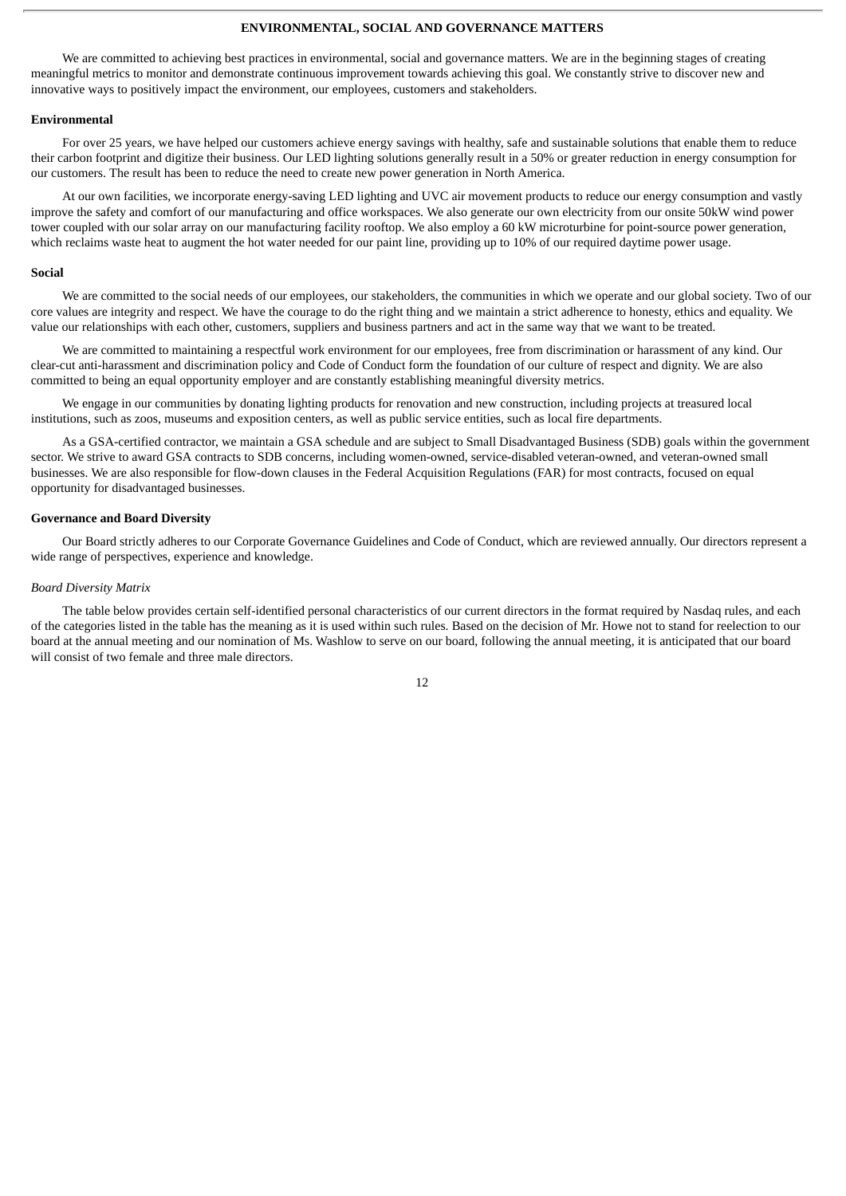# ENVIRONMENTAL, SOCIAL AND GOVERNANCE MATTERS

We are committed to achieving best practices in environmental, social and governance matters. We are in the beginning stages of creating meaningful metrics to monitor and demonstrate continuous improvement towards achieving this goal. We constantly strive to discover new and innovative ways to positively impact the environment, our employees, customers and stakeholders.

**Environmental**

For over 25 years, we have helped our customers achieve energy savings with healthy, safe and sustainable solutions that enable them to reduce their carbon footprint and digitize their business. Our LED lighting solutions generally result in a 50% or greater reduction in energy consumption for our customers. The result has been to reduce the need to create new power generation in North America.

At our own facilities, we incorporate energy-saving LED lighting and UVC air movement products to reduce our energy consumption and vastly improve the safety and comfort of our manufacturing and office workspaces. We also generate our own electricity from our onsite 50kW wind power tower coupled with our solar array on our manufacturing facility rooftop. We also employ a 60 kW microturbine for point-source power generation, which reclaims waste heat to augment the hot water needed for our paint line, providing up to 10% of our required daytime power usage.

**Social**

We are committed to the social needs of our employees, our stakeholders, the communities in which we operate and our global society. Two of our core values are integrity and respect. We have the courage to do the right thing and we maintain a strict adherence to honesty, ethics and equality. We value our relationships with each other, customers, suppliers and business partners and act in the same way that we want to be treated.

We are committed to maintaining a respectful work environment for our employees, free from discrimination or harassment of any kind. Our clear-cut anti-harassment and discrimination policy and Code of Conduct form the foundation of our culture of respect and dignity. We are also committed to being an equal opportunity employer and are constantly establishing meaningful diversity metrics.

We engage in our communities by donating lighting products for renovation and new construction, including projects at treasured local institutions, such as zoos, museums and exposition centers, as well as public service entities, such as local fire departments.

As a GSA-certified contractor, we maintain a GSA schedule and are subject to Small Disadvantaged Business (SDB) goals within the government sector. We strive to award GSA contracts to SDB concerns, including women-owned, service-disabled veteran-owned, and veteran-owned small businesses. We are also responsible for flow-down clauses in the Federal Acquisition Regulations (FAR) for most contracts, focused on equal opportunity for disadvantaged businesses.

**Governance and Board Diversity**

Our Board strictly adheres to our Corporate Governance Guidelines and Code of Conduct, which are reviewed annually. Our directors represent a wide range of perspectives, experience and knowledge.

*Board Diversity Matrix*

The table below provides certain self-identified personal characteristics of our current directors in the format required by Nasdaq rules, and each of the categories listed in the table has the meaning as it is used within such rules. Based on the decision of Mr. Howe not to stand for reelection to our board at the annual meeting and our nomination of Ms. Washlow to serve on our board, following the annual meeting, it is anticipated that our board will consist of two female and three male directors.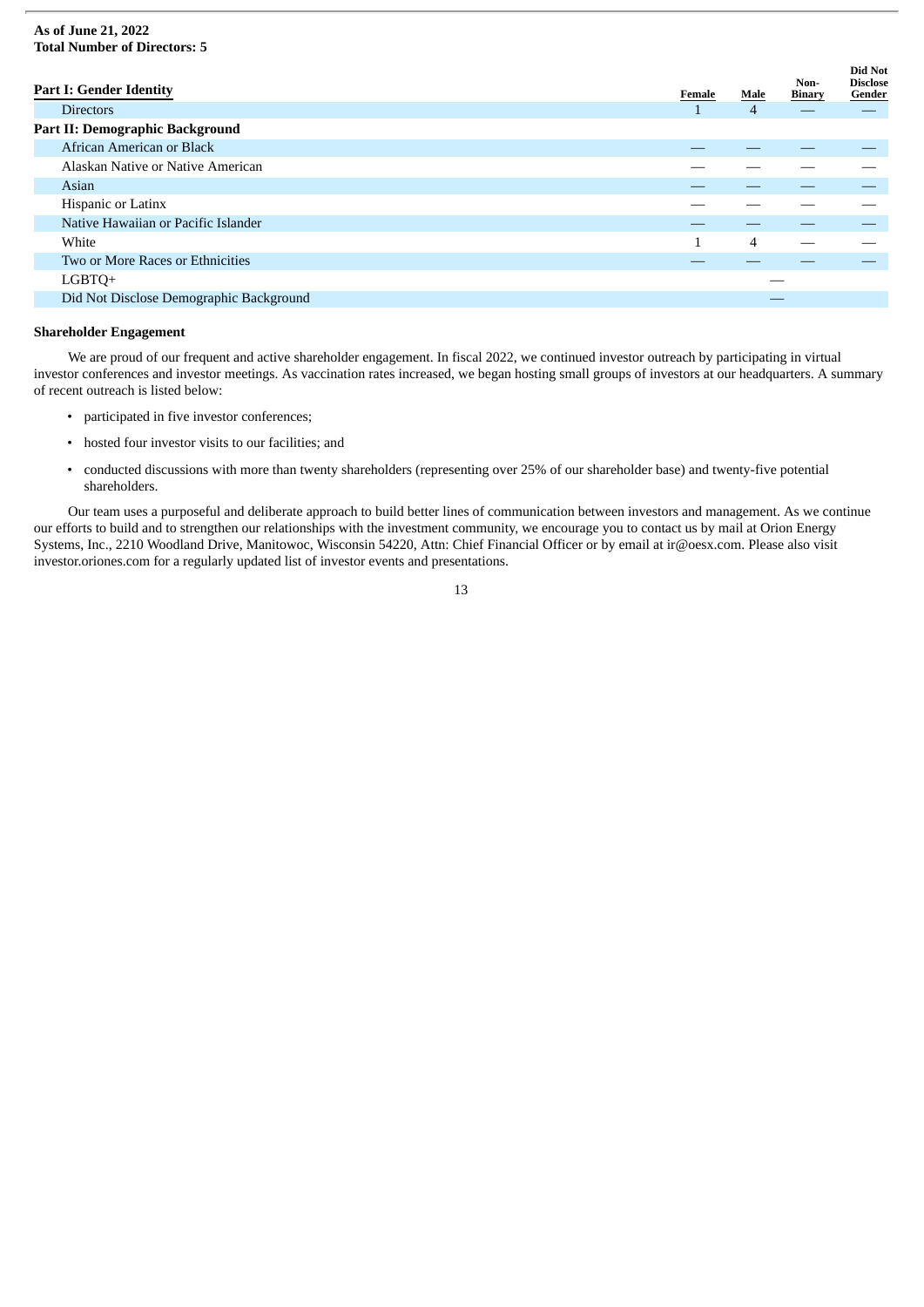**As of June 21, 2022**
**Total Number of Directors: 5**

| **Part I: Gender Identity** | **Female** | **Male** | **Non-Binary** | **Did Not Disclose Gender** |
|---|---|---|---|---|
| Directors | 1 | 4 | — | — |
| **Part II: Demographic Background** | | | | |
| African American or Black | — | — | — | — |
| Alaskan Native or Native American | — | — | — | — |
| Asian | — | — | — | — |
| Hispanic or Latinx | — | — | — | — |
| Native Hawaiian or Pacific Islander | — | — | — | — |
| White | 1 | 4 | — | — |
| Two or More Races or Ethnicities | — | — | — | — |
| LGBTQ+ | | — | | |
| Did Not Disclose Demographic Background | | — | | |

**Shareholder Engagement**

We are proud of our frequent and active shareholder engagement. In fiscal 2022, we continued investor outreach by participating in virtual investor conferences and investor meetings. As vaccination rates increased, we began hosting small groups of investors at our headquarters. A summary of recent outreach is listed below:

- participated in five investor conferences;
- hosted four investor visits to our facilities; and
- conducted discussions with more than twenty shareholders (representing over 25% of our shareholder base) and twenty-five potential shareholders.

Our team uses a purposeful and deliberate approach to build better lines of communication between investors and management. As we continue our efforts to build and to strengthen our relationships with the investment community, we encourage you to contact us by mail at Orion Energy Systems, Inc., 2210 Woodland Drive, Manitowoc, Wisconsin 54220, Attn: Chief Financial Officer or by email at ir@oesx.com. Please also visit investor.oriones.com for a regularly updated list of investor events and presentations.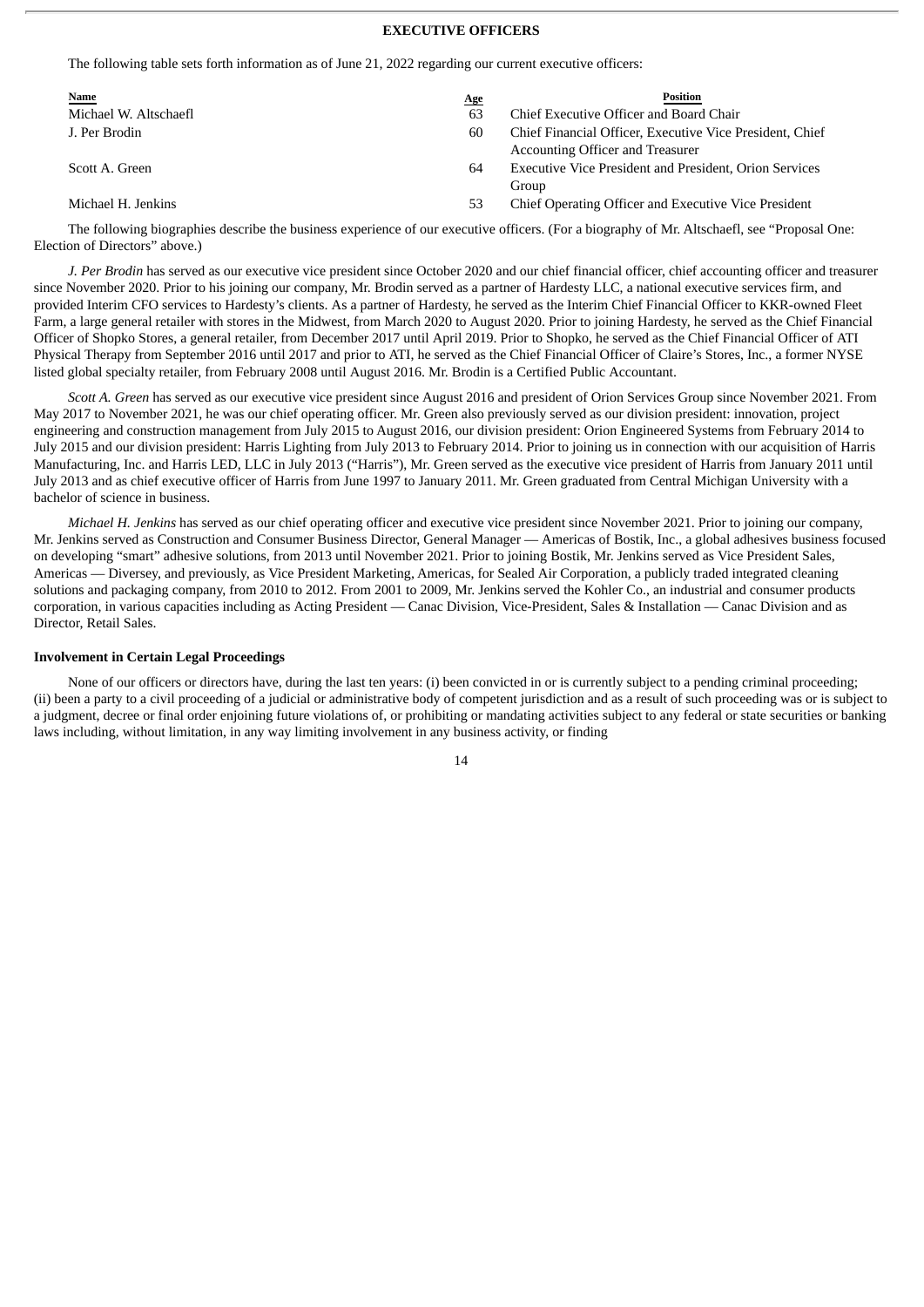## EXECUTIVE OFFICERS

The following table sets forth information as of June 21, 2022 regarding our current executive officers:

| Name | Age | Position |
|---|---|---|
| Michael W. Altschaefl | 63 | Chief Executive Officer and Board Chair |
| J. Per Brodin | 60 | Chief Financial Officer, Executive Vice President, Chief Accounting Officer and Treasurer |
| Scott A. Green | 64 | Executive Vice President and President, Orion Services Group |
| Michael H. Jenkins | 53 | Chief Operating Officer and Executive Vice President |

The following biographies describe the business experience of our executive officers. (For a biography of Mr. Altschaefl, see "Proposal One: Election of Directors" above.)

*J. Per Brodin* has served as our executive vice president since October 2020 and our chief financial officer, chief accounting officer and treasurer since November 2020. Prior to his joining our company, Mr. Brodin served as a partner of Hardesty LLC, a national executive services firm, and provided Interim CFO services to Hardesty's clients. As a partner of Hardesty, he served as the Interim Chief Financial Officer to KKR-owned Fleet Farm, a large general retailer with stores in the Midwest, from March 2020 to August 2020. Prior to joining Hardesty, he served as the Chief Financial Officer of Shopko Stores, a general retailer, from December 2017 until April 2019. Prior to Shopko, he served as the Chief Financial Officer of ATI Physical Therapy from September 2016 until 2017 and prior to ATI, he served as the Chief Financial Officer of Claire's Stores, Inc., a former NYSE listed global specialty retailer, from February 2008 until August 2016. Mr. Brodin is a Certified Public Accountant.

*Scott A. Green* has served as our executive vice president since August 2016 and president of Orion Services Group since November 2021. From May 2017 to November 2021, he was our chief operating officer. Mr. Green also previously served as our division president: innovation, project engineering and construction management from July 2015 to August 2016, our division president: Orion Engineered Systems from February 2014 to July 2015 and our division president: Harris Lighting from July 2013 to February 2014. Prior to joining us in connection with our acquisition of Harris Manufacturing, Inc. and Harris LED, LLC in July 2013 ("Harris"), Mr. Green served as the executive vice president of Harris from January 2011 until July 2013 and as chief executive officer of Harris from June 1997 to January 2011. Mr. Green graduated from Central Michigan University with a bachelor of science in business.

*Michael H. Jenkins* has served as our chief operating officer and executive vice president since November 2021. Prior to joining our company, Mr. Jenkins served as Construction and Consumer Business Director, General Manager — Americas of Bostik, Inc., a global adhesives business focused on developing "smart" adhesive solutions, from 2013 until November 2021. Prior to joining Bostik, Mr. Jenkins served as Vice President Sales, Americas — Diversey, and previously, as Vice President Marketing, Americas, for Sealed Air Corporation, a publicly traded integrated cleaning solutions and packaging company, from 2010 to 2012. From 2001 to 2009, Mr. Jenkins served the Kohler Co., an industrial and consumer products corporation, in various capacities including as Acting President — Canac Division, Vice-President, Sales & Installation — Canac Division and as Director, Retail Sales.

### Involvement in Certain Legal Proceedings

None of our officers or directors have, during the last ten years: (i) been convicted in or is currently subject to a pending criminal proceeding; (ii) been a party to a civil proceeding of a judicial or administrative body of competent jurisdiction and as a result of such proceeding was or is subject to a judgment, decree or final order enjoining future violations of, or prohibiting or mandating activities subject to any federal or state securities or banking laws including, without limitation, in any way limiting involvement in any business activity, or finding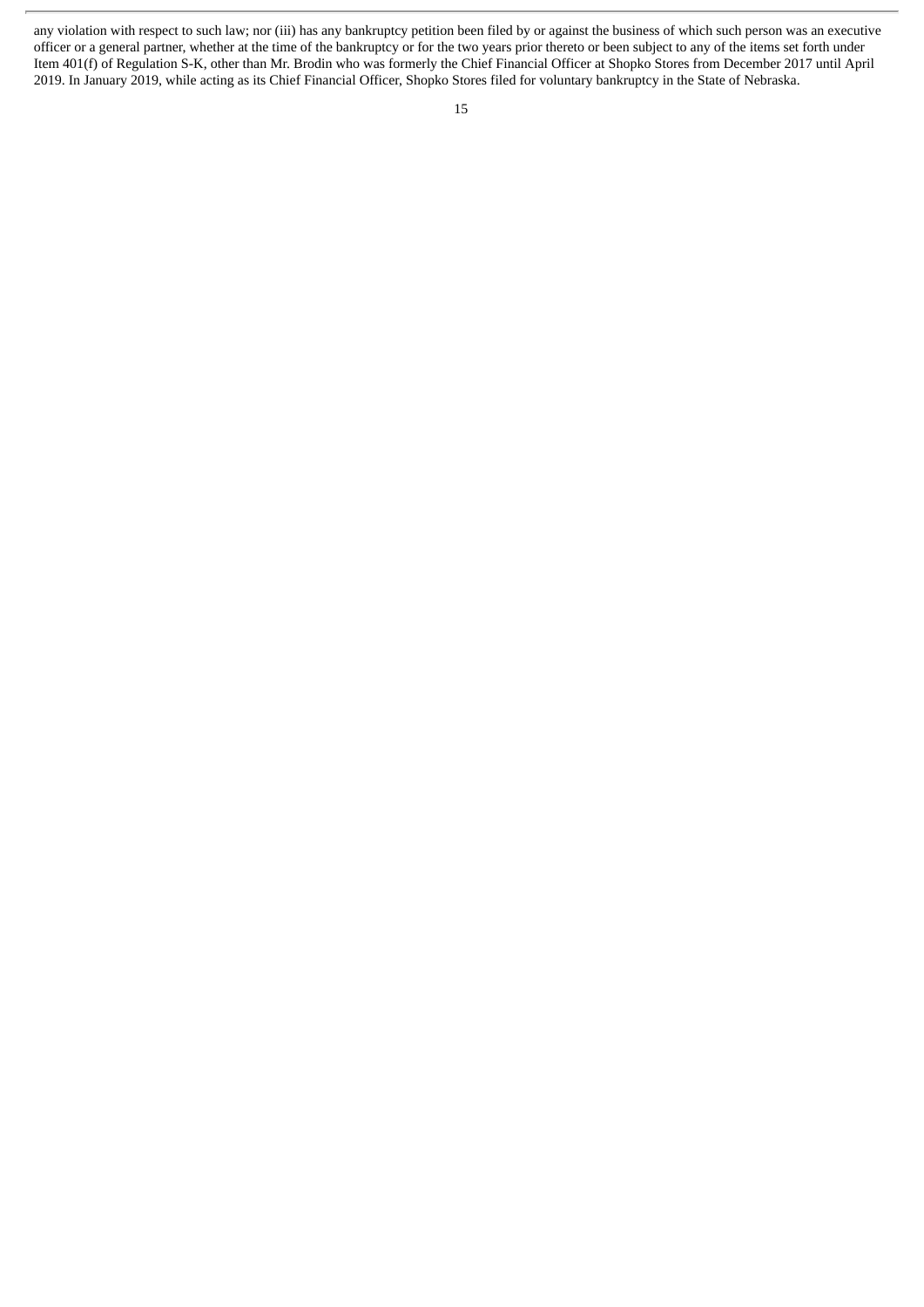any violation with respect to such law; nor (iii) has any bankruptcy petition been filed by or against the business of which such person was an executive officer or a general partner, whether at the time of the bankruptcy or for the two years prior thereto or been subject to any of the items set forth under Item 401(f) of Regulation S-K, other than Mr. Brodin who was formerly the Chief Financial Officer at Shopko Stores from December 2017 until April 2019. In January 2019, while acting as its Chief Financial Officer, Shopko Stores filed for voluntary bankruptcy in the State of Nebraska.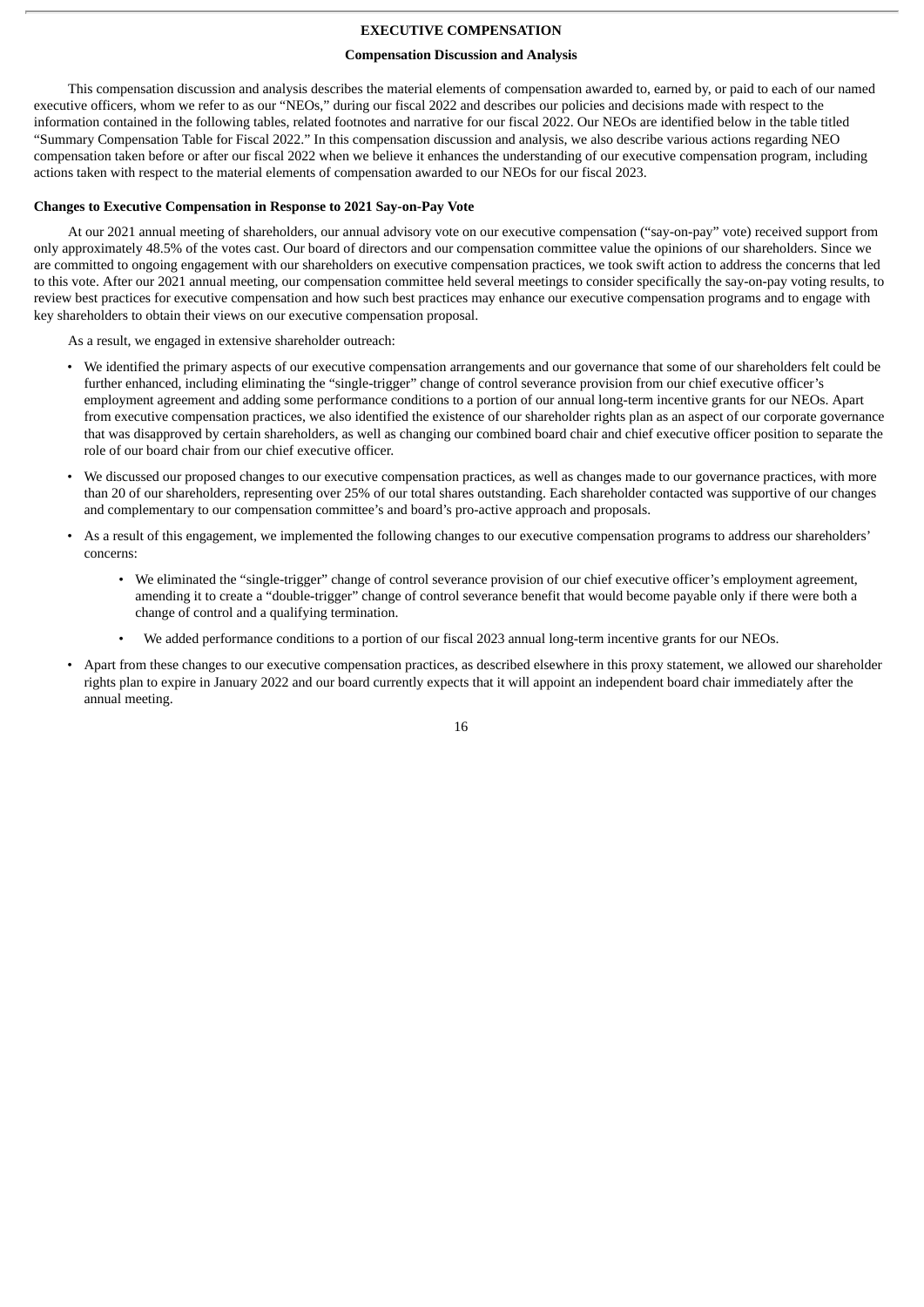# EXECUTIVE COMPENSATION

## Compensation Discussion and Analysis

This compensation discussion and analysis describes the material elements of compensation awarded to, earned by, or paid to each of our named executive officers, whom we refer to as our "NEOs," during our fiscal 2022 and describes our policies and decisions made with respect to the information contained in the following tables, related footnotes and narrative for our fiscal 2022. Our NEOs are identified below in the table titled "Summary Compensation Table for Fiscal 2022." In this compensation discussion and analysis, we also describe various actions regarding NEO compensation taken before or after our fiscal 2022 when we believe it enhances the understanding of our executive compensation program, including actions taken with respect to the material elements of compensation awarded to our NEOs for our fiscal 2023.

**Changes to Executive Compensation in Response to 2021 Say-on-Pay Vote**

At our 2021 annual meeting of shareholders, our annual advisory vote on our executive compensation ("say-on-pay" vote) received support from only approximately 48.5% of the votes cast. Our board of directors and our compensation committee value the opinions of our shareholders. Since we are committed to ongoing engagement with our shareholders on executive compensation practices, we took swift action to address the concerns that led to this vote. After our 2021 annual meeting, our compensation committee held several meetings to consider specifically the say-on-pay voting results, to review best practices for executive compensation and how such best practices may enhance our executive compensation programs and to engage with key shareholders to obtain their views on our executive compensation proposal.

As a result, we engaged in extensive shareholder outreach:

- We identified the primary aspects of our executive compensation arrangements and our governance that some of our shareholders felt could be further enhanced, including eliminating the "single-trigger" change of control severance provision from our chief executive officer's employment agreement and adding some performance conditions to a portion of our annual long-term incentive grants for our NEOs. Apart from executive compensation practices, we also identified the existence of our shareholder rights plan as an aspect of our corporate governance that was disapproved by certain shareholders, as well as changing our combined board chair and chief executive officer position to separate the role of our board chair from our chief executive officer.
- We discussed our proposed changes to our executive compensation practices, as well as changes made to our governance practices, with more than 20 of our shareholders, representing over 25% of our total shares outstanding. Each shareholder contacted was supportive of our changes and complementary to our compensation committee's and board's pro-active approach and proposals.
- As a result of this engagement, we implemented the following changes to our executive compensation programs to address our shareholders' concerns:
  - We eliminated the "single-trigger" change of control severance provision of our chief executive officer's employment agreement, amending it to create a "double-trigger" change of control severance benefit that would become payable only if there were both a change of control and a qualifying termination.
  - We added performance conditions to a portion of our fiscal 2023 annual long-term incentive grants for our NEOs.
- Apart from these changes to our executive compensation practices, as described elsewhere in this proxy statement, we allowed our shareholder rights plan to expire in January 2022 and our board currently expects that it will appoint an independent board chair immediately after the annual meeting.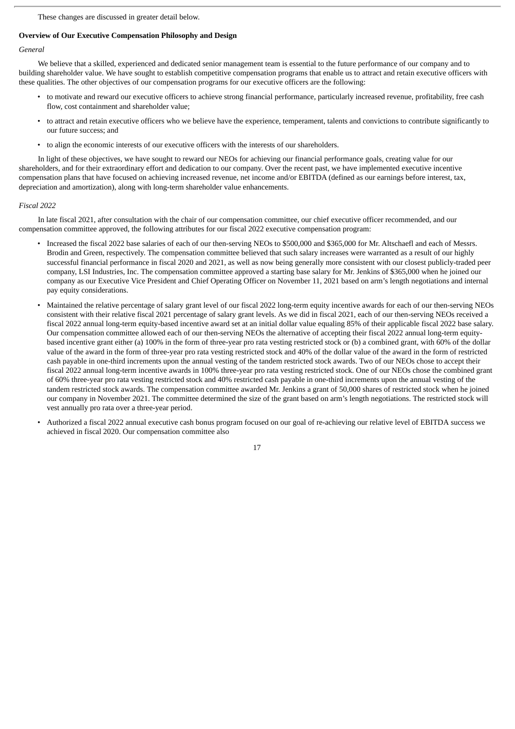These changes are discussed in greater detail below.

**Overview of Our Executive Compensation Philosophy and Design**

*General*

We believe that a skilled, experienced and dedicated senior management team is essential to the future performance of our company and to building shareholder value. We have sought to establish competitive compensation programs that enable us to attract and retain executive officers with these qualities. The other objectives of our compensation programs for our executive officers are the following:

- to motivate and reward our executive officers to achieve strong financial performance, particularly increased revenue, profitability, free cash flow, cost containment and shareholder value;
- to attract and retain executive officers who we believe have the experience, temperament, talents and convictions to contribute significantly to our future success; and
- to align the economic interests of our executive officers with the interests of our shareholders.

In light of these objectives, we have sought to reward our NEOs for achieving our financial performance goals, creating value for our shareholders, and for their extraordinary effort and dedication to our company. Over the recent past, we have implemented executive incentive compensation plans that have focused on achieving increased revenue, net income and/or EBITDA (defined as our earnings before interest, tax, depreciation and amortization), along with long-term shareholder value enhancements.

*Fiscal 2022*

In late fiscal 2021, after consultation with the chair of our compensation committee, our chief executive officer recommended, and our compensation committee approved, the following attributes for our fiscal 2022 executive compensation program:

- Increased the fiscal 2022 base salaries of each of our then-serving NEOs to $500,000 and $365,000 for Mr. Altschaefl and each of Messrs. Brodin and Green, respectively. The compensation committee believed that such salary increases were warranted as a result of our highly successful financial performance in fiscal 2020 and 2021, as well as now being generally more consistent with our closest publicly-traded peer company, LSI Industries, Inc. The compensation committee approved a starting base salary for Mr. Jenkins of $365,000 when he joined our company as our Executive Vice President and Chief Operating Officer on November 11, 2021 based on arm's length negotiations and internal pay equity considerations.
- Maintained the relative percentage of salary grant level of our fiscal 2022 long-term equity incentive awards for each of our then-serving NEOs consistent with their relative fiscal 2021 percentage of salary grant levels. As we did in fiscal 2021, each of our then-serving NEOs received a fiscal 2022 annual long-term equity-based incentive award set at an initial dollar value equaling 85% of their applicable fiscal 2022 base salary. Our compensation committee allowed each of our then-serving NEOs the alternative of accepting their fiscal 2022 annual long-term equity-based incentive grant either (a) 100% in the form of three-year pro rata vesting restricted stock or (b) a combined grant, with 60% of the dollar value of the award in the form of three-year pro rata vesting restricted stock and 40% of the dollar value of the award in the form of restricted cash payable in one-third increments upon the annual vesting of the tandem restricted stock awards. Two of our NEOs chose to accept their fiscal 2022 annual long-term incentive awards in 100% three-year pro rata vesting restricted stock. One of our NEOs chose the combined grant of 60% three-year pro rata vesting restricted stock and 40% restricted cash payable in one-third increments upon the annual vesting of the tandem restricted stock awards. The compensation committee awarded Mr. Jenkins a grant of 50,000 shares of restricted stock when he joined our company in November 2021. The committee determined the size of the grant based on arm's length negotiations. The restricted stock will vest annually pro rata over a three-year period.
- Authorized a fiscal 2022 annual executive cash bonus program focused on our goal of re-achieving our relative level of EBITDA success we achieved in fiscal 2020. Our compensation committee also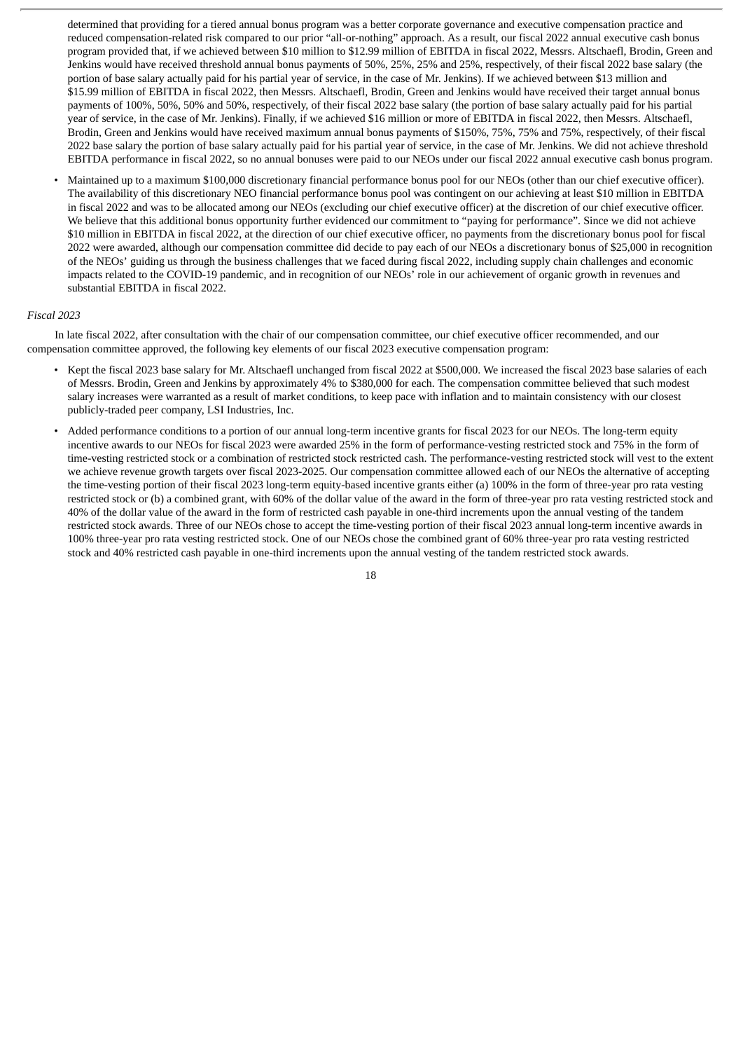determined that providing for a tiered annual bonus program was a better corporate governance and executive compensation practice and reduced compensation-related risk compared to our prior "all-or-nothing" approach. As a result, our fiscal 2022 annual executive cash bonus program provided that, if we achieved between $10 million to $12.99 million of EBITDA in fiscal 2022, Messrs. Altschaefl, Brodin, Green and Jenkins would have received threshold annual bonus payments of 50%, 25%, 25% and 25%, respectively, of their fiscal 2022 base salary (the portion of base salary actually paid for his partial year of service, in the case of Mr. Jenkins). If we achieved between $13 million and $15.99 million of EBITDA in fiscal 2022, then Messrs. Altschaefl, Brodin, Green and Jenkins would have received their target annual bonus payments of 100%, 50%, 50% and 50%, respectively, of their fiscal 2022 base salary (the portion of base salary actually paid for his partial year of service, in the case of Mr. Jenkins). Finally, if we achieved $16 million or more of EBITDA in fiscal 2022, then Messrs. Altschaefl, Brodin, Green and Jenkins would have received maximum annual bonus payments of 150%, 75%, 75% and 75%, respectively, of their fiscal 2022 base salary the portion of base salary actually paid for his partial year of service, in the case of Mr. Jenkins. We did not achieve threshold EBITDA performance in fiscal 2022, so no annual bonuses were paid to our NEOs under our fiscal 2022 annual executive cash bonus program.

- Maintained up to a maximum $100,000 discretionary financial performance bonus pool for our NEOs (other than our chief executive officer). The availability of this discretionary NEO financial performance bonus pool was contingent on our achieving at least $10 million in EBITDA in fiscal 2022 and was to be allocated among our NEOs (excluding our chief executive officer) at the discretion of our chief executive officer. We believe that this additional bonus opportunity further evidenced our commitment to "paying for performance". Since we did not achieve $10 million in EBITDA in fiscal 2022, at the direction of our chief executive officer, no payments from the discretionary bonus pool for fiscal 2022 were awarded, although our compensation committee did decide to pay each of our NEOs a discretionary bonus of $25,000 in recognition of the NEOs' guiding us through the business challenges that we faced during fiscal 2022, including supply chain challenges and economic impacts related to the COVID-19 pandemic, and in recognition of our NEOs' role in our achievement of organic growth in revenues and substantial EBITDA in fiscal 2022.

*Fiscal 2023*

In late fiscal 2022, after consultation with the chair of our compensation committee, our chief executive officer recommended, and our compensation committee approved, the following key elements of our fiscal 2023 executive compensation program:

- Kept the fiscal 2023 base salary for Mr. Altschaefl unchanged from fiscal 2022 at $500,000. We increased the fiscal 2023 base salaries of each of Messrs. Brodin, Green and Jenkins by approximately 4% to $380,000 for each. The compensation committee believed that such modest salary increases were warranted as a result of market conditions, to keep pace with inflation and to maintain consistency with our closest publicly-traded peer company, LSI Industries, Inc.
- Added performance conditions to a portion of our annual long-term incentive grants for fiscal 2023 for our NEOs. The long-term equity incentive awards to our NEOs for fiscal 2023 were awarded 25% in the form of performance-vesting restricted stock and 75% in the form of time-vesting restricted stock or a combination of restricted stock restricted cash. The performance-vesting restricted stock will vest to the extent we achieve revenue growth targets over fiscal 2023-2025. Our compensation committee allowed each of our NEOs the alternative of accepting the time-vesting portion of their fiscal 2023 long-term equity-based incentive grants either (a) 100% in the form of three-year pro rata vesting restricted stock or (b) a combined grant, with 60% of the dollar value of the award in the form of three-year pro rata vesting restricted stock and 40% of the dollar value of the award in the form of restricted cash payable in one-third increments upon the annual vesting of the tandem restricted stock awards. Three of our NEOs chose to accept the time-vesting portion of their fiscal 2023 annual long-term incentive awards in 100% three-year pro rata vesting restricted stock. One of our NEOs chose the combined grant of 60% three-year pro rata vesting restricted stock and 40% restricted cash payable in one-third increments upon the annual vesting of the tandem restricted stock awards.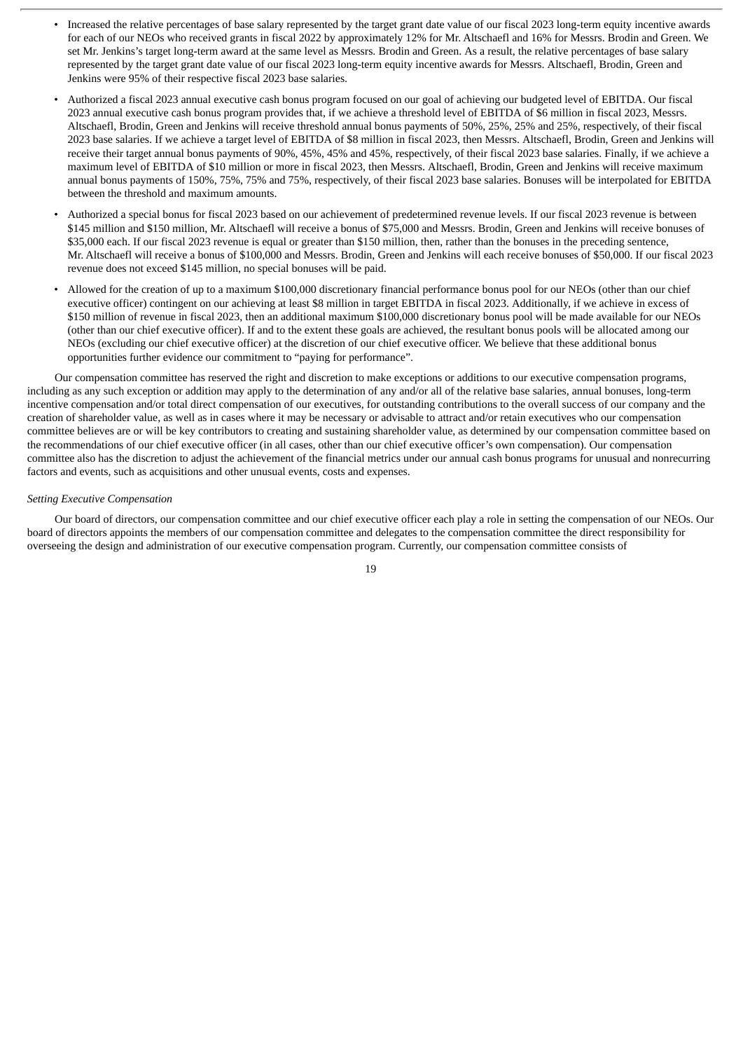- Increased the relative percentages of base salary represented by the target grant date value of our fiscal 2023 long-term equity incentive awards for each of our NEOs who received grants in fiscal 2022 by approximately 12% for Mr. Altschaefl and 16% for Messrs. Brodin and Green. We set Mr. Jenkins's target long-term award at the same level as Messrs. Brodin and Green. As a result, the relative percentages of base salary represented by the target grant date value of our fiscal 2023 long-term equity incentive awards for Messrs. Altschaefl, Brodin, Green and Jenkins were 95% of their respective fiscal 2023 base salaries.
- Authorized a fiscal 2023 annual executive cash bonus program focused on our goal of achieving our budgeted level of EBITDA. Our fiscal 2023 annual executive cash bonus program provides that, if we achieve a threshold level of EBITDA of $6 million in fiscal 2023, Messrs. Altschaefl, Brodin, Green and Jenkins will receive threshold annual bonus payments of 50%, 25%, 25% and 25%, respectively, of their fiscal 2023 base salaries. If we achieve a target level of EBITDA of $8 million in fiscal 2023, then Messrs. Altschaefl, Brodin, Green and Jenkins will receive their target annual bonus payments of 90%, 45%, 45% and 45%, respectively, of their fiscal 2023 base salaries. Finally, if we achieve a maximum level of EBITDA of $10 million or more in fiscal 2023, then Messrs. Altschaefl, Brodin, Green and Jenkins will receive maximum annual bonus payments of 150%, 75%, 75% and 75%, respectively, of their fiscal 2023 base salaries. Bonuses will be interpolated for EBITDA between the threshold and maximum amounts.
- Authorized a special bonus for fiscal 2023 based on our achievement of predetermined revenue levels. If our fiscal 2023 revenue is between $145 million and $150 million, Mr. Altschaefl will receive a bonus of $75,000 and Messrs. Brodin, Green and Jenkins will receive bonuses of $35,000 each. If our fiscal 2023 revenue is equal or greater than $150 million, then, rather than the bonuses in the preceding sentence, Mr. Altschaefl will receive a bonus of $100,000 and Messrs. Brodin, Green and Jenkins will each receive bonuses of $50,000. If our fiscal 2023 revenue does not exceed $145 million, no special bonuses will be paid.
- Allowed for the creation of up to a maximum $100,000 discretionary financial performance bonus pool for our NEOs (other than our chief executive officer) contingent on our achieving at least $8 million in target EBITDA in fiscal 2023. Additionally, if we achieve in excess of $150 million of revenue in fiscal 2023, then an additional maximum $100,000 discretionary bonus pool will be made available for our NEOs (other than our chief executive officer). If and to the extent these goals are achieved, the resultant bonus pools will be allocated among our NEOs (excluding our chief executive officer) at the discretion of our chief executive officer. We believe that these additional bonus opportunities further evidence our commitment to "paying for performance".

Our compensation committee has reserved the right and discretion to make exceptions or additions to our executive compensation programs, including as any such exception or addition may apply to the determination of any and/or all of the relative base salaries, annual bonuses, long-term incentive compensation and/or total direct compensation of our executives, for outstanding contributions to the overall success of our company and the creation of shareholder value, as well as in cases where it may be necessary or advisable to attract and/or retain executives who our compensation committee believes are or will be key contributors to creating and sustaining shareholder value, as determined by our compensation committee based on the recommendations of our chief executive officer (in all cases, other than our chief executive officer's own compensation). Our compensation committee also has the discretion to adjust the achievement of the financial metrics under our annual cash bonus programs for unusual and nonrecurring factors and events, such as acquisitions and other unusual events, costs and expenses.

*Setting Executive Compensation*

Our board of directors, our compensation committee and our chief executive officer each play a role in setting the compensation of our NEOs. Our board of directors appoints the members of our compensation committee and delegates to the compensation committee the direct responsibility for overseeing the design and administration of our executive compensation program. Currently, our compensation committee consists of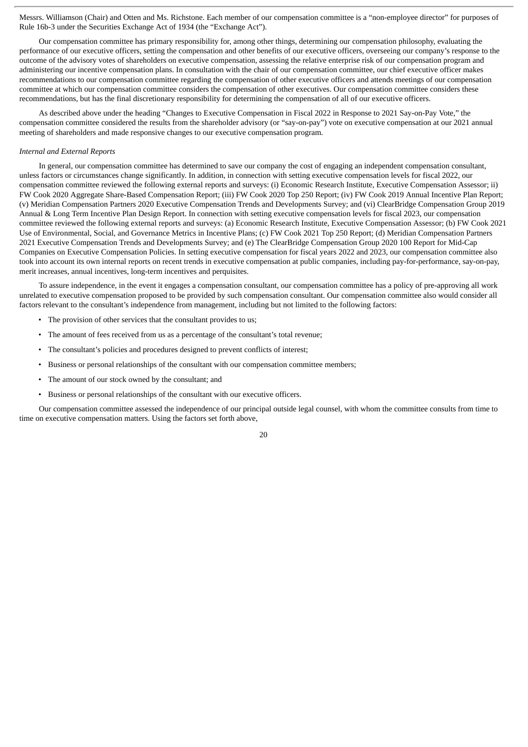Messrs. Williamson (Chair) and Otten and Ms. Richstone. Each member of our compensation committee is a "non-employee director" for purposes of Rule 16b-3 under the Securities Exchange Act of 1934 (the "Exchange Act").

Our compensation committee has primary responsibility for, among other things, determining our compensation philosophy, evaluating the performance of our executive officers, setting the compensation and other benefits of our executive officers, overseeing our company's response to the outcome of the advisory votes of shareholders on executive compensation, assessing the relative enterprise risk of our compensation program and administering our incentive compensation plans. In consultation with the chair of our compensation committee, our chief executive officer makes recommendations to our compensation committee regarding the compensation of other executive officers and attends meetings of our compensation committee at which our compensation committee considers the compensation of other executives. Our compensation committee considers these recommendations, but has the final discretionary responsibility for determining the compensation of all of our executive officers.

As described above under the heading "Changes to Executive Compensation in Fiscal 2022 in Response to 2021 Say-on-Pay Vote," the compensation committee considered the results from the shareholder advisory (or "say-on-pay") vote on executive compensation at our 2021 annual meeting of shareholders and made responsive changes to our executive compensation program.

*Internal and External Reports*

In general, our compensation committee has determined to save our company the cost of engaging an independent compensation consultant, unless factors or circumstances change significantly. In addition, in connection with setting executive compensation levels for fiscal 2022, our compensation committee reviewed the following external reports and surveys: (i) Economic Research Institute, Executive Compensation Assessor; ii) FW Cook 2020 Aggregate Share-Based Compensation Report; (iii) FW Cook 2020 Top 250 Report; (iv) FW Cook 2019 Annual Incentive Plan Report; (v) Meridian Compensation Partners 2020 Executive Compensation Trends and Developments Survey; and (vi) ClearBridge Compensation Group 2019 Annual & Long Term Incentive Plan Design Report. In connection with setting executive compensation levels for fiscal 2023, our compensation committee reviewed the following external reports and surveys: (a) Economic Research Institute, Executive Compensation Assessor; (b) FW Cook 2021 Use of Environmental, Social, and Governance Metrics in Incentive Plans; (c) FW Cook 2021 Top 250 Report; (d) Meridian Compensation Partners 2021 Executive Compensation Trends and Developments Survey; and (e) The ClearBridge Compensation Group 2020 100 Report for Mid-Cap Companies on Executive Compensation Policies. In setting executive compensation for fiscal years 2022 and 2023, our compensation committee also took into account its own internal reports on recent trends in executive compensation at public companies, including pay-for-performance, say-on-pay, merit increases, annual incentives, long-term incentives and perquisites.

To assure independence, in the event it engages a compensation consultant, our compensation committee has a policy of pre-approving all work unrelated to executive compensation proposed to be provided by such compensation consultant. Our compensation committee also would consider all factors relevant to the consultant's independence from management, including but not limited to the following factors:

- The provision of other services that the consultant provides to us;
- The amount of fees received from us as a percentage of the consultant's total revenue;
- The consultant's policies and procedures designed to prevent conflicts of interest;
- Business or personal relationships of the consultant with our compensation committee members;
- The amount of our stock owned by the consultant; and
- Business or personal relationships of the consultant with our executive officers.

Our compensation committee assessed the independence of our principal outside legal counsel, with whom the committee consults from time to time on executive compensation matters. Using the factors set forth above,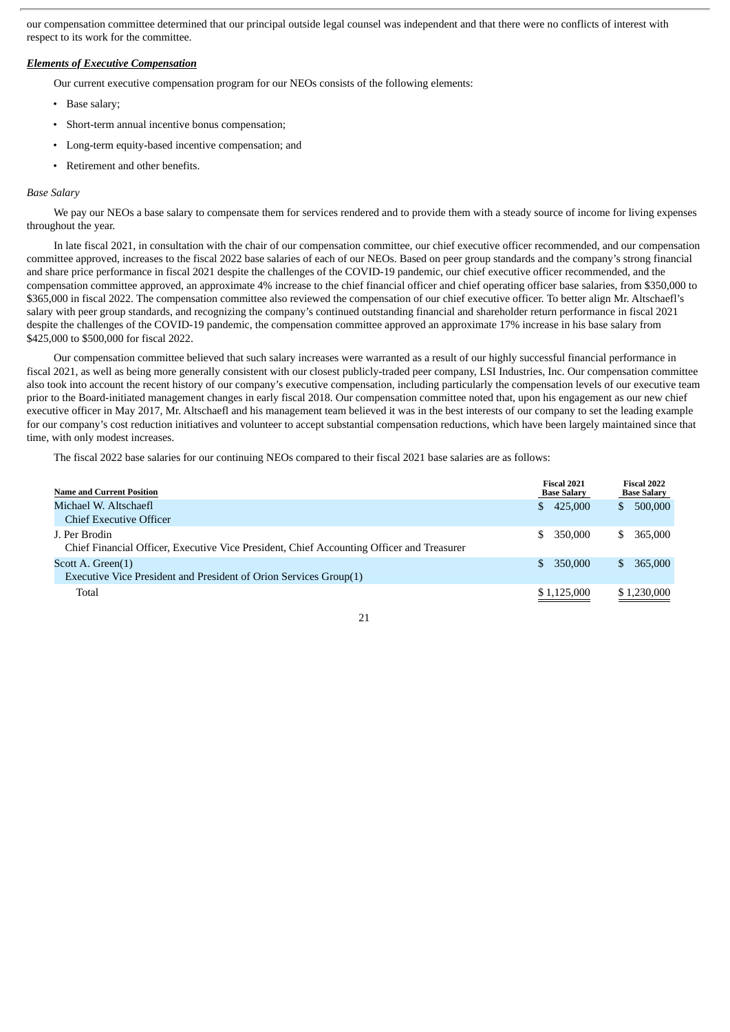our compensation committee determined that our principal outside legal counsel was independent and that there were no conflicts of interest with respect to its work for the committee.

***Elements of Executive Compensation***

Our current executive compensation program for our NEOs consists of the following elements:

- Base salary;
- Short-term annual incentive bonus compensation;
- Long-term equity-based incentive compensation; and
- Retirement and other benefits.

*Base Salary*

We pay our NEOs a base salary to compensate them for services rendered and to provide them with a steady source of income for living expenses throughout the year.

In late fiscal 2021, in consultation with the chair of our compensation committee, our chief executive officer recommended, and our compensation committee approved, increases to the fiscal 2022 base salaries of each of our NEOs. Based on peer group standards and the company's strong financial and share price performance in fiscal 2021 despite the challenges of the COVID-19 pandemic, our chief executive officer recommended, and the compensation committee approved, an approximate 4% increase to the chief financial officer and chief operating officer base salaries, from $350,000 to $365,000 in fiscal 2022. The compensation committee also reviewed the compensation of our chief executive officer. To better align Mr. Altschaefl's salary with peer group standards, and recognizing the company's continued outstanding financial and shareholder return performance in fiscal 2021 despite the challenges of the COVID-19 pandemic, the compensation committee approved an approximate 17% increase in his base salary from $425,000 to $500,000 for fiscal 2022.

Our compensation committee believed that such salary increases were warranted as a result of our highly successful financial performance in fiscal 2021, as well as being more generally consistent with our closest publicly-traded peer company, LSI Industries, Inc. Our compensation committee also took into account the recent history of our company's executive compensation, including particularly the compensation levels of our executive team prior to the Board-initiated management changes in early fiscal 2018. Our compensation committee noted that, upon his engagement as our new chief executive officer in May 2017, Mr. Altschaefl and his management team believed it was in the best interests of our company to set the leading example for our company's cost reduction initiatives and volunteer to accept substantial compensation reductions, which have been largely maintained since that time, with only modest increases.

The fiscal 2022 base salaries for our continuing NEOs compared to their fiscal 2021 base salaries are as follows:

| Name and Current Position | Fiscal 2021 Base Salary | Fiscal 2022 Base Salary |
|---|---|---|
| Michael W. Altschaefl<br>Chief Executive Officer | $ 425,000 | $ 500,000 |
| J. Per Brodin<br>Chief Financial Officer, Executive Vice President, Chief Accounting Officer and Treasurer | $ 350,000 | $ 365,000 |
| Scott A. Green(1)<br>Executive Vice President and President of Orion Services Group(1) | $ 350,000 | $ 365,000 |
| Total | $ 1,125,000 | $ 1,230,000 |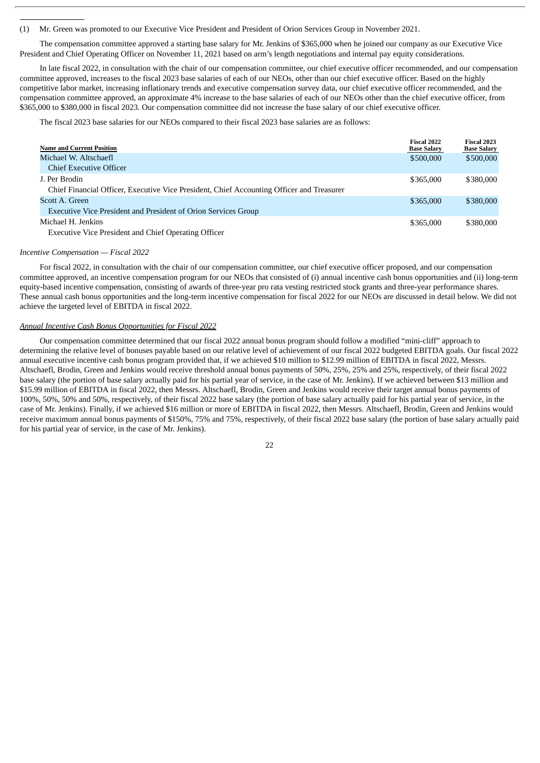(1) Mr. Green was promoted to our Executive Vice President and President of Orion Services Group in November 2021.

The compensation committee approved a starting base salary for Mr. Jenkins of $365,000 when he joined our company as our Executive Vice President and Chief Operating Officer on November 11, 2021 based on arm's length negotiations and internal pay equity considerations.

In late fiscal 2022, in consultation with the chair of our compensation committee, our chief executive officer recommended, and our compensation committee approved, increases to the fiscal 2023 base salaries of each of our NEOs, other than our chief executive officer. Based on the highly competitive labor market, increasing inflationary trends and executive compensation survey data, our chief executive officer recommended, and the compensation committee approved, an approximate 4% increase to the base salaries of each of our NEOs other than the chief executive officer, from $365,000 to $380,000 in fiscal 2023. Our compensation committee did not increase the base salary of our chief executive officer.

The fiscal 2023 base salaries for our NEOs compared to their fiscal 2023 base salaries are as follows:

| Name and Current Position | Fiscal 2022 Base Salary | Fiscal 2023 Base Salary |
|---|---|---|
| Michael W. Altschaefl<br>Chief Executive Officer | $500,000 | $500,000 |
| J. Per Brodin<br>Chief Financial Officer, Executive Vice President, Chief Accounting Officer and Treasurer | $365,000 | $380,000 |
| Scott A. Green<br>Executive Vice President and President of Orion Services Group | $365,000 | $380,000 |
| Michael H. Jenkins<br>Executive Vice President and Chief Operating Officer | $365,000 | $380,000 |

*Incentive Compensation — Fiscal 2022*

For fiscal 2022, in consultation with the chair of our compensation committee, our chief executive officer proposed, and our compensation committee approved, an incentive compensation program for our NEOs that consisted of (i) annual incentive cash bonus opportunities and (ii) long-term equity-based incentive compensation, consisting of awards of three-year pro rata vesting restricted stock grants and three-year performance shares. These annual cash bonus opportunities and the long-term incentive compensation for fiscal 2022 for our NEOs are discussed in detail below. We did not achieve the targeted level of EBITDA in fiscal 2022.

*Annual Incentive Cash Bonus Opportunities for Fiscal 2022*

Our compensation committee determined that our fiscal 2022 annual bonus program should follow a modified "mini-cliff" approach to determining the relative level of bonuses payable based on our relative level of achievement of our fiscal 2022 budgeted EBITDA goals. Our fiscal 2022 annual executive incentive cash bonus program provided that, if we achieved $10 million to $12.99 million of EBITDA in fiscal 2022, Messrs. Altschaefl, Brodin, Green and Jenkins would receive threshold annual bonus payments of 50%, 25%, 25% and 25%, respectively, of their fiscal 2022 base salary (the portion of base salary actually paid for his partial year of service, in the case of Mr. Jenkins). If we achieved between $13 million and $15.99 million of EBITDA in fiscal 2022, then Messrs. Altschaefl, Brodin, Green and Jenkins would receive their target annual bonus payments of 100%, 50%, 50% and 50%, respectively, of their fiscal 2022 base salary (the portion of base salary actually paid for his partial year of service, in the case of Mr. Jenkins). Finally, if we achieved $16 million or more of EBITDA in fiscal 2022, then Messrs. Altschaefl, Brodin, Green and Jenkins would receive maximum annual bonus payments of $150%, 75% and 75%, respectively, of their fiscal 2022 base salary (the portion of base salary actually paid for his partial year of service, in the case of Mr. Jenkins).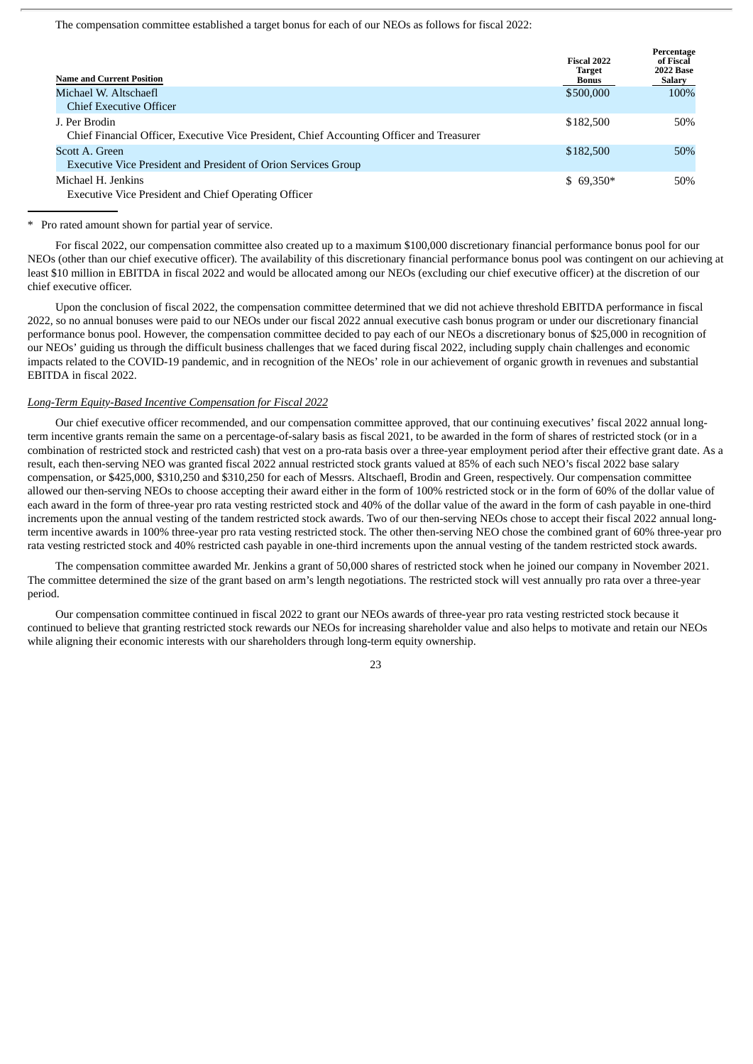The compensation committee established a target bonus for each of our NEOs as follows for fiscal 2022:

| Name and Current Position | Fiscal 2022 Target Bonus | Percentage of Fiscal 2022 Base Salary |
|---|---|---|
| Michael W. Altschaefl<br>Chief Executive Officer | $500,000 | 100% |
| J. Per Brodin<br>Chief Financial Officer, Executive Vice President, Chief Accounting Officer and Treasurer | $182,500 | 50% |
| Scott A. Green<br>Executive Vice President and President of Orion Services Group | $182,500 | 50% |
| Michael H. Jenkins<br>Executive Vice President and Chief Operating Officer | $ 69,350* | 50% |

\* Pro rated amount shown for partial year of service.

For fiscal 2022, our compensation committee also created up to a maximum $100,000 discretionary financial performance bonus pool for our NEOs (other than our chief executive officer). The availability of this discretionary financial performance bonus pool was contingent on our achieving at least $10 million in EBITDA in fiscal 2022 and would be allocated among our NEOs (excluding our chief executive officer) at the discretion of our chief executive officer.

Upon the conclusion of fiscal 2022, the compensation committee determined that we did not achieve threshold EBITDA performance in fiscal 2022, so no annual bonuses were paid to our NEOs under our fiscal 2022 annual executive cash bonus program or under our discretionary financial performance bonus pool. However, the compensation committee decided to pay each of our NEOs a discretionary bonus of $25,000 in recognition of our NEOs' guiding us through the difficult business challenges that we faced during fiscal 2022, including supply chain challenges and economic impacts related to the COVID-19 pandemic, and in recognition of the NEOs' role in our achievement of organic growth in revenues and substantial EBITDA in fiscal 2022.

*Long-Term Equity-Based Incentive Compensation for Fiscal 2022*

Our chief executive officer recommended, and our compensation committee approved, that our continuing executives' fiscal 2022 annual long-term incentive grants remain the same on a percentage-of-salary basis as fiscal 2021, to be awarded in the form of shares of restricted stock (or in a combination of restricted stock and restricted cash) that vest on a pro-rata basis over a three-year employment period after their effective grant date. As a result, each then-serving NEO was granted fiscal 2022 annual restricted stock grants valued at 85% of each such NEO's fiscal 2022 base salary compensation, or $425,000, $310,250 and $310,250 for each of Messrs. Altschaefl, Brodin and Green, respectively. Our compensation committee allowed our then-serving NEOs to choose accepting their award either in the form of 100% restricted stock or in the form of 60% of the dollar value of each award in the form of three-year pro rata vesting restricted stock and 40% of the dollar value of the award in the form of cash payable in one-third increments upon the annual vesting of the tandem restricted stock awards. Two of our then-serving NEOs chose to accept their fiscal 2022 annual long-term incentive awards in 100% three-year pro rata vesting restricted stock. The other then-serving NEO chose the combined grant of 60% three-year pro rata vesting restricted stock and 40% restricted cash payable in one-third increments upon the annual vesting of the tandem restricted stock awards.

The compensation committee awarded Mr. Jenkins a grant of 50,000 shares of restricted stock when he joined our company in November 2021. The committee determined the size of the grant based on arm's length negotiations. The restricted stock will vest annually pro rata over a three-year period.

Our compensation committee continued in fiscal 2022 to grant our NEOs awards of three-year pro rata vesting restricted stock because it continued to believe that granting restricted stock rewards our NEOs for increasing shareholder value and also helps to motivate and retain our NEOs while aligning their economic interests with our shareholders through long-term equity ownership.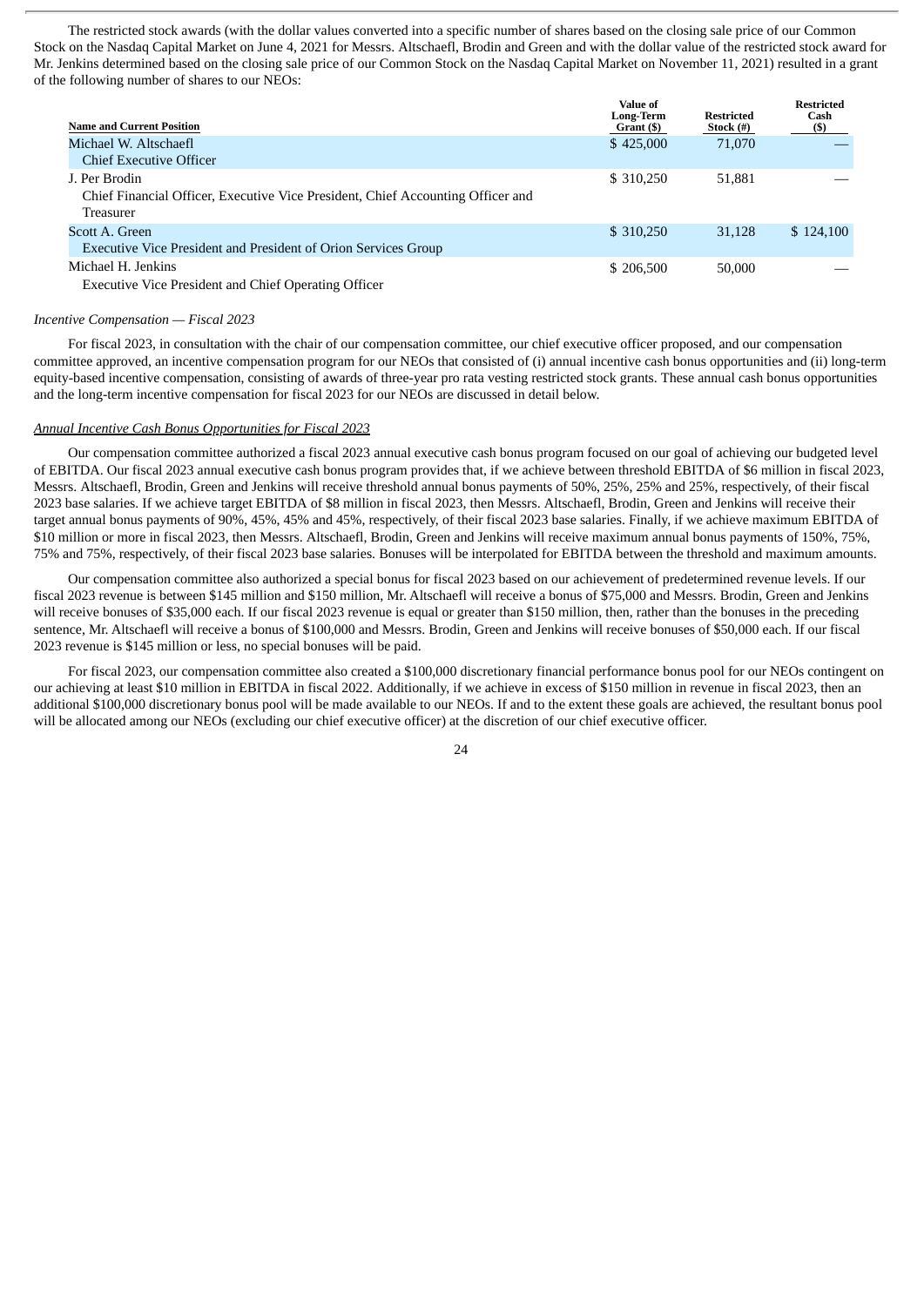The restricted stock awards (with the dollar values converted into a specific number of shares based on the closing sale price of our Common Stock on the Nasdaq Capital Market on June 4, 2021 for Messrs. Altschaefl, Brodin and Green and with the dollar value of the restricted stock award for Mr. Jenkins determined based on the closing sale price of our Common Stock on the Nasdaq Capital Market on November 11, 2021) resulted in a grant of the following number of shares to our NEOs:

| Name and Current Position | Value of Long-Term Grant ($) | Restricted Stock (#) | Restricted Cash ($) |
|---|---|---|---|
| Michael W. Altschaefl<br>Chief Executive Officer | $ 425,000 | 71,070 | — |
| J. Per Brodin<br>Chief Financial Officer, Executive Vice President, Chief Accounting Officer and Treasurer | $ 310,250 | 51,881 | — |
| Scott A. Green<br>Executive Vice President and President of Orion Services Group | $ 310,250 | 31,128 | $ 124,100 |
| Michael H. Jenkins<br>Executive Vice President and Chief Operating Officer | $ 206,500 | 50,000 | — |

*Incentive Compensation — Fiscal 2023*

For fiscal 2023, in consultation with the chair of our compensation committee, our chief executive officer proposed, and our compensation committee approved, an incentive compensation program for our NEOs that consisted of (i) annual incentive cash bonus opportunities and (ii) long-term equity-based incentive compensation, consisting of awards of three-year pro rata vesting restricted stock grants. These annual cash bonus opportunities and the long-term incentive compensation for fiscal 2023 for our NEOs are discussed in detail below.

*Annual Incentive Cash Bonus Opportunities for Fiscal 2023*

Our compensation committee authorized a fiscal 2023 annual executive cash bonus program focused on our goal of achieving our budgeted level of EBITDA. Our fiscal 2023 annual executive cash bonus program provides that, if we achieve between threshold EBITDA of $6 million in fiscal 2023, Messrs. Altschaefl, Brodin, Green and Jenkins will receive threshold annual bonus payments of 50%, 25%, 25% and 25%, respectively, of their fiscal 2023 base salaries. If we achieve target EBITDA of $8 million in fiscal 2023, then Messrs. Altschaefl, Brodin, Green and Jenkins will receive their target annual bonus payments of 90%, 45%, 45% and 45%, respectively, of their fiscal 2023 base salaries. Finally, if we achieve maximum EBITDA of $10 million or more in fiscal 2023, then Messrs. Altschaefl, Brodin, Green and Jenkins will receive maximum annual bonus payments of 150%, 75%, 75% and 75%, respectively, of their fiscal 2023 base salaries. Bonuses will be interpolated for EBITDA between the threshold and maximum amounts.

Our compensation committee also authorized a special bonus for fiscal 2023 based on our achievement of predetermined revenue levels. If our fiscal 2023 revenue is between $145 million and $150 million, Mr. Altschaefl will receive a bonus of $75,000 and Messrs. Brodin, Green and Jenkins will receive bonuses of $35,000 each. If our fiscal 2023 revenue is equal or greater than $150 million, then, rather than the bonuses in the preceding sentence, Mr. Altschaefl will receive a bonus of $100,000 and Messrs. Brodin, Green and Jenkins will receive bonuses of $50,000 each. If our fiscal 2023 revenue is $145 million or less, no special bonuses will be paid.

For fiscal 2023, our compensation committee also created a $100,000 discretionary financial performance bonus pool for our NEOs contingent on our achieving at least $10 million in EBITDA in fiscal 2022. Additionally, if we achieve in excess of $150 million in revenue in fiscal 2023, then an additional $100,000 discretionary bonus pool will be made available to our NEOs. If and to the extent these goals are achieved, the resultant bonus pool will be allocated among our NEOs (excluding our chief executive officer) at the discretion of our chief executive officer.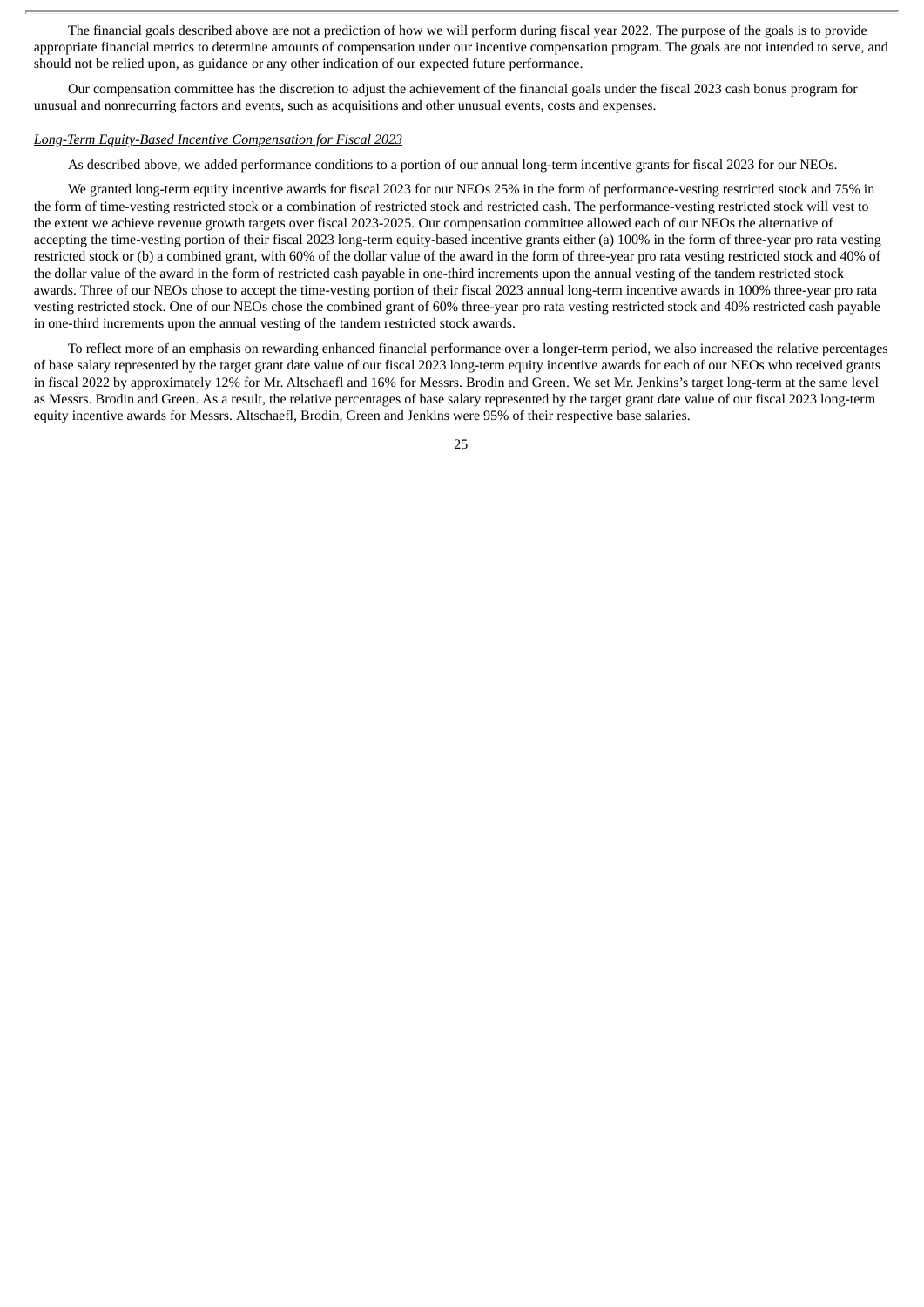The financial goals described above are not a prediction of how we will perform during fiscal year 2022. The purpose of the goals is to provide appropriate financial metrics to determine amounts of compensation under our incentive compensation program. The goals are not intended to serve, and should not be relied upon, as guidance or any other indication of our expected future performance.

Our compensation committee has the discretion to adjust the achievement of the financial goals under the fiscal 2023 cash bonus program for unusual and nonrecurring factors and events, such as acquisitions and other unusual events, costs and expenses.

*Long-Term Equity-Based Incentive Compensation for Fiscal 2023*

As described above, we added performance conditions to a portion of our annual long-term incentive grants for fiscal 2023 for our NEOs.

We granted long-term equity incentive awards for fiscal 2023 for our NEOs 25% in the form of performance-vesting restricted stock and 75% in the form of time-vesting restricted stock or a combination of restricted stock and restricted cash. The performance-vesting restricted stock will vest to the extent we achieve revenue growth targets over fiscal 2023-2025. Our compensation committee allowed each of our NEOs the alternative of accepting the time-vesting portion of their fiscal 2023 long-term equity-based incentive grants either (a) 100% in the form of three-year pro rata vesting restricted stock or (b) a combined grant, with 60% of the dollar value of the award in the form of three-year pro rata vesting restricted stock and 40% of the dollar value of the award in the form of restricted cash payable in one-third increments upon the annual vesting of the tandem restricted stock awards. Three of our NEOs chose to accept the time-vesting portion of their fiscal 2023 annual long-term incentive awards in 100% three-year pro rata vesting restricted stock. One of our NEOs chose the combined grant of 60% three-year pro rata vesting restricted stock and 40% restricted cash payable in one-third increments upon the annual vesting of the tandem restricted stock awards.

To reflect more of an emphasis on rewarding enhanced financial performance over a longer-term period, we also increased the relative percentages of base salary represented by the target grant date value of our fiscal 2023 long-term equity incentive awards for each of our NEOs who received grants in fiscal 2022 by approximately 12% for Mr. Altschaefl and 16% for Messrs. Brodin and Green. We set Mr. Jenkins's target long-term at the same level as Messrs. Brodin and Green. As a result, the relative percentages of base salary represented by the target grant date value of our fiscal 2023 long-term equity incentive awards for Messrs. Altschaefl, Brodin, Green and Jenkins were 95% of their respective base salaries.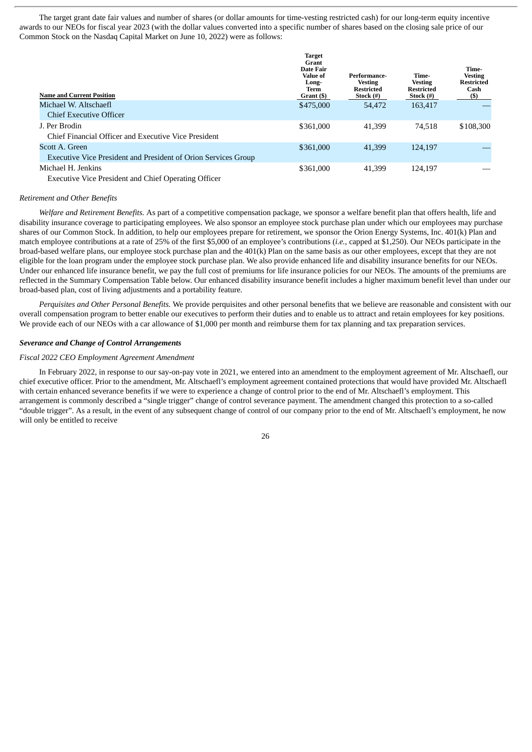The target grant date fair values and number of shares (or dollar amounts for time-vesting restricted cash) for our long-term equity incentive awards to our NEOs for fiscal year 2023 (with the dollar values converted into a specific number of shares based on the closing sale price of our Common Stock on the Nasdaq Capital Market on June 10, 2022) were as follows:

| Name and Current Position | Target Grant Date Fair Value of Long-Term Grant ($) | Performance-Vesting Restricted Stock (#) | Time-Vesting Restricted Stock (#) | Time-Vesting Restricted Cash ($) |
|---|---|---|---|---|
| Michael W. Altschaefl<br>Chief Executive Officer | $475,000 | 54,472 | 163,417 | — |
| J. Per Brodin<br>Chief Financial Officer and Executive Vice President | $361,000 | 41,399 | 74,518 | $108,300 |
| Scott A. Green<br>Executive Vice President and President of Orion Services Group | $361,000 | 41,399 | 124,197 | — |
| Michael H. Jenkins<br>Executive Vice President and Chief Operating Officer | $361,000 | 41,399 | 124,197 | — |

*Retirement and Other Benefits*

*Welfare and Retirement Benefits.* As part of a competitive compensation package, we sponsor a welfare benefit plan that offers health, life and disability insurance coverage to participating employees. We also sponsor an employee stock purchase plan under which our employees may purchase shares of our Common Stock. In addition, to help our employees prepare for retirement, we sponsor the Orion Energy Systems, Inc. 401(k) Plan and match employee contributions at a rate of 25% of the first $5,000 of an employee's contributions (*i.e.*, capped at $1,250). Our NEOs participate in the broad-based welfare plans, our employee stock purchase plan and the 401(k) Plan on the same basis as our other employees, except that they are not eligible for the loan program under the employee stock purchase plan. We also provide enhanced life and disability insurance benefits for our NEOs. Under our enhanced life insurance benefit, we pay the full cost of premiums for life insurance policies for our NEOs. The amounts of the premiums are reflected in the Summary Compensation Table below. Our enhanced disability insurance benefit includes a higher maximum benefit level than under our broad-based plan, cost of living adjustments and a portability feature.

*Perquisites and Other Personal Benefits.* We provide perquisites and other personal benefits that we believe are reasonable and consistent with our overall compensation program to better enable our executives to perform their duties and to enable us to attract and retain employees for key positions. We provide each of our NEOs with a car allowance of $1,000 per month and reimburse them for tax planning and tax preparation services.

***Severance and Change of Control Arrangements***

*Fiscal 2022 CEO Employment Agreement Amendment*

In February 2022, in response to our say-on-pay vote in 2021, we entered into an amendment to the employment agreement of Mr. Altschaefl, our chief executive officer. Prior to the amendment, Mr. Altschaefl's employment agreement contained protections that would have provided Mr. Altschaefl with certain enhanced severance benefits if we were to experience a change of control prior to the end of Mr. Altschaefl's employment. This arrangement is commonly described a "single trigger" change of control severance payment. The amendment changed this protection to a so-called "double trigger". As a result, in the event of any subsequent change of control of our company prior to the end of Mr. Altschaefl's employment, he now will only be entitled to receive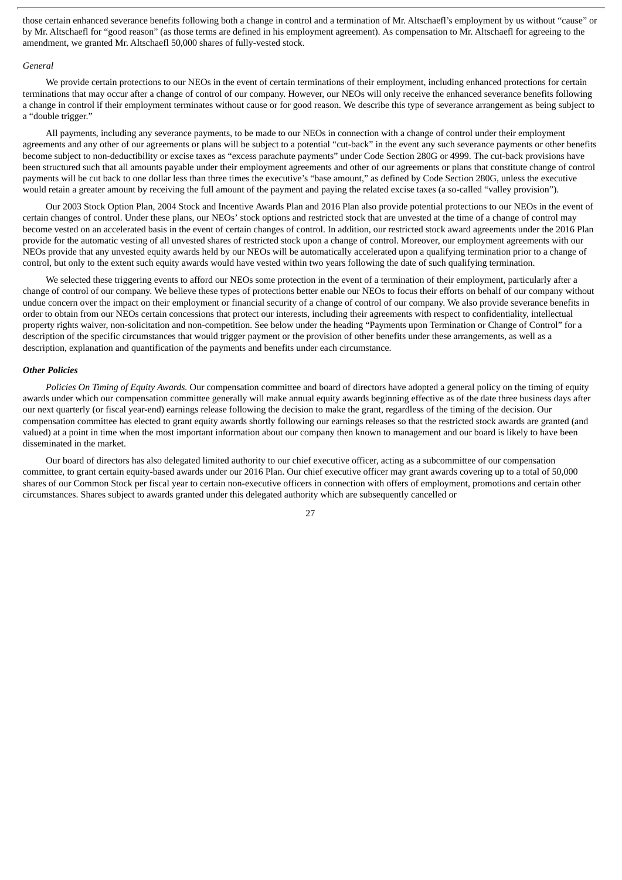those certain enhanced severance benefits following both a change in control and a termination of Mr. Altschaefl's employment by us without "cause" or by Mr. Altschaefl for "good reason" (as those terms are defined in his employment agreement). As compensation to Mr. Altschaefl for agreeing to the amendment, we granted Mr. Altschaefl 50,000 shares of fully-vested stock.

*General*

We provide certain protections to our NEOs in the event of certain terminations of their employment, including enhanced protections for certain terminations that may occur after a change of control of our company. However, our NEOs will only receive the enhanced severance benefits following a change in control if their employment terminates without cause or for good reason. We describe this type of severance arrangement as being subject to a "double trigger."

All payments, including any severance payments, to be made to our NEOs in connection with a change of control under their employment agreements and any other of our agreements or plans will be subject to a potential "cut-back" in the event any such severance payments or other benefits become subject to non-deductibility or excise taxes as "excess parachute payments" under Code Section 280G or 4999. The cut-back provisions have been structured such that all amounts payable under their employment agreements and other of our agreements or plans that constitute change of control payments will be cut back to one dollar less than three times the executive's "base amount," as defined by Code Section 280G, unless the executive would retain a greater amount by receiving the full amount of the payment and paying the related excise taxes (a so-called "valley provision").

Our 2003 Stock Option Plan, 2004 Stock and Incentive Awards Plan and 2016 Plan also provide potential protections to our NEOs in the event of certain changes of control. Under these plans, our NEOs' stock options and restricted stock that are unvested at the time of a change of control may become vested on an accelerated basis in the event of certain changes of control. In addition, our restricted stock award agreements under the 2016 Plan provide for the automatic vesting of all unvested shares of restricted stock upon a change of control. Moreover, our employment agreements with our NEOs provide that any unvested equity awards held by our NEOs will be automatically accelerated upon a qualifying termination prior to a change of control, but only to the extent such equity awards would have vested within two years following the date of such qualifying termination.

We selected these triggering events to afford our NEOs some protection in the event of a termination of their employment, particularly after a change of control of our company. We believe these types of protections better enable our NEOs to focus their efforts on behalf of our company without undue concern over the impact on their employment or financial security of a change of control of our company. We also provide severance benefits in order to obtain from our NEOs certain concessions that protect our interests, including their agreements with respect to confidentiality, intellectual property rights waiver, non-solicitation and non-competition. See below under the heading "Payments upon Termination or Change of Control" for a description of the specific circumstances that would trigger payment or the provision of other benefits under these arrangements, as well as a description, explanation and quantification of the payments and benefits under each circumstance.

***Other Policies***

*Policies On Timing of Equity Awards.* Our compensation committee and board of directors have adopted a general policy on the timing of equity awards under which our compensation committee generally will make annual equity awards beginning effective as of the date three business days after our next quarterly (or fiscal year-end) earnings release following the decision to make the grant, regardless of the timing of the decision. Our compensation committee has elected to grant equity awards shortly following our earnings releases so that the restricted stock awards are granted (and valued) at a point in time when the most important information about our company then known to management and our board is likely to have been disseminated in the market.

Our board of directors has also delegated limited authority to our chief executive officer, acting as a subcommittee of our compensation committee, to grant certain equity-based awards under our 2016 Plan. Our chief executive officer may grant awards covering up to a total of 50,000 shares of our Common Stock per fiscal year to certain non-executive officers in connection with offers of employment, promotions and certain other circumstances. Shares subject to awards granted under this delegated authority which are subsequently cancelled or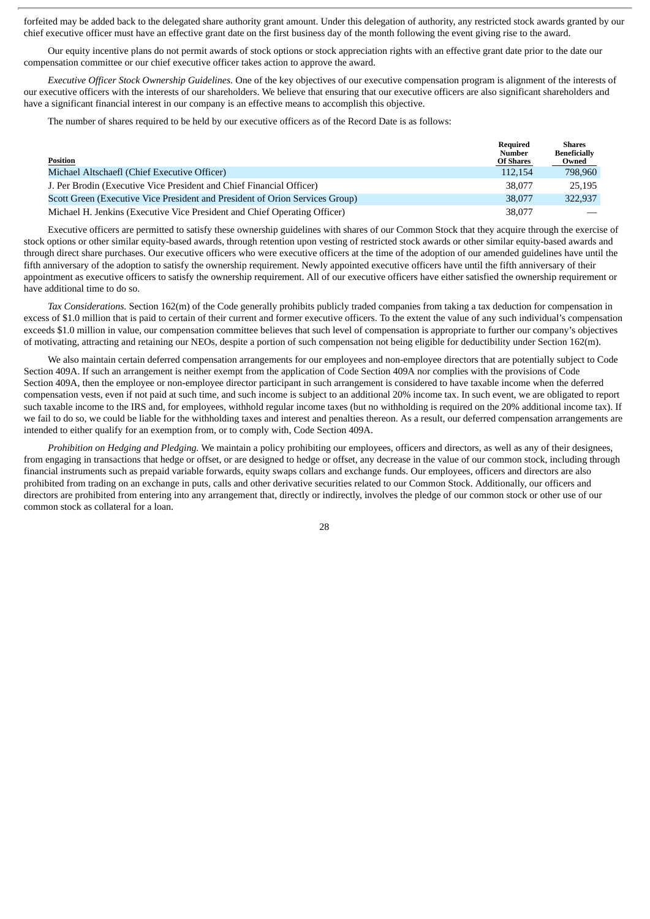forfeited may be added back to the delegated share authority grant amount. Under this delegation of authority, any restricted stock awards granted by our chief executive officer must have an effective grant date on the first business day of the month following the event giving rise to the award.

Our equity incentive plans do not permit awards of stock options or stock appreciation rights with an effective grant date prior to the date our compensation committee or our chief executive officer takes action to approve the award.

*Executive Officer Stock Ownership Guidelines.* One of the key objectives of our executive compensation program is alignment of the interests of our executive officers with the interests of our shareholders. We believe that ensuring that our executive officers are also significant shareholders and have a significant financial interest in our company is an effective means to accomplish this objective.

The number of shares required to be held by our executive officers as of the Record Date is as follows:

| Position | Required Number Of Shares | Shares Beneficially Owned |
|---|---|---|
| Michael Altschaefl (Chief Executive Officer) | 112,154 | 798,960 |
| J. Per Brodin (Executive Vice President and Chief Financial Officer) | 38,077 | 25,195 |
| Scott Green (Executive Vice President and President of Orion Services Group) | 38,077 | 322,937 |
| Michael H. Jenkins (Executive Vice President and Chief Operating Officer) | 38,077 | — |

Executive officers are permitted to satisfy these ownership guidelines with shares of our Common Stock that they acquire through the exercise of stock options or other similar equity-based awards, through retention upon vesting of restricted stock awards or other similar equity-based awards and through direct share purchases. Our executive officers who were executive officers at the time of the adoption of our amended guidelines have until the fifth anniversary of the adoption to satisfy the ownership requirement. Newly appointed executive officers have until the fifth anniversary of their appointment as executive officers to satisfy the ownership requirement. All of our executive officers have either satisfied the ownership requirement or have additional time to do so.

*Tax Considerations.* Section 162(m) of the Code generally prohibits publicly traded companies from taking a tax deduction for compensation in excess of $1.0 million that is paid to certain of their current and former executive officers. To the extent the value of any such individual's compensation exceeds $1.0 million in value, our compensation committee believes that such level of compensation is appropriate to further our company's objectives of motivating, attracting and retaining our NEOs, despite a portion of such compensation not being eligible for deductibility under Section 162(m).

We also maintain certain deferred compensation arrangements for our employees and non-employee directors that are potentially subject to Code Section 409A. If such an arrangement is neither exempt from the application of Code Section 409A nor complies with the provisions of Code Section 409A, then the employee or non-employee director participant in such arrangement is considered to have taxable income when the deferred compensation vests, even if not paid at such time, and such income is subject to an additional 20% income tax. In such event, we are obligated to report such taxable income to the IRS and, for employees, withhold regular income taxes (but no withholding is required on the 20% additional income tax). If we fail to do so, we could be liable for the withholding taxes and interest and penalties thereon. As a result, our deferred compensation arrangements are intended to either qualify for an exemption from, or to comply with, Code Section 409A.

*Prohibition on Hedging and Pledging.* We maintain a policy prohibiting our employees, officers and directors, as well as any of their designees, from engaging in transactions that hedge or offset, or are designed to hedge or offset, any decrease in the value of our common stock, including through financial instruments such as prepaid variable forwards, equity swaps collars and exchange funds. Our employees, officers and directors are also prohibited from trading on an exchange in puts, calls and other derivative securities related to our Common Stock. Additionally, our officers and directors are prohibited from entering into any arrangement that, directly or indirectly, involves the pledge of our common stock or other use of our common stock as collateral for a loan.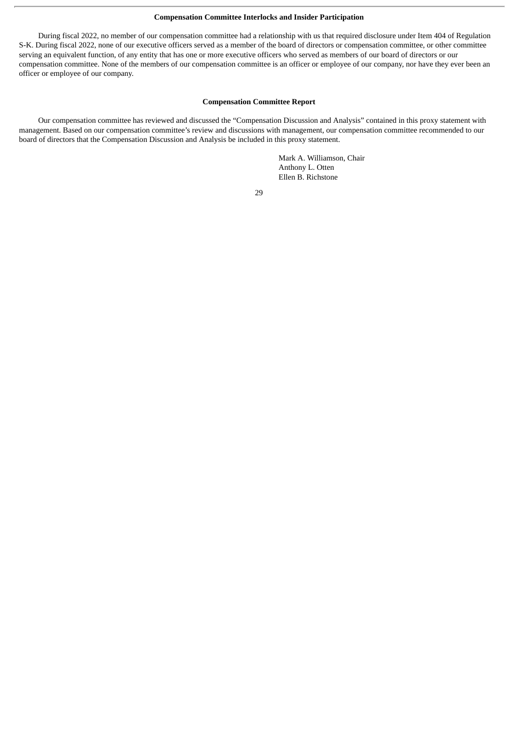### Compensation Committee Interlocks and Insider Participation

During fiscal 2022, no member of our compensation committee had a relationship with us that required disclosure under Item 404 of Regulation S-K. During fiscal 2022, none of our executive officers served as a member of the board of directors or compensation committee, or other committee serving an equivalent function, of any entity that has one or more executive officers who served as members of our board of directors or our compensation committee. None of the members of our compensation committee is an officer or employee of our company, nor have they ever been an officer or employee of our company.

### Compensation Committee Report

Our compensation committee has reviewed and discussed the "Compensation Discussion and Analysis" contained in this proxy statement with management. Based on our compensation committee's review and discussions with management, our compensation committee recommended to our board of directors that the Compensation Discussion and Analysis be included in this proxy statement.

Mark A. Williamson, Chair
Anthony L. Otten
Ellen B. Richstone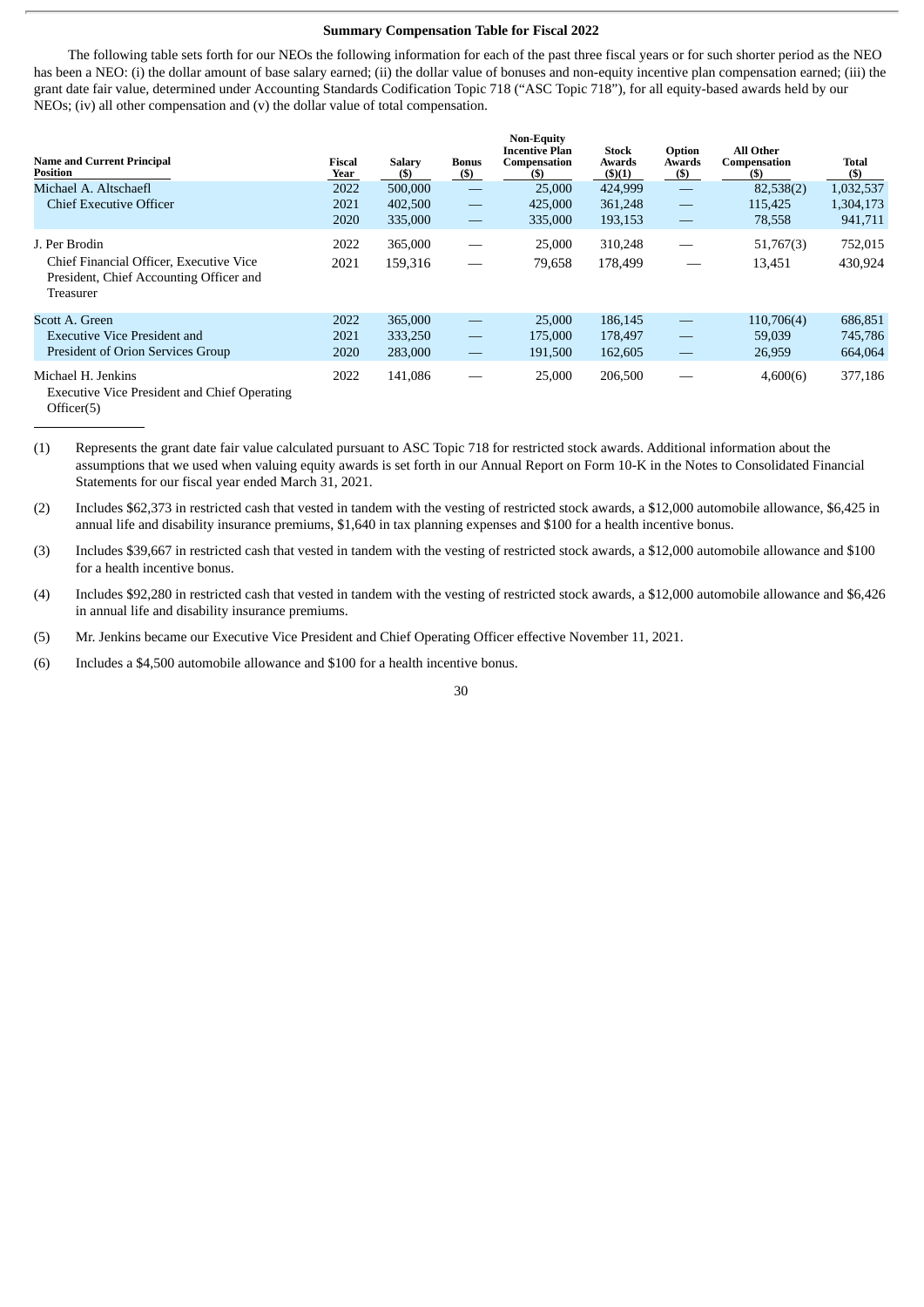**Summary Compensation Table for Fiscal 2022**

The following table sets forth for our NEOs the following information for each of the past three fiscal years or for such shorter period as the NEO has been a NEO: (i) the dollar amount of base salary earned; (ii) the dollar value of bonuses and non-equity incentive plan compensation earned; (iii) the grant date fair value, determined under Accounting Standards Codification Topic 718 ("ASC Topic 718"), for all equity-based awards held by our NEOs; (iv) all other compensation and (v) the dollar value of total compensation.

| Name and Current Principal Position | Fiscal Year | Salary ($) | Bonus ($) | Non-Equity Incentive Plan Compensation ($) | Stock Awards ($)(1) | Option Awards ($) | All Other Compensation ($) | Total ($) |
|---|---|---|---|---|---|---|---|---|
| Michael A. Altschaefl | 2022 | 500,000 | — | 25,000 | 424,999 | — | 82,538(2) | 1,032,537 |
| Chief Executive Officer | 2021 | 402,500 | — | 425,000 | 361,248 | — | 115,425 | 1,304,173 |
| | 2020 | 335,000 | — | 335,000 | 193,153 | — | 78,558 | 941,711 |
| J. Per Brodin | 2022 | 365,000 | — | 25,000 | 310,248 | — | 51,767(3) | 752,015 |
| Chief Financial Officer, Executive Vice President, Chief Accounting Officer and Treasurer | 2021 | 159,316 | — | 79,658 | 178,499 | — | 13,451 | 430,924 |
| Scott A. Green | 2022 | 365,000 | — | 25,000 | 186,145 | — | 110,706(4) | 686,851 |
| Executive Vice President and | 2021 | 333,250 | — | 175,000 | 178,497 | — | 59,039 | 745,786 |
| President of Orion Services Group | 2020 | 283,000 | — | 191,500 | 162,605 | — | 26,959 | 664,064 |
| Michael H. Jenkins<br>Executive Vice President and Chief Operating Officer(5) | 2022 | 141,086 | — | 25,000 | 206,500 | — | 4,600(6) | 377,186 |

(1) Represents the grant date fair value calculated pursuant to ASC Topic 718 for restricted stock awards. Additional information about the assumptions that we used when valuing equity awards is set forth in our Annual Report on Form 10-K in the Notes to Consolidated Financial Statements for our fiscal year ended March 31, 2021.

(2) Includes $62,373 in restricted cash that vested in tandem with the vesting of restricted stock awards, a $12,000 automobile allowance, $6,425 in annual life and disability insurance premiums, $1,640 in tax planning expenses and $100 for a health incentive bonus.

(3) Includes $39,667 in restricted cash that vested in tandem with the vesting of restricted stock awards, a $12,000 automobile allowance and $100 for a health incentive bonus.

(4) Includes $92,280 in restricted cash that vested in tandem with the vesting of restricted stock awards, a $12,000 automobile allowance and $6,426 in annual life and disability insurance premiums.

(5) Mr. Jenkins became our Executive Vice President and Chief Operating Officer effective November 11, 2021.

(6) Includes a $4,500 automobile allowance and $100 for a health incentive bonus.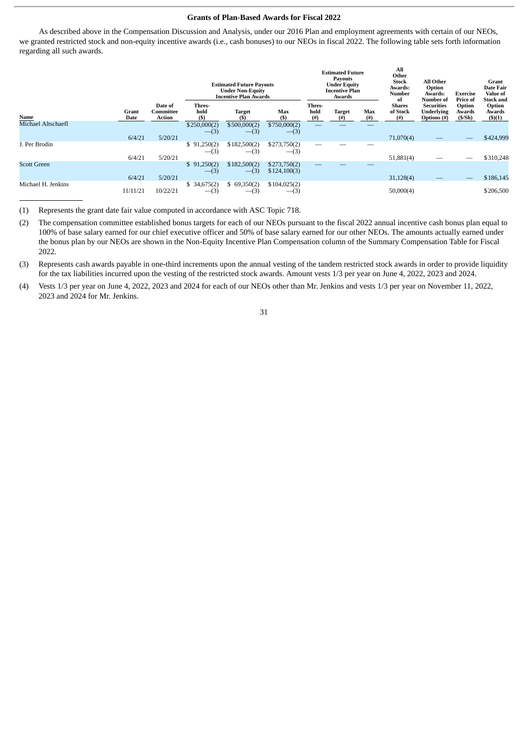### Grants of Plan-Based Awards for Fiscal 2022

As described above in the Compensation Discussion and Analysis, under our 2016 Plan and employment agreements with certain of our NEOs, we granted restricted stock and non-equity incentive awards (i.e., cash bonuses) to our NEOs in fiscal 2022. The following table sets forth information regarding all such awards.

| Name | Grant Date | Date of Committee Action | Estimated Future Payouts Under Non-Equity Incentive Plan Awards | | | Estimated Future Payouts Under Equity Incentive Plan Awards | | | All Other Stock Awards: Number of Shares of Stock (#) | All Other Option Awards: Number of Securities Underlying Options (#) | Exercise Price of Option Awards ($/Sh) | Grant Date Fair Value of Stock and Option Awards ($)(1) |
|---|---|---|---|---|---|---|---|---|---|---|---|---|
| | | | Threshold ($) | Target ($) | Max ($) | Threshold (#) | Target (#) | Max (#) | | | | |
| Michael Altschaefl | | | $250,000(2) | $500,000(2) | $750,000(2) | — | — | — | | | | |
| | | | —(3) | —(3) | —(3) | | | | | | | |
| | 6/4/21 | 5/20/21 | | | | | | | 71,070(4) | — | — | $424,999 |
| J. Per Brodin | | | $ 91,250(2) | $182,500(2) | $273,750(2) | — | — | — | | | | |
| | | | —(3) | —(3) | —(3) | | | | | | | |
| | 6/4/21 | 5/20/21 | | | | | | | 51,881(4) | — | — | $310,248 |
| Scott Green | | | $ 91,250(2) | $182,500(2) | $273,750(2) | — | — | — | | | | |
| | | | —(3) | —(3) | $124,100(3) | | | | | | | |
| | 6/4/21 | 5/20/21 | | | | | | | 31,128(4) | — | — | $186,145 |
| Michael H. Jenkins | | | $ 34,675(2) | $ 69,350(2) | $104,025(2) | | | | | | | |
| | 11/11/21 | 10/22/21 | —(3) | —(3) | —(3) | | | | 50,000(4) | | | $206,500 |

(1) Represents the grant date fair value computed in accordance with ASC Topic 718.

(2) The compensation committee established bonus targets for each of our NEOs pursuant to the fiscal 2022 annual incentive cash bonus plan equal to 100% of base salary earned for our chief executive officer and 50% of base salary earned for our other NEOs. The amounts actually earned under the bonus plan by our NEOs are shown in the Non-Equity Incentive Plan Compensation column of the Summary Compensation Table for Fiscal 2022.

(3) Represents cash awards payable in one-third increments upon the annual vesting of the tandem restricted stock awards in order to provide liquidity for the tax liabilities incurred upon the vesting of the restricted stock awards. Amount vests 1/3 per year on June 4, 2022, 2023 and 2024.

(4) Vests 1/3 per year on June 4, 2022, 2023 and 2024 for each of our NEOs other than Mr. Jenkins and vests 1/3 per year on November 11, 2022, 2023 and 2024 for Mr. Jenkins.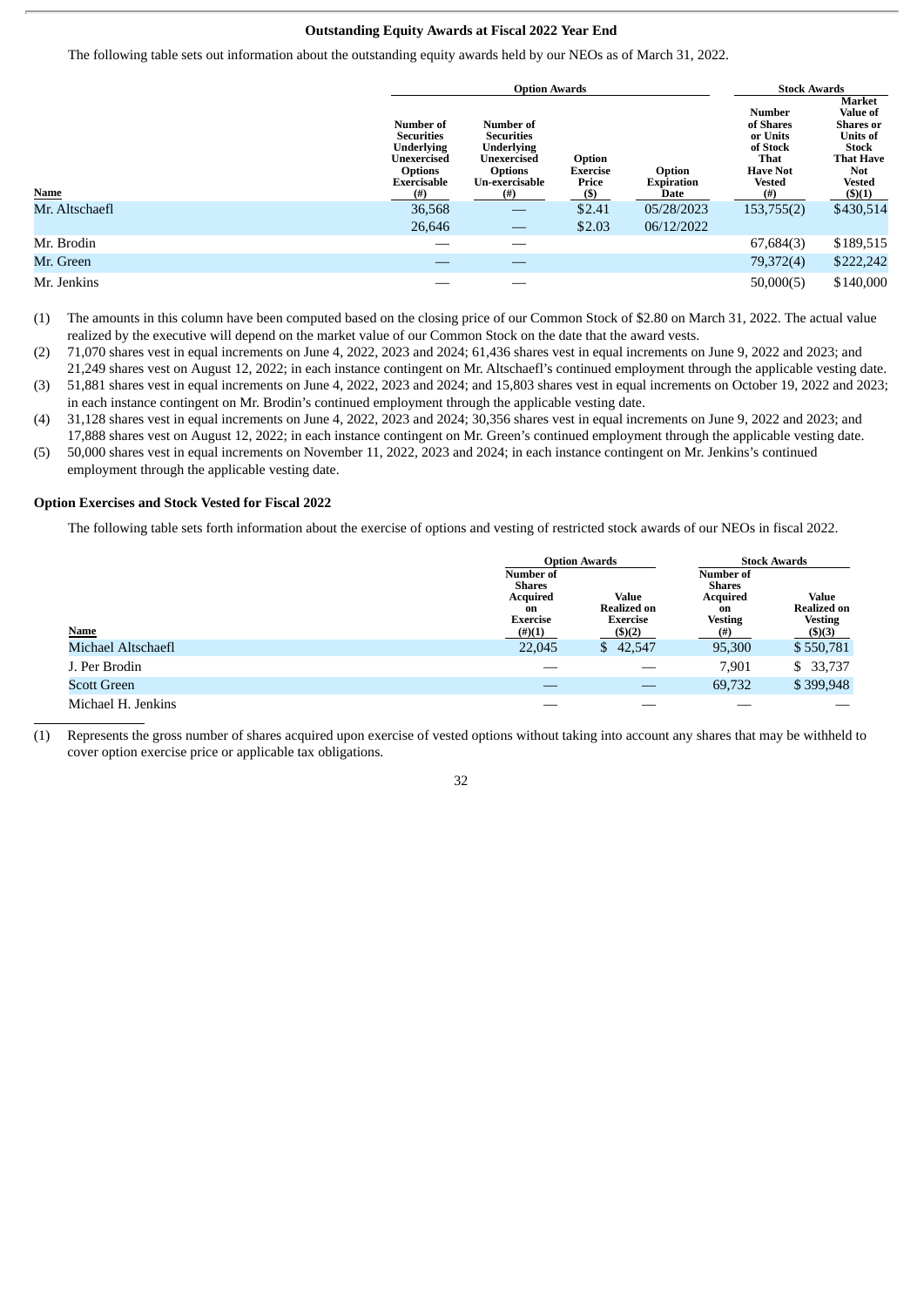### Outstanding Equity Awards at Fiscal 2022 Year End

The following table sets out information about the outstanding equity awards held by our NEOs as of March 31, 2022.

| | Option Awards | | | | Stock Awards | |
|---|---|---|---|---|---|---|
| Name | Number of Securities Underlying Unexercised Options Exercisable (#) | Number of Securities Underlying Unexercised Options Un-exercisable (#) | Option Exercise Price ($) | Option Expiration Date | Number of Shares or Units of Stock That Have Not Vested (#) | Market Value of Shares or Units of Stock That Have Not Vested ($)(1) |
| Mr. Altschaefl | 36,568 | — | $2.41 | 05/28/2023 | 153,755(2) | $430,514 |
| | 26,646 | — | $2.03 | 06/12/2022 | | |
| Mr. Brodin | — | — | | | 67,684(3) | $189,515 |
| Mr. Green | — | — | | | 79,372(4) | $222,242 |
| Mr. Jenkins | — | — | | | 50,000(5) | $140,000 |

(1) The amounts in this column have been computed based on the closing price of our Common Stock of $2.80 on March 31, 2022. The actual value realized by the executive will depend on the market value of our Common Stock on the date that the award vests.

(2) 71,070 shares vest in equal increments on June 4, 2022, 2023 and 2024; 61,436 shares vest in equal increments on June 9, 2022 and 2023; and 21,249 shares vest on August 12, 2022; in each instance contingent on Mr. Altschaefl's continued employment through the applicable vesting date.

(3) 51,881 shares vest in equal increments on June 4, 2022, 2023 and 2024; and 15,803 shares vest in equal increments on October 19, 2022 and 2023; in each instance contingent on Mr. Brodin's continued employment through the applicable vesting date.

(4) 31,128 shares vest in equal increments on June 4, 2022, 2023 and 2024; 30,356 shares vest in equal increments on June 9, 2022 and 2023; and 17,888 shares vest on August 12, 2022; in each instance contingent on Mr. Green's continued employment through the applicable vesting date.

(5) 50,000 shares vest in equal increments on November 11, 2022, 2023 and 2024; in each instance contingent on Mr. Jenkins's continued employment through the applicable vesting date.

### Option Exercises and Stock Vested for Fiscal 2022

The following table sets forth information about the exercise of options and vesting of restricted stock awards of our NEOs in fiscal 2022.

| | Option Awards | | Stock Awards | |
|---|---|---|---|---|
| Name | Number of Shares Acquired on Exercise (#)(1) | Value Realized on Exercise ($)(2) | Number of Shares Acquired on Vesting (#) | Value Realized on Vesting ($)(3) |
| Michael Altschaefl | 22,045 | $ 42,547 | 95,300 | $ 550,781 |
| J. Per Brodin | — | — | 7,901 | $ 33,737 |
| Scott Green | — | — | 69,732 | $ 399,948 |
| Michael H. Jenkins | — | — | — | — |

(1) Represents the gross number of shares acquired upon exercise of vested options without taking into account any shares that may be withheld to cover option exercise price or applicable tax obligations.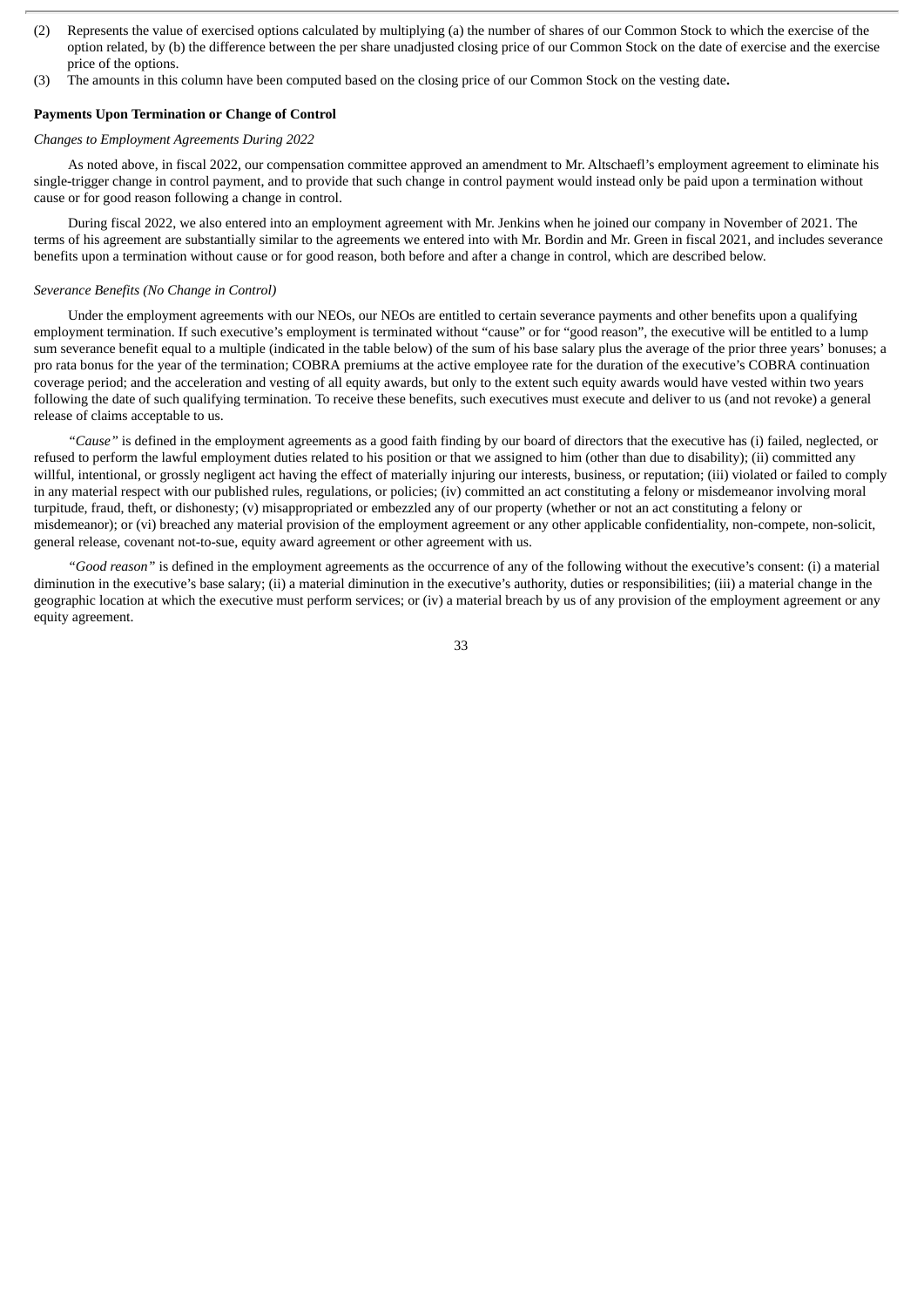(2) Represents the value of exercised options calculated by multiplying (a) the number of shares of our Common Stock to which the exercise of the option related, by (b) the difference between the per share unadjusted closing price of our Common Stock on the date of exercise and the exercise price of the options.

(3) The amounts in this column have been computed based on the closing price of our Common Stock on the vesting date**.**

**Payments Upon Termination or Change of Control**

*Changes to Employment Agreements During 2022*

As noted above, in fiscal 2022, our compensation committee approved an amendment to Mr. Altschaefl's employment agreement to eliminate his single-trigger change in control payment, and to provide that such change in control payment would instead only be paid upon a termination without cause or for good reason following a change in control.

During fiscal 2022, we also entered into an employment agreement with Mr. Jenkins when he joined our company in November of 2021. The terms of his agreement are substantially similar to the agreements we entered into with Mr. Bordin and Mr. Green in fiscal 2021, and includes severance benefits upon a termination without cause or for good reason, both before and after a change in control, which are described below.

*Severance Benefits (No Change in Control)*

Under the employment agreements with our NEOs, our NEOs are entitled to certain severance payments and other benefits upon a qualifying employment termination. If such executive's employment is terminated without "cause" or for "good reason", the executive will be entitled to a lump sum severance benefit equal to a multiple (indicated in the table below) of the sum of his base salary plus the average of the prior three years' bonuses; a pro rata bonus for the year of the termination; COBRA premiums at the active employee rate for the duration of the executive's COBRA continuation coverage period; and the acceleration and vesting of all equity awards, but only to the extent such equity awards would have vested within two years following the date of such qualifying termination. To receive these benefits, such executives must execute and deliver to us (and not revoke) a general release of claims acceptable to us.

*"Cause"* is defined in the employment agreements as a good faith finding by our board of directors that the executive has (i) failed, neglected, or refused to perform the lawful employment duties related to his position or that we assigned to him (other than due to disability); (ii) committed any willful, intentional, or grossly negligent act having the effect of materially injuring our interests, business, or reputation; (iii) violated or failed to comply in any material respect with our published rules, regulations, or policies; (iv) committed an act constituting a felony or misdemeanor involving moral turpitude, fraud, theft, or dishonesty; (v) misappropriated or embezzled any of our property (whether or not an act constituting a felony or misdemeanor); or (vi) breached any material provision of the employment agreement or any other applicable confidentiality, non-compete, non-solicit, general release, covenant not-to-sue, equity award agreement or other agreement with us.

*"Good reason"* is defined in the employment agreements as the occurrence of any of the following without the executive's consent: (i) a material diminution in the executive's base salary; (ii) a material diminution in the executive's authority, duties or responsibilities; (iii) a material change in the geographic location at which the executive must perform services; or (iv) a material breach by us of any provision of the employment agreement or any equity agreement.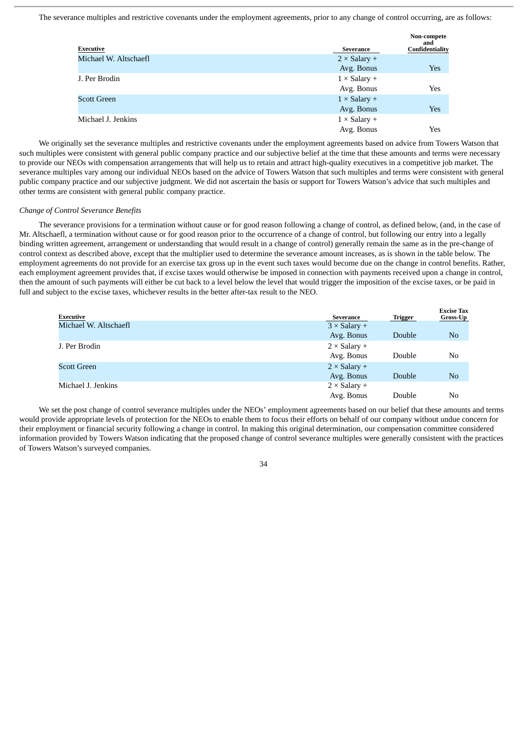The severance multiples and restrictive covenants under the employment agreements, prior to any change of control occurring, are as follows:

| Executive | Severance | Non-compete and Confidentiality |
|---|---|---|
| Michael W. Altschaefl | 2 × Salary + Avg. Bonus | Yes |
| J. Per Brodin | 1 × Salary + Avg. Bonus | Yes |
| Scott Green | 1 × Salary + Avg. Bonus | Yes |
| Michael J. Jenkins | 1 × Salary + Avg. Bonus | Yes |

We originally set the severance multiples and restrictive covenants under the employment agreements based on advice from Towers Watson that such multiples were consistent with general public company practice and our subjective belief at the time that these amounts and terms were necessary to provide our NEOs with compensation arrangements that will help us to retain and attract high-quality executives in a competitive job market. The severance multiples vary among our individual NEOs based on the advice of Towers Watson that such multiples and terms were consistent with general public company practice and our subjective judgment. We did not ascertain the basis or support for Towers Watson's advice that such multiples and other terms are consistent with general public company practice.

*Change of Control Severance Benefits*

The severance provisions for a termination without cause or for good reason following a change of control, as defined below, (and, in the case of Mr. Altschaefl, a termination without cause or for good reason prior to the occurrence of a change of control, but following our entry into a legally binding written agreement, arrangement or understanding that would result in a change of control) generally remain the same as in the pre-change of control context as described above, except that the multiplier used to determine the severance amount increases, as is shown in the table below. The employment agreements do not provide for an exercise tax gross up in the event such taxes would become due on the change in control benefits. Rather, each employment agreement provides that, if excise taxes would otherwise be imposed in connection with payments received upon a change in control, then the amount of such payments will either be cut back to a level below the level that would trigger the imposition of the excise taxes, or be paid in full and subject to the excise taxes, whichever results in the better after-tax result to the NEO.

| Executive | Severance | Trigger | Excise Tax Gross-Up |
|---|---|---|---|
| Michael W. Altschaefl | 3 × Salary + Avg. Bonus | Double | No |
| J. Per Brodin | 2 × Salary + Avg. Bonus | Double | No |
| Scott Green | 2 × Salary + Avg. Bonus | Double | No |
| Michael J. Jenkins | 2 × Salary + Avg. Bonus | Double | No |

We set the post change of control severance multiples under the NEOs' employment agreements based on our belief that these amounts and terms would provide appropriate levels of protection for the NEOs to enable them to focus their efforts on behalf of our company without undue concern for their employment or financial security following a change in control. In making this original determination, our compensation committee considered information provided by Towers Watson indicating that the proposed change of control severance multiples were generally consistent with the practices of Towers Watson's surveyed companies.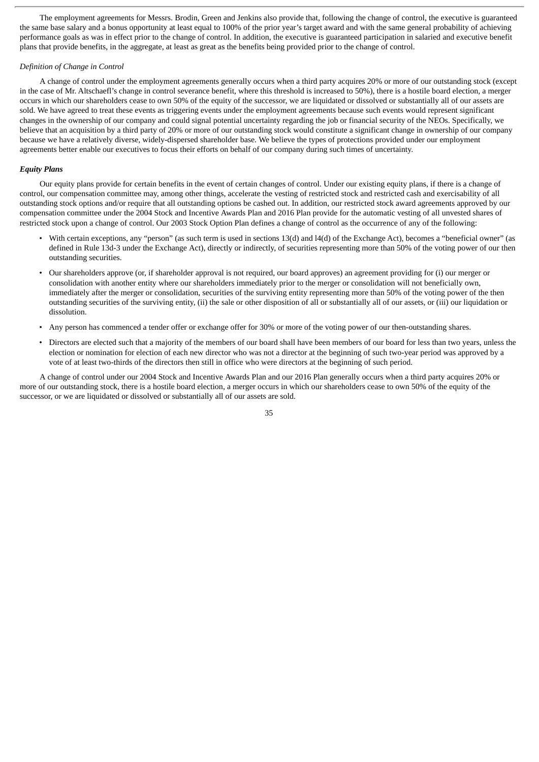The employment agreements for Messrs. Brodin, Green and Jenkins also provide that, following the change of control, the executive is guaranteed the same base salary and a bonus opportunity at least equal to 100% of the prior year's target award and with the same general probability of achieving performance goals as was in effect prior to the change of control. In addition, the executive is guaranteed participation in salaried and executive benefit plans that provide benefits, in the aggregate, at least as great as the benefits being provided prior to the change of control.

*Definition of Change in Control*

A change of control under the employment agreements generally occurs when a third party acquires 20% or more of our outstanding stock (except in the case of Mr. Altschaefl's change in control severance benefit, where this threshold is increased to 50%), there is a hostile board election, a merger occurs in which our shareholders cease to own 50% of the equity of the successor, we are liquidated or dissolved or substantially all of our assets are sold. We have agreed to treat these events as triggering events under the employment agreements because such events would represent significant changes in the ownership of our company and could signal potential uncertainty regarding the job or financial security of the NEOs. Specifically, we believe that an acquisition by a third party of 20% or more of our outstanding stock would constitute a significant change in ownership of our company because we have a relatively diverse, widely-dispersed shareholder base. We believe the types of protections provided under our employment agreements better enable our executives to focus their efforts on behalf of our company during such times of uncertainty.

***Equity Plans***

Our equity plans provide for certain benefits in the event of certain changes of control. Under our existing equity plans, if there is a change of control, our compensation committee may, among other things, accelerate the vesting of restricted stock and restricted cash and exercisability of all outstanding stock options and/or require that all outstanding options be cashed out. In addition, our restricted stock award agreements approved by our compensation committee under the 2004 Stock and Incentive Awards Plan and 2016 Plan provide for the automatic vesting of all unvested shares of restricted stock upon a change of control. Our 2003 Stock Option Plan defines a change of control as the occurrence of any of the following:

- With certain exceptions, any "person" (as such term is used in sections 13(d) and l4(d) of the Exchange Act), becomes a "beneficial owner" (as defined in Rule 13d-3 under the Exchange Act), directly or indirectly, of securities representing more than 50% of the voting power of our then outstanding securities.
- Our shareholders approve (or, if shareholder approval is not required, our board approves) an agreement providing for (i) our merger or consolidation with another entity where our shareholders immediately prior to the merger or consolidation will not beneficially own, immediately after the merger or consolidation, securities of the surviving entity representing more than 50% of the voting power of the then outstanding securities of the surviving entity, (ii) the sale or other disposition of all or substantially all of our assets, or (iii) our liquidation or dissolution.
- Any person has commenced a tender offer or exchange offer for 30% or more of the voting power of our then-outstanding shares.
- Directors are elected such that a majority of the members of our board shall have been members of our board for less than two years, unless the election or nomination for election of each new director who was not a director at the beginning of such two-year period was approved by a vote of at least two-thirds of the directors then still in office who were directors at the beginning of such period.

A change of control under our 2004 Stock and Incentive Awards Plan and our 2016 Plan generally occurs when a third party acquires 20% or more of our outstanding stock, there is a hostile board election, a merger occurs in which our shareholders cease to own 50% of the equity of the successor, or we are liquidated or dissolved or substantially all of our assets are sold.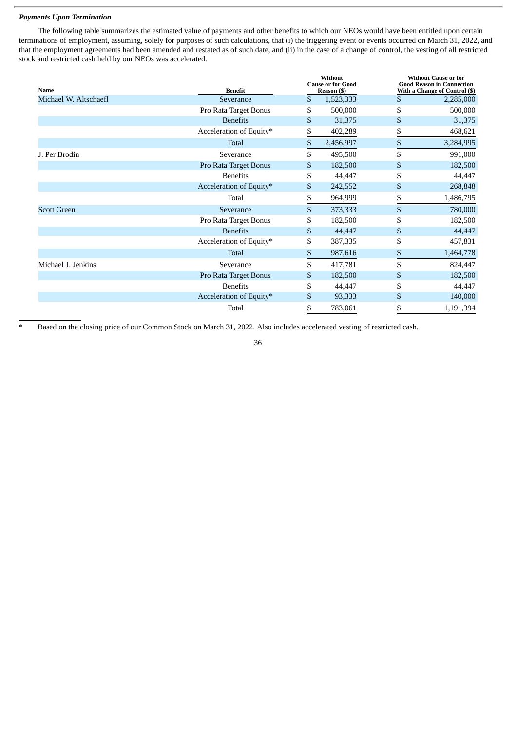***Payments Upon Termination***

The following table summarizes the estimated value of payments and other benefits to which our NEOs would have been entitled upon certain terminations of employment, assuming, solely for purposes of such calculations, that (i) the triggering event or events occurred on March 31, 2022, and that the employment agreements had been amended and restated as of such date, and (ii) in the case of a change of control, the vesting of all restricted stock and restricted cash held by our NEOs was accelerated.

| Name | Benefit | Without Cause or for Good Reason ($) | Without Cause or for Good Reason in Connection With a Change of Control ($) |
|---|---|---|---|
| Michael W. Altschaefl | Severance | $ 1,523,333 | $ 2,285,000 |
| | Pro Rata Target Bonus | $ 500,000 | $ 500,000 |
| | Benefits | $ 31,375 | $ 31,375 |
| | Acceleration of Equity* | $ 402,289 | $ 468,621 |
| | Total | $ 2,456,997 | $ 3,284,995 |
| J. Per Brodin | Severance | $ 495,500 | $ 991,000 |
| | Pro Rata Target Bonus | $ 182,500 | $ 182,500 |
| | Benefits | $ 44,447 | $ 44,447 |
| | Acceleration of Equity* | $ 242,552 | $ 268,848 |
| | Total | $ 964,999 | $ 1,486,795 |
| Scott Green | Severance | $ 373,333 | $ 780,000 |
| | Pro Rata Target Bonus | $ 182,500 | $ 182,500 |
| | Benefits | $ 44,447 | $ 44,447 |
| | Acceleration of Equity* | $ 387,335 | $ 457,831 |
| | Total | $ 987,616 | $ 1,464,778 |
| Michael J. Jenkins | Severance | $ 417,781 | $ 824,447 |
| | Pro Rata Target Bonus | $ 182,500 | $ 182,500 |
| | Benefits | $ 44,447 | $ 44,447 |
| | Acceleration of Equity* | $ 93,333 | $ 140,000 |
| | Total | $ 783,061 | $ 1,191,394 |

\* Based on the closing price of our Common Stock on March 31, 2022. Also includes accelerated vesting of restricted cash.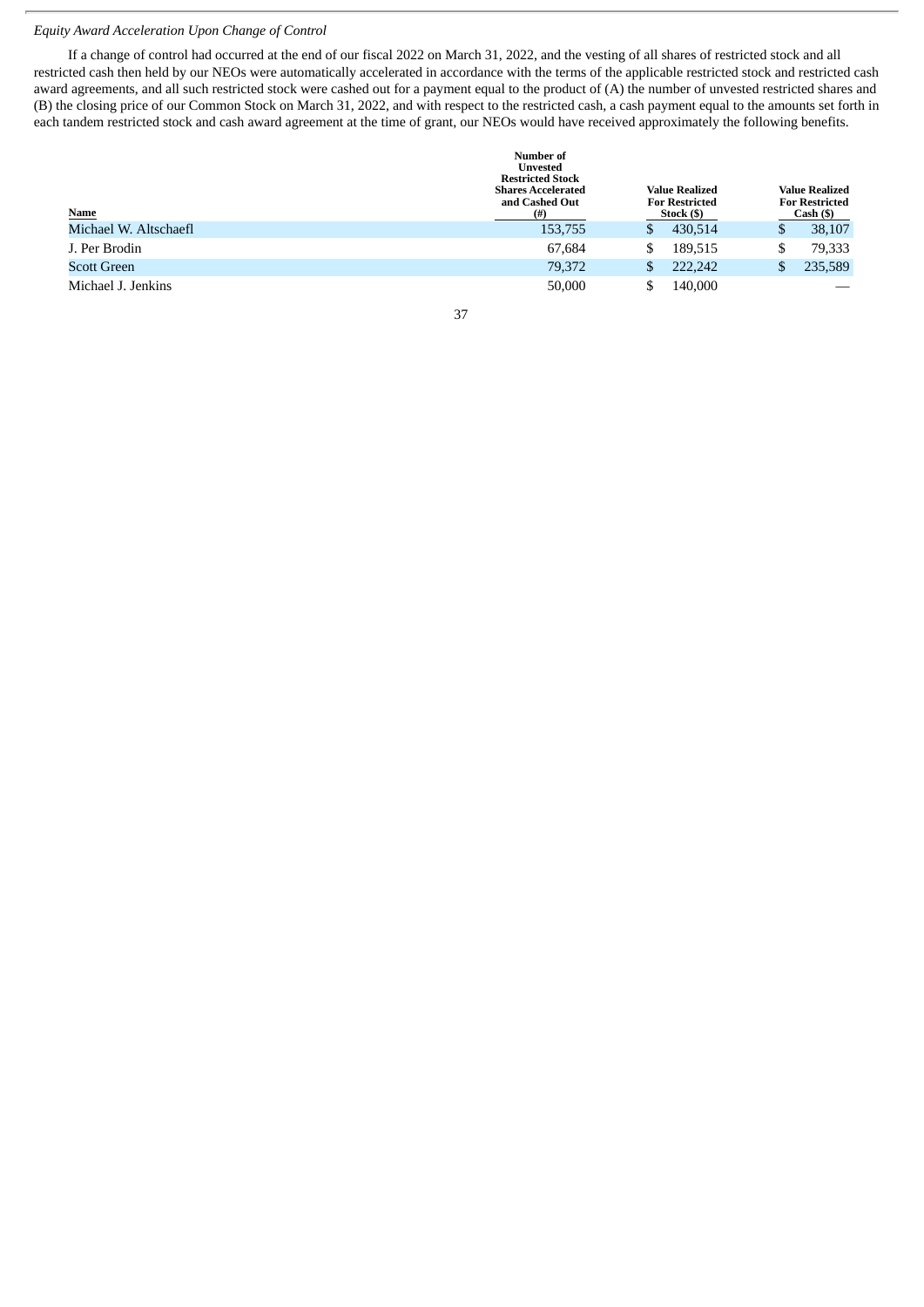*Equity Award Acceleration Upon Change of Control*

If a change of control had occurred at the end of our fiscal 2022 on March 31, 2022, and the vesting of all shares of restricted stock and all restricted cash then held by our NEOs were automatically accelerated in accordance with the terms of the applicable restricted stock and restricted cash award agreements, and all such restricted stock were cashed out for a payment equal to the product of (A) the number of unvested restricted shares and (B) the closing price of our Common Stock on March 31, 2022, and with respect to the restricted cash, a cash payment equal to the amounts set forth in each tandem restricted stock and cash award agreement at the time of grant, our NEOs would have received approximately the following benefits.

| Name | Number of Unvested Restricted Stock Shares Accelerated and Cashed Out (#) | Value Realized For Restricted Stock ($) | Value Realized For Restricted Cash ($) |
|---|---|---|---|
| Michael W. Altschaefl | 153,755 | $ 430,514 | $ 38,107 |
| J. Per Brodin | 67,684 | $ 189,515 | $ 79,333 |
| Scott Green | 79,372 | $ 222,242 | $ 235,589 |
| Michael J. Jenkins | 50,000 | $ 140,000 | — |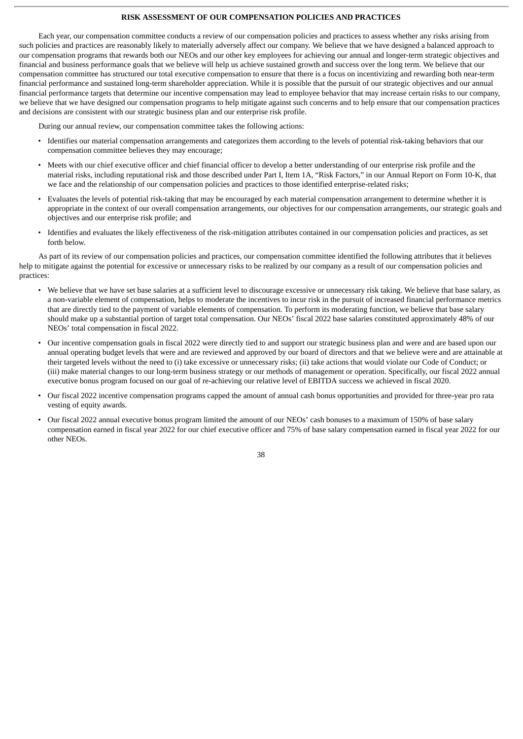## RISK ASSESSMENT OF OUR COMPENSATION POLICIES AND PRACTICES

Each year, our compensation committee conducts a review of our compensation policies and practices to assess whether any risks arising from such policies and practices are reasonably likely to materially adversely affect our company. We believe that we have designed a balanced approach to our compensation programs that rewards both our NEOs and our other key employees for achieving our annual and longer-term strategic objectives and financial and business performance goals that we believe will help us achieve sustained growth and success over the long term. We believe that our compensation committee has structured our total executive compensation to ensure that there is a focus on incentivizing and rewarding both near-term financial performance and sustained long-term shareholder appreciation. While it is possible that the pursuit of our strategic objectives and our annual financial performance targets that determine our incentive compensation may lead to employee behavior that may increase certain risks to our company, we believe that we have designed our compensation programs to help mitigate against such concerns and to help ensure that our compensation practices and decisions are consistent with our strategic business plan and our enterprise risk profile.

During our annual review, our compensation committee takes the following actions:

- Identifies our material compensation arrangements and categorizes them according to the levels of potential risk-taking behaviors that our compensation committee believes they may encourage;
- Meets with our chief executive officer and chief financial officer to develop a better understanding of our enterprise risk profile and the material risks, including reputational risk and those described under Part I, Item 1A, "Risk Factors," in our Annual Report on Form 10-K, that we face and the relationship of our compensation policies and practices to those identified enterprise-related risks;
- Evaluates the levels of potential risk-taking that may be encouraged by each material compensation arrangement to determine whether it is appropriate in the context of our overall compensation arrangements, our objectives for our compensation arrangements, our strategic goals and objectives and our enterprise risk profile; and
- Identifies and evaluates the likely effectiveness of the risk-mitigation attributes contained in our compensation policies and practices, as set forth below.

As part of its review of our compensation policies and practices, our compensation committee identified the following attributes that it believes help to mitigate against the potential for excessive or unnecessary risks to be realized by our company as a result of our compensation policies and practices:

- We believe that we have set base salaries at a sufficient level to discourage excessive or unnecessary risk taking. We believe that base salary, as a non-variable element of compensation, helps to moderate the incentives to incur risk in the pursuit of increased financial performance metrics that are directly tied to the payment of variable elements of compensation. To perform its moderating function, we believe that base salary should make up a substantial portion of target total compensation. Our NEOs' fiscal 2022 base salaries constituted approximately 48% of our NEOs' total compensation in fiscal 2022.
- Our incentive compensation goals in fiscal 2022 were directly tied to and support our strategic business plan and were and are based upon our annual operating budget levels that were and are reviewed and approved by our board of directors and that we believe were and are attainable at their targeted levels without the need to (i) take excessive or unnecessary risks; (ii) take actions that would violate our Code of Conduct; or (iii) make material changes to our long-term business strategy or our methods of management or operation. Specifically, our fiscal 2022 annual executive bonus program focused on our goal of re-achieving our relative level of EBITDA success we achieved in fiscal 2020.
- Our fiscal 2022 incentive compensation programs capped the amount of annual cash bonus opportunities and provided for three-year pro rata vesting of equity awards.
- Our fiscal 2022 annual executive bonus program limited the amount of our NEOs' cash bonuses to a maximum of 150% of base salary compensation earned in fiscal year 2022 for our chief executive officer and 75% of base salary compensation earned in fiscal year 2022 for our other NEOs.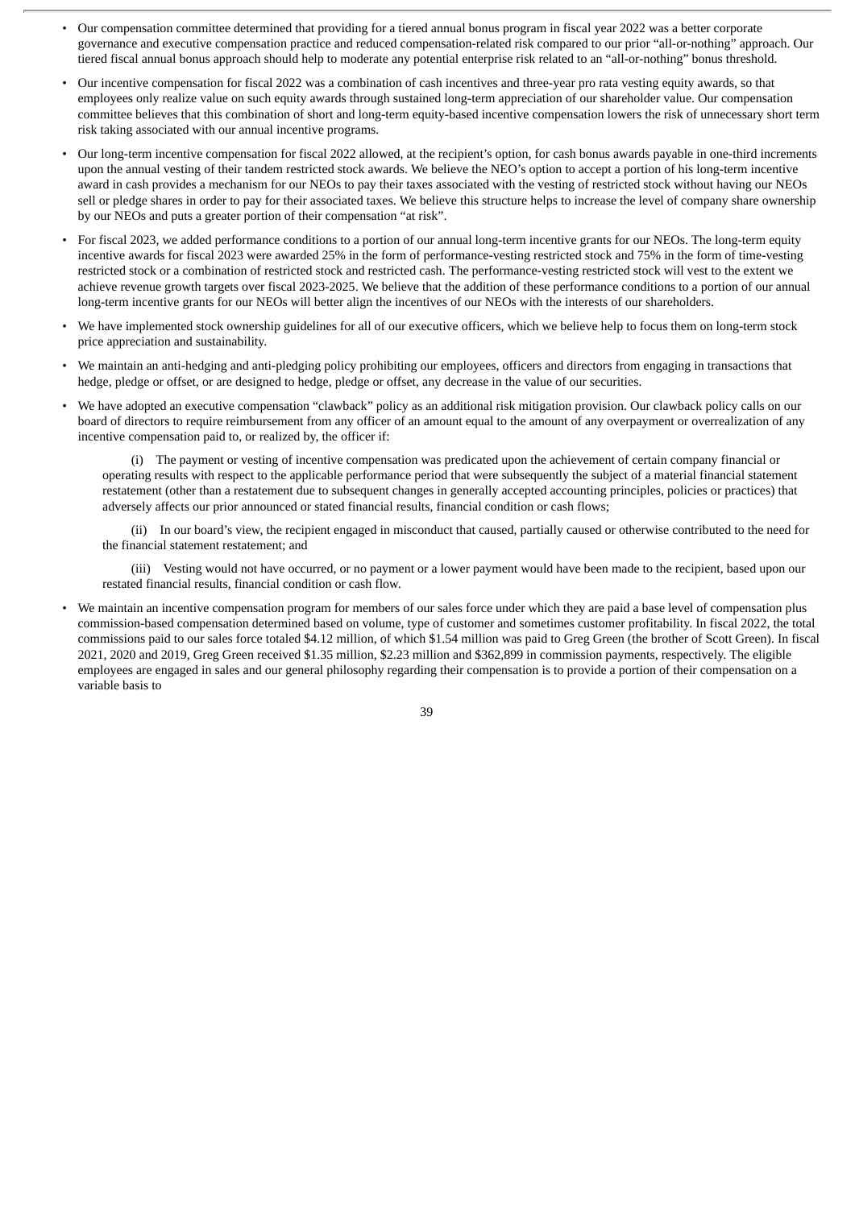- Our compensation committee determined that providing for a tiered annual bonus program in fiscal year 2022 was a better corporate governance and executive compensation practice and reduced compensation-related risk compared to our prior "all-or-nothing" approach. Our tiered fiscal annual bonus approach should help to moderate any potential enterprise risk related to an "all-or-nothing" bonus threshold.

- Our incentive compensation for fiscal 2022 was a combination of cash incentives and three-year pro rata vesting equity awards, so that employees only realize value on such equity awards through sustained long-term appreciation of our shareholder value. Our compensation committee believes that this combination of short and long-term equity-based incentive compensation lowers the risk of unnecessary short term risk taking associated with our annual incentive programs.

- Our long-term incentive compensation for fiscal 2022 allowed, at the recipient's option, for cash bonus awards payable in one-third increments upon the annual vesting of their tandem restricted stock awards. We believe the NEO's option to accept a portion of his long-term incentive award in cash provides a mechanism for our NEOs to pay their taxes associated with the vesting of restricted stock without having our NEOs sell or pledge shares in order to pay for their associated taxes. We believe this structure helps to increase the level of company share ownership by our NEOs and puts a greater portion of their compensation "at risk".

- For fiscal 2023, we added performance conditions to a portion of our annual long-term incentive grants for our NEOs. The long-term equity incentive awards for fiscal 2023 were awarded 25% in the form of performance-vesting restricted stock and 75% in the form of time-vesting restricted stock or a combination of restricted stock and restricted cash. The performance-vesting restricted stock will vest to the extent we achieve revenue growth targets over fiscal 2023-2025. We believe that the addition of these performance conditions to a portion of our annual long-term incentive grants for our NEOs will better align the incentives of our NEOs with the interests of our shareholders.

- We have implemented stock ownership guidelines for all of our executive officers, which we believe help to focus them on long-term stock price appreciation and sustainability.

- We maintain an anti-hedging and anti-pledging policy prohibiting our employees, officers and directors from engaging in transactions that hedge, pledge or offset, or are designed to hedge, pledge or offset, any decrease in the value of our securities.

- We have adopted an executive compensation "clawback" policy as an additional risk mitigation provision. Our clawback policy calls on our board of directors to require reimbursement from any officer of an amount equal to the amount of any overpayment or overrealization of any incentive compensation paid to, or realized by, the officer if:

  (i) The payment or vesting of incentive compensation was predicated upon the achievement of certain company financial or operating results with respect to the applicable performance period that were subsequently the subject of a material financial statement restatement (other than a restatement due to subsequent changes in generally accepted accounting principles, policies or practices) that adversely affects our prior announced or stated financial results, financial condition or cash flows;

  (ii) In our board's view, the recipient engaged in misconduct that caused, partially caused or otherwise contributed to the need for the financial statement restatement; and

  (iii) Vesting would not have occurred, or no payment or a lower payment would have been made to the recipient, based upon our restated financial results, financial condition or cash flow.

- We maintain an incentive compensation program for members of our sales force under which they are paid a base level of compensation plus commission-based compensation determined based on volume, type of customer and sometimes customer profitability. In fiscal 2022, the total commissions paid to our sales force totaled $4.12 million, of which $1.54 million was paid to Greg Green (the brother of Scott Green). In fiscal 2021, 2020 and 2019, Greg Green received $1.35 million, $2.23 million and $362,899 in commission payments, respectively. The eligible employees are engaged in sales and our general philosophy regarding their compensation is to provide a portion of their compensation on a variable basis to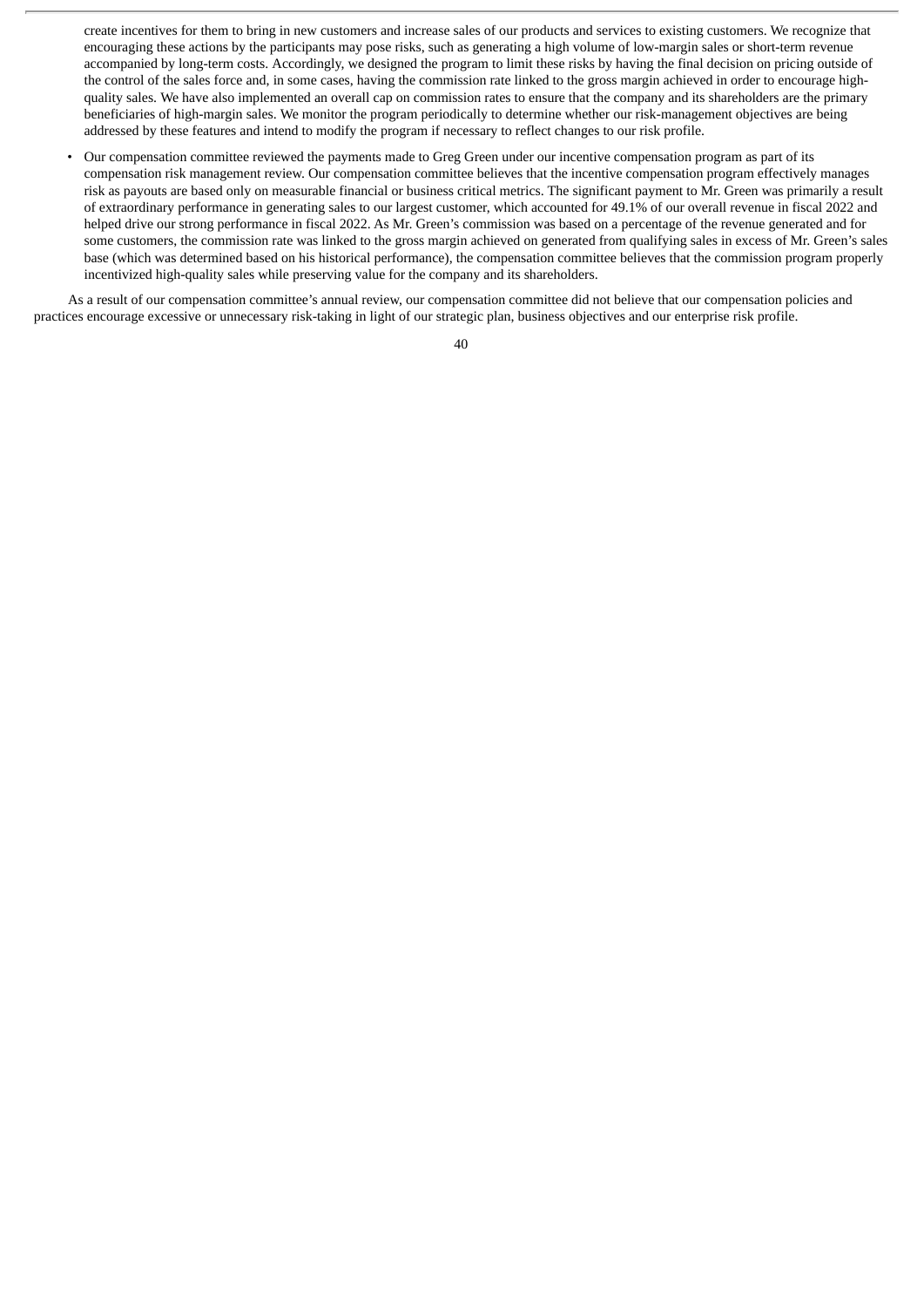create incentives for them to bring in new customers and increase sales of our products and services to existing customers. We recognize that encouraging these actions by the participants may pose risks, such as generating a high volume of low-margin sales or short-term revenue accompanied by long-term costs. Accordingly, we designed the program to limit these risks by having the final decision on pricing outside of the control of the sales force and, in some cases, having the commission rate linked to the gross margin achieved in order to encourage high-quality sales. We have also implemented an overall cap on commission rates to ensure that the company and its shareholders are the primary beneficiaries of high-margin sales. We monitor the program periodically to determine whether our risk-management objectives are being addressed by these features and intend to modify the program if necessary to reflect changes to our risk profile.

- Our compensation committee reviewed the payments made to Greg Green under our incentive compensation program as part of its compensation risk management review. Our compensation committee believes that the incentive compensation program effectively manages risk as payouts are based only on measurable financial or business critical metrics. The significant payment to Mr. Green was primarily a result of extraordinary performance in generating sales to our largest customer, which accounted for 49.1% of our overall revenue in fiscal 2022 and helped drive our strong performance in fiscal 2022. As Mr. Green's commission was based on a percentage of the revenue generated and for some customers, the commission rate was linked to the gross margin achieved on generated from qualifying sales in excess of Mr. Green's sales base (which was determined based on his historical performance), the compensation committee believes that the commission program properly incentivized high-quality sales while preserving value for the company and its shareholders.

As a result of our compensation committee's annual review, our compensation committee did not believe that our compensation policies and practices encourage excessive or unnecessary risk-taking in light of our strategic plan, business objectives and our enterprise risk profile.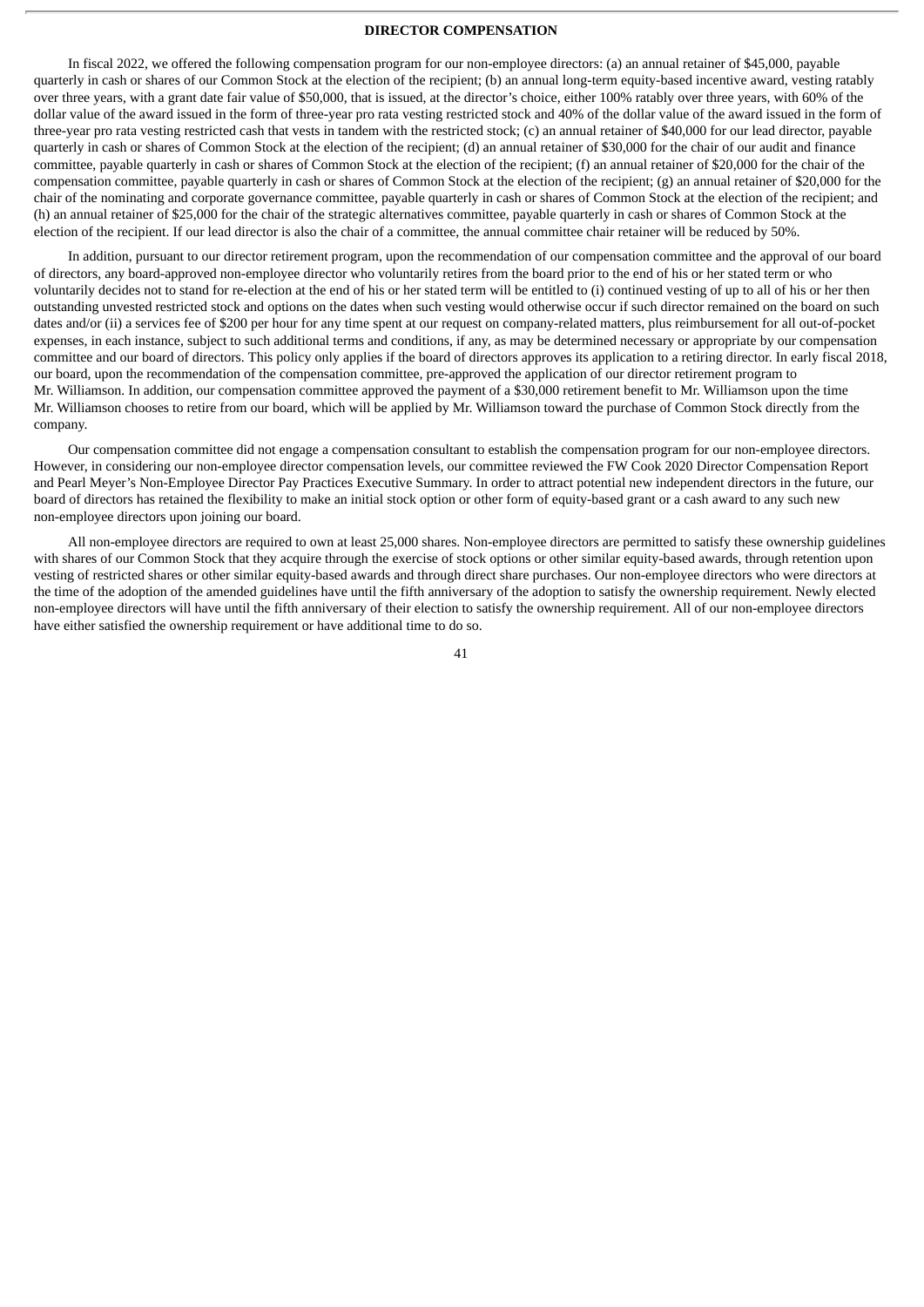## DIRECTOR COMPENSATION

In fiscal 2022, we offered the following compensation program for our non-employee directors: (a) an annual retainer of $45,000, payable quarterly in cash or shares of our Common Stock at the election of the recipient; (b) an annual long-term equity-based incentive award, vesting ratably over three years, with a grant date fair value of $50,000, that is issued, at the director's choice, either 100% ratably over three years, with 60% of the dollar value of the award issued in the form of three-year pro rata vesting restricted stock and 40% of the dollar value of the award issued in the form of three-year pro rata vesting restricted cash that vests in tandem with the restricted stock; (c) an annual retainer of $40,000 for our lead director, payable quarterly in cash or shares of Common Stock at the election of the recipient; (d) an annual retainer of $30,000 for the chair of our audit and finance committee, payable quarterly in cash or shares of Common Stock at the election of the recipient; (f) an annual retainer of $20,000 for the chair of the compensation committee, payable quarterly in cash or shares of Common Stock at the election of the recipient; (g) an annual retainer of $20,000 for the chair of the nominating and corporate governance committee, payable quarterly in cash or shares of Common Stock at the election of the recipient; and (h) an annual retainer of $25,000 for the chair of the strategic alternatives committee, payable quarterly in cash or shares of Common Stock at the election of the recipient. If our lead director is also the chair of a committee, the annual committee chair retainer will be reduced by 50%.

In addition, pursuant to our director retirement program, upon the recommendation of our compensation committee and the approval of our board of directors, any board-approved non-employee director who voluntarily retires from the board prior to the end of his or her stated term or who voluntarily decides not to stand for re-election at the end of his or her stated term will be entitled to (i) continued vesting of up to all of his or her then outstanding unvested restricted stock and options on the dates when such vesting would otherwise occur if such director remained on the board on such dates and/or (ii) a services fee of $200 per hour for any time spent at our request on company-related matters, plus reimbursement for all out-of-pocket expenses, in each instance, subject to such additional terms and conditions, if any, as may be determined necessary or appropriate by our compensation committee and our board of directors. This policy only applies if the board of directors approves its application to a retiring director. In early fiscal 2018, our board, upon the recommendation of the compensation committee, pre-approved the application of our director retirement program to Mr. Williamson. In addition, our compensation committee approved the payment of a $30,000 retirement benefit to Mr. Williamson upon the time Mr. Williamson chooses to retire from our board, which will be applied by Mr. Williamson toward the purchase of Common Stock directly from the company.

Our compensation committee did not engage a compensation consultant to establish the compensation program for our non-employee directors. However, in considering our non-employee director compensation levels, our committee reviewed the FW Cook 2020 Director Compensation Report and Pearl Meyer's Non-Employee Director Pay Practices Executive Summary. In order to attract potential new independent directors in the future, our board of directors has retained the flexibility to make an initial stock option or other form of equity-based grant or a cash award to any such new non-employee directors upon joining our board.

All non-employee directors are required to own at least 25,000 shares. Non-employee directors are permitted to satisfy these ownership guidelines with shares of our Common Stock that they acquire through the exercise of stock options or other similar equity-based awards, through retention upon vesting of restricted shares or other similar equity-based awards and through direct share purchases. Our non-employee directors who were directors at the time of the adoption of the amended guidelines have until the fifth anniversary of the adoption to satisfy the ownership requirement. Newly elected non-employee directors will have until the fifth anniversary of their election to satisfy the ownership requirement. All of our non-employee directors have either satisfied the ownership requirement or have additional time to do so.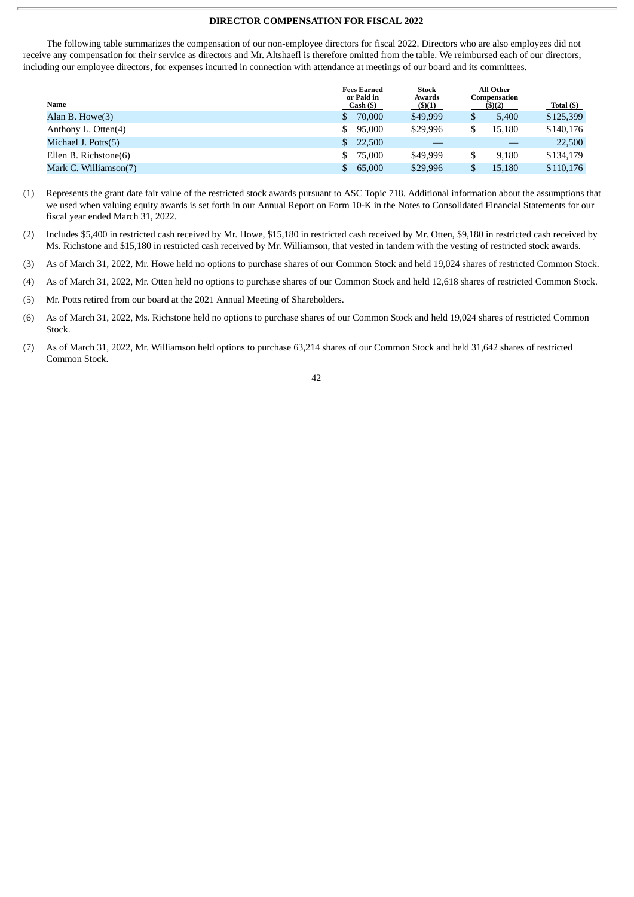## DIRECTOR COMPENSATION FOR FISCAL 2022

The following table summarizes the compensation of our non-employee directors for fiscal 2022. Directors who are also employees did not receive any compensation for their service as directors and Mr. Altshaefl is therefore omitted from the table. We reimbursed each of our directors, including our employee directors, for expenses incurred in connection with attendance at meetings of our board and its committees.

| Name | Fees Earned or Paid in Cash ($) | Stock Awards ($)(1) | All Other Compensation ($)(2) | Total ($) |
|---|---|---|---|---|
| Alan B. Howe(3) | $ 70,000 | $49,999 | $ 5,400 | $125,399 |
| Anthony L. Otten(4) | $ 95,000 | $29,996 | $ 15,180 | $140,176 |
| Michael J. Potts(5) | $ 22,500 | — | — | 22,500 |
| Ellen B. Richstone(6) | $ 75,000 | $49,999 | $ 9,180 | $134,179 |
| Mark C. Williamson(7) | $ 65,000 | $29,996 | $ 15,180 | $110,176 |

(1) Represents the grant date fair value of the restricted stock awards pursuant to ASC Topic 718. Additional information about the assumptions that we used when valuing equity awards is set forth in our Annual Report on Form 10-K in the Notes to Consolidated Financial Statements for our fiscal year ended March 31, 2022.

(2) Includes $5,400 in restricted cash received by Mr. Howe, $15,180 in restricted cash received by Mr. Otten, $9,180 in restricted cash received by Ms. Richstone and $15,180 in restricted cash received by Mr. Williamson, that vested in tandem with the vesting of restricted stock awards.

(3) As of March 31, 2022, Mr. Howe held no options to purchase shares of our Common Stock and held 19,024 shares of restricted Common Stock.

(4) As of March 31, 2022, Mr. Otten held no options to purchase shares of our Common Stock and held 12,618 shares of restricted Common Stock.

(5) Mr. Potts retired from our board at the 2021 Annual Meeting of Shareholders.

(6) As of March 31, 2022, Ms. Richstone held no options to purchase shares of our Common Stock and held 19,024 shares of restricted Common Stock.

(7) As of March 31, 2022, Mr. Williamson held options to purchase 63,214 shares of our Common Stock and held 31,642 shares of restricted Common Stock.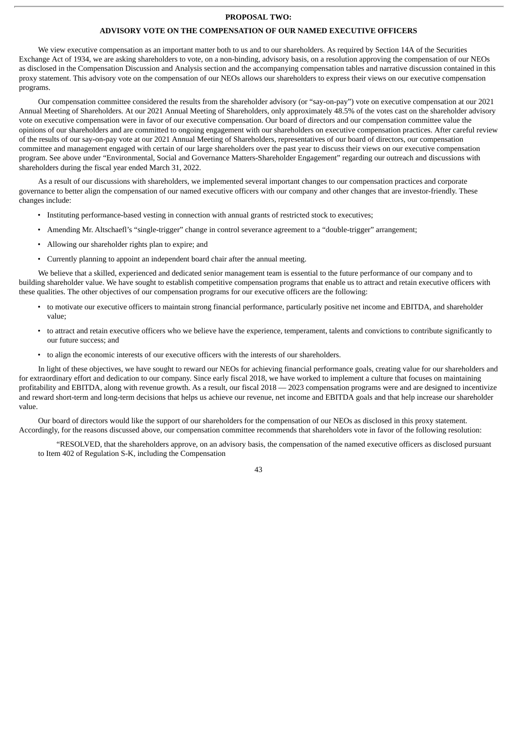## PROPOSAL TWO:

## ADVISORY VOTE ON THE COMPENSATION OF OUR NAMED EXECUTIVE OFFICERS

We view executive compensation as an important matter both to us and to our shareholders. As required by Section 14A of the Securities Exchange Act of 1934, we are asking shareholders to vote, on a non-binding, advisory basis, on a resolution approving the compensation of our NEOs as disclosed in the Compensation Discussion and Analysis section and the accompanying compensation tables and narrative discussion contained in this proxy statement. This advisory vote on the compensation of our NEOs allows our shareholders to express their views on our executive compensation programs.

Our compensation committee considered the results from the shareholder advisory (or "say-on-pay") vote on executive compensation at our 2021 Annual Meeting of Shareholders. At our 2021 Annual Meeting of Shareholders, only approximately 48.5% of the votes cast on the shareholder advisory vote on executive compensation were in favor of our executive compensation. Our board of directors and our compensation committee value the opinions of our shareholders and are committed to ongoing engagement with our shareholders on executive compensation practices. After careful review of the results of our say-on-pay vote at our 2021 Annual Meeting of Shareholders, representatives of our board of directors, our compensation committee and management engaged with certain of our large shareholders over the past year to discuss their views on our executive compensation program. See above under "Environmental, Social and Governance Matters-Shareholder Engagement" regarding our outreach and discussions with shareholders during the fiscal year ended March 31, 2022.

As a result of our discussions with shareholders, we implemented several important changes to our compensation practices and corporate governance to better align the compensation of our named executive officers with our company and other changes that are investor-friendly. These changes include:

- Instituting performance-based vesting in connection with annual grants of restricted stock to executives;
- Amending Mr. Altschaefl's "single-trigger" change in control severance agreement to a "double-trigger" arrangement;
- Allowing our shareholder rights plan to expire; and
- Currently planning to appoint an independent board chair after the annual meeting.

We believe that a skilled, experienced and dedicated senior management team is essential to the future performance of our company and to building shareholder value. We have sought to establish competitive compensation programs that enable us to attract and retain executive officers with these qualities. The other objectives of our compensation programs for our executive officers are the following:

- to motivate our executive officers to maintain strong financial performance, particularly positive net income and EBITDA, and shareholder value;
- to attract and retain executive officers who we believe have the experience, temperament, talents and convictions to contribute significantly to our future success; and
- to align the economic interests of our executive officers with the interests of our shareholders.

In light of these objectives, we have sought to reward our NEOs for achieving financial performance goals, creating value for our shareholders and for extraordinary effort and dedication to our company. Since early fiscal 2018, we have worked to implement a culture that focuses on maintaining profitability and EBITDA, along with revenue growth. As a result, our fiscal 2018 — 2023 compensation programs were and are designed to incentivize and reward short-term and long-term decisions that helps us achieve our revenue, net income and EBITDA goals and that help increase our shareholder value.

Our board of directors would like the support of our shareholders for the compensation of our NEOs as disclosed in this proxy statement. Accordingly, for the reasons discussed above, our compensation committee recommends that shareholders vote in favor of the following resolution:

"RESOLVED, that the shareholders approve, on an advisory basis, the compensation of the named executive officers as disclosed pursuant to Item 402 of Regulation S-K, including the Compensation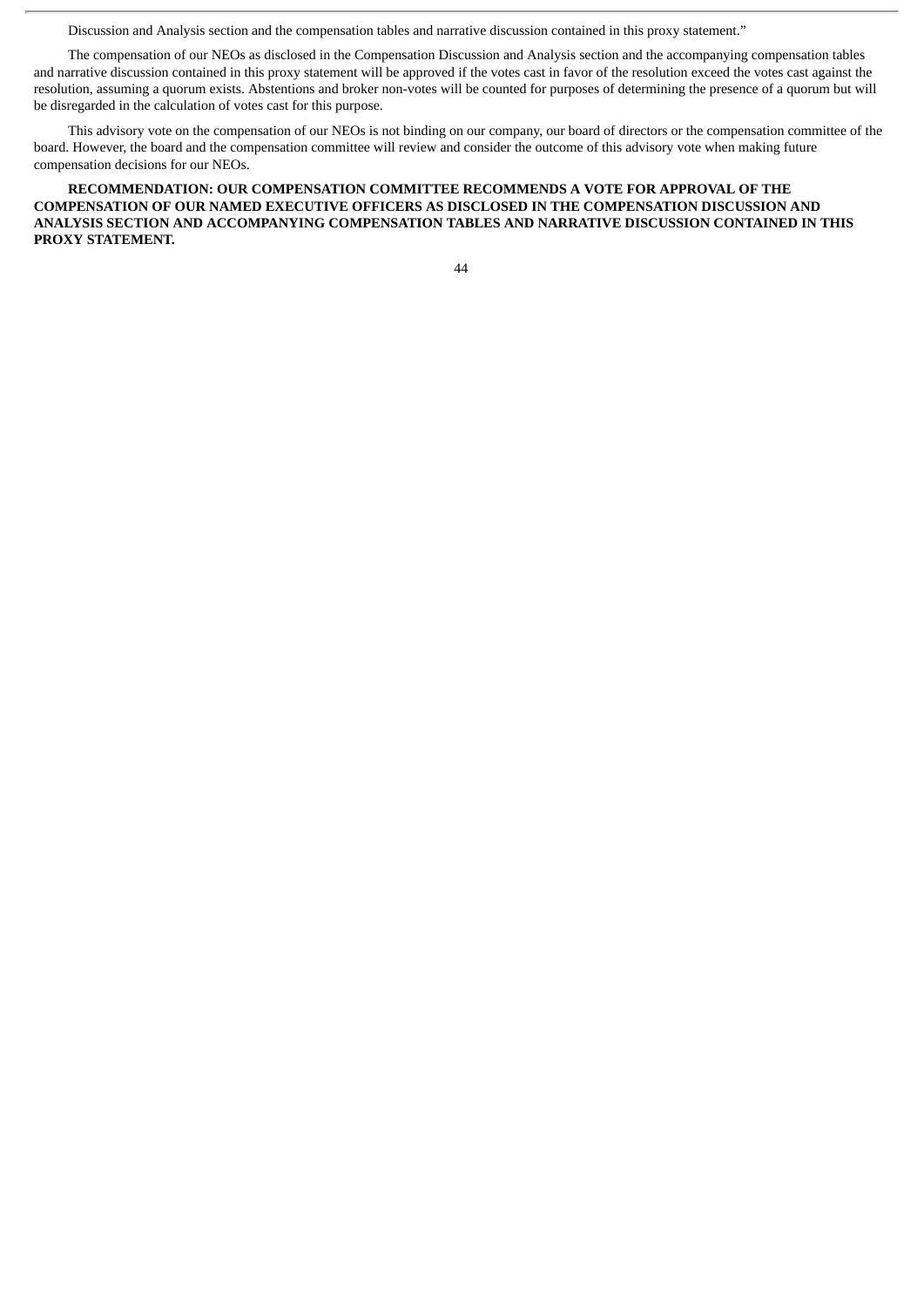Discussion and Analysis section and the compensation tables and narrative discussion contained in this proxy statement."

The compensation of our NEOs as disclosed in the Compensation Discussion and Analysis section and the accompanying compensation tables and narrative discussion contained in this proxy statement will be approved if the votes cast in favor of the resolution exceed the votes cast against the resolution, assuming a quorum exists. Abstentions and broker non-votes will be counted for purposes of determining the presence of a quorum but will be disregarded in the calculation of votes cast for this purpose.

This advisory vote on the compensation of our NEOs is not binding on our company, our board of directors or the compensation committee of the board. However, the board and the compensation committee will review and consider the outcome of this advisory vote when making future compensation decisions for our NEOs.

**RECOMMENDATION: OUR COMPENSATION COMMITTEE RECOMMENDS A VOTE FOR APPROVAL OF THE COMPENSATION OF OUR NAMED EXECUTIVE OFFICERS AS DISCLOSED IN THE COMPENSATION DISCUSSION AND ANALYSIS SECTION AND ACCOMPANYING COMPENSATION TABLES AND NARRATIVE DISCUSSION CONTAINED IN THIS PROXY STATEMENT.**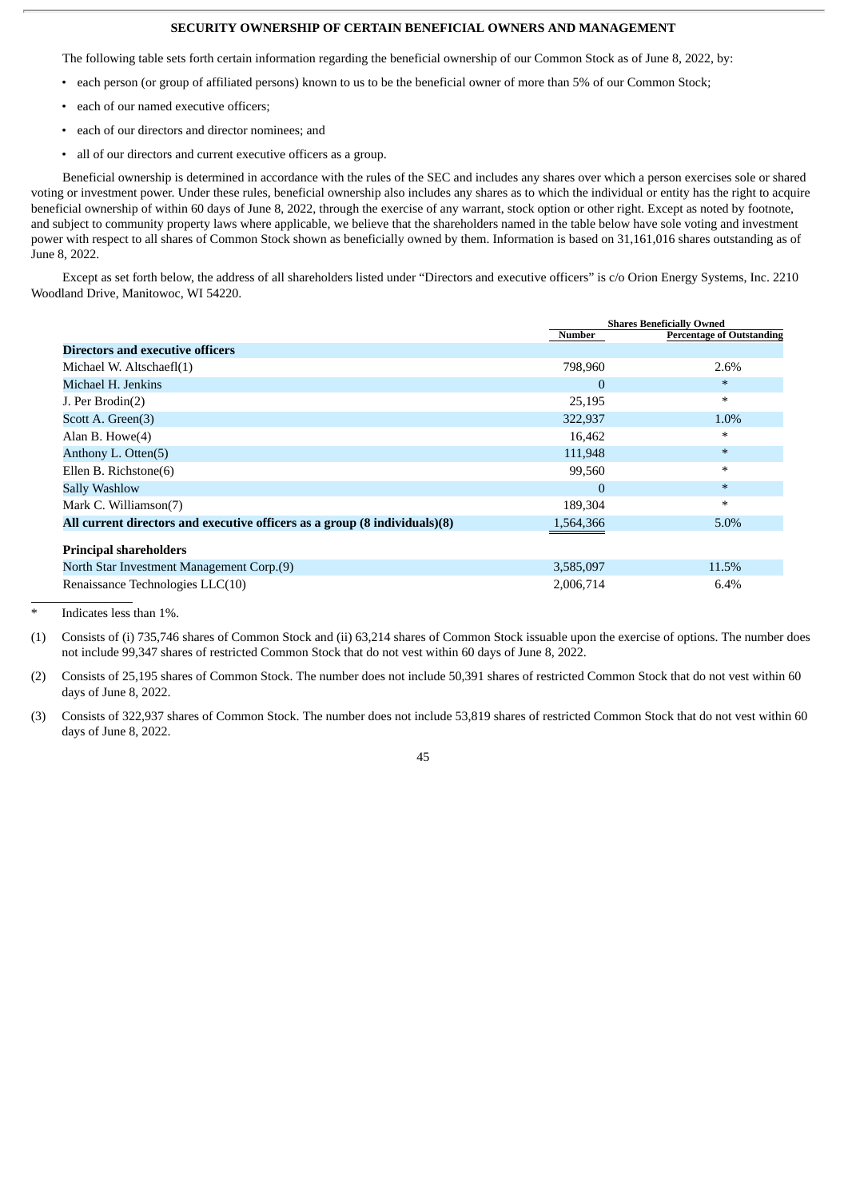## SECURITY OWNERSHIP OF CERTAIN BENEFICIAL OWNERS AND MANAGEMENT

The following table sets forth certain information regarding the beneficial ownership of our Common Stock as of June 8, 2022, by:

- each person (or group of affiliated persons) known to us to be the beneficial owner of more than 5% of our Common Stock;
- each of our named executive officers;
- each of our directors and director nominees; and
- all of our directors and current executive officers as a group.

Beneficial ownership is determined in accordance with the rules of the SEC and includes any shares over which a person exercises sole or shared voting or investment power. Under these rules, beneficial ownership also includes any shares as to which the individual or entity has the right to acquire beneficial ownership of within 60 days of June 8, 2022, through the exercise of any warrant, stock option or other right. Except as noted by footnote, and subject to community property laws where applicable, we believe that the shareholders named in the table below have sole voting and investment power with respect to all shares of Common Stock shown as beneficially owned by them. Information is based on 31,161,016 shares outstanding as of June 8, 2022.

Except as set forth below, the address of all shareholders listed under "Directors and executive officers" is c/o Orion Energy Systems, Inc. 2210 Woodland Drive, Manitowoc, WI 54220.

| | Shares Beneficially Owned | |
|---|---|---|
| | Number | Percentage of Outstanding |
| **Directors and executive officers** | | |
| Michael W. Altschaefl(1) | 798,960 | 2.6% |
| Michael H. Jenkins | 0 | * |
| J. Per Brodin(2) | 25,195 | * |
| Scott A. Green(3) | 322,937 | 1.0% |
| Alan B. Howe(4) | 16,462 | * |
| Anthony L. Otten(5) | 111,948 | * |
| Ellen B. Richstone(6) | 99,560 | * |
| Sally Washlow | 0 | * |
| Mark C. Williamson(7) | 189,304 | * |
| **All current directors and executive officers as a group (8 individuals)(8)** | 1,564,366 | 5.0% |
| **Principal shareholders** | | |
| North Star Investment Management Corp.(9) | 3,585,097 | 11.5% |
| Renaissance Technologies LLC(10) | 2,006,714 | 6.4% |

\* Indicates less than 1%.

(1) Consists of (i) 735,746 shares of Common Stock and (ii) 63,214 shares of Common Stock issuable upon the exercise of options. The number does not include 99,347 shares of restricted Common Stock that do not vest within 60 days of June 8, 2022.

(2) Consists of 25,195 shares of Common Stock. The number does not include 50,391 shares of restricted Common Stock that do not vest within 60 days of June 8, 2022.

(3) Consists of 322,937 shares of Common Stock. The number does not include 53,819 shares of restricted Common Stock that do not vest within 60 days of June 8, 2022.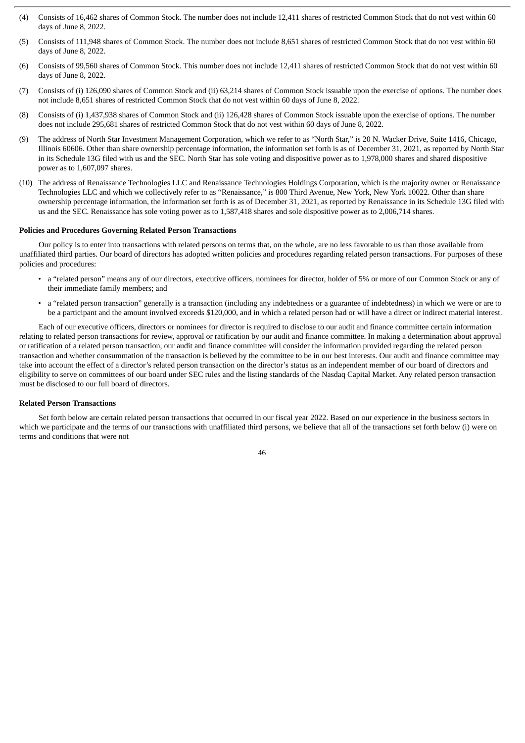(4) Consists of 16,462 shares of Common Stock. The number does not include 12,411 shares of restricted Common Stock that do not vest within 60 days of June 8, 2022.

(5) Consists of 111,948 shares of Common Stock. The number does not include 8,651 shares of restricted Common Stock that do not vest within 60 days of June 8, 2022.

(6) Consists of 99,560 shares of Common Stock. This number does not include 12,411 shares of restricted Common Stock that do not vest within 60 days of June 8, 2022.

(7) Consists of (i) 126,090 shares of Common Stock and (ii) 63,214 shares of Common Stock issuable upon the exercise of options. The number does not include 8,651 shares of restricted Common Stock that do not vest within 60 days of June 8, 2022.

(8) Consists of (i) 1,437,938 shares of Common Stock and (ii) 126,428 shares of Common Stock issuable upon the exercise of options. The number does not include 295,681 shares of restricted Common Stock that do not vest within 60 days of June 8, 2022.

(9) The address of North Star Investment Management Corporation, which we refer to as "North Star," is 20 N. Wacker Drive, Suite 1416, Chicago, Illinois 60606. Other than share ownership percentage information, the information set forth is as of December 31, 2021, as reported by North Star in its Schedule 13G filed with us and the SEC. North Star has sole voting and dispositive power as to 1,978,000 shares and shared dispositive power as to 1,607,097 shares.

(10) The address of Renaissance Technologies LLC and Renaissance Technologies Holdings Corporation, which is the majority owner or Renaissance Technologies LLC and which we collectively refer to as "Renaissance," is 800 Third Avenue, New York, New York 10022. Other than share ownership percentage information, the information set forth is as of December 31, 2021, as reported by Renaissance in its Schedule 13G filed with us and the SEC. Renaissance has sole voting power as to 1,587,418 shares and sole dispositive power as to 2,006,714 shares.

**Policies and Procedures Governing Related Person Transactions**

Our policy is to enter into transactions with related persons on terms that, on the whole, are no less favorable to us than those available from unaffiliated third parties. Our board of directors has adopted written policies and procedures regarding related person transactions. For purposes of these policies and procedures:

- a "related person" means any of our directors, executive officers, nominees for director, holder of 5% or more of our Common Stock or any of their immediate family members; and
- a "related person transaction" generally is a transaction (including any indebtedness or a guarantee of indebtedness) in which we were or are to be a participant and the amount involved exceeds $120,000, and in which a related person had or will have a direct or indirect material interest.

Each of our executive officers, directors or nominees for director is required to disclose to our audit and finance committee certain information relating to related person transactions for review, approval or ratification by our audit and finance committee. In making a determination about approval or ratification of a related person transaction, our audit and finance committee will consider the information provided regarding the related person transaction and whether consummation of the transaction is believed by the committee to be in our best interests. Our audit and finance committee may take into account the effect of a director's related person transaction on the director's status as an independent member of our board of directors and eligibility to serve on committees of our board under SEC rules and the listing standards of the Nasdaq Capital Market. Any related person transaction must be disclosed to our full board of directors.

**Related Person Transactions**

Set forth below are certain related person transactions that occurred in our fiscal year 2022. Based on our experience in the business sectors in which we participate and the terms of our transactions with unaffiliated third persons, we believe that all of the transactions set forth below (i) were on terms and conditions that were not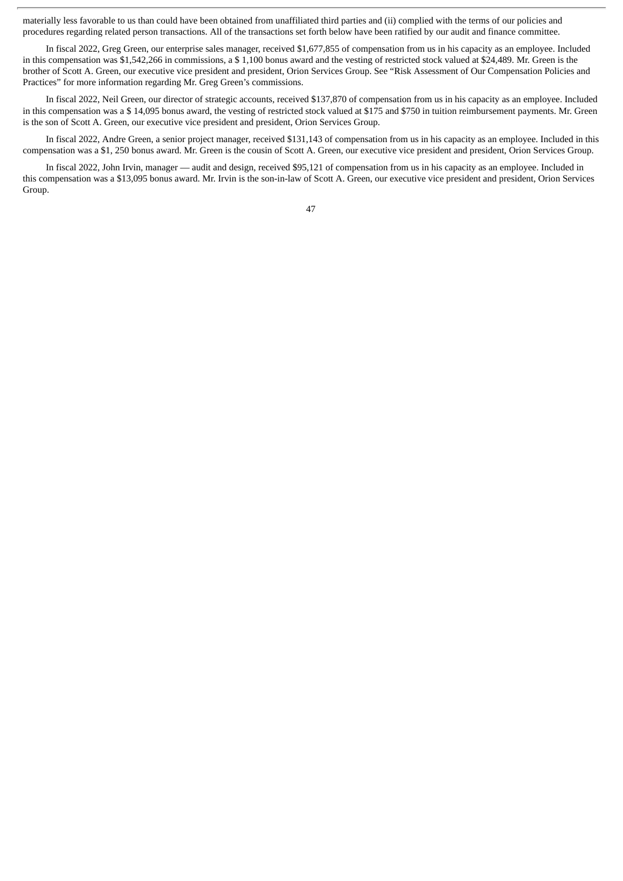materially less favorable to us than could have been obtained from unaffiliated third parties and (ii) complied with the terms of our policies and procedures regarding related person transactions. All of the transactions set forth below have been ratified by our audit and finance committee.

In fiscal 2022, Greg Green, our enterprise sales manager, received $1,677,855 of compensation from us in his capacity as an employee. Included in this compensation was $1,542,266 in commissions, a $ 1,100 bonus award and the vesting of restricted stock valued at $24,489. Mr. Green is the brother of Scott A. Green, our executive vice president and president, Orion Services Group. See "Risk Assessment of Our Compensation Policies and Practices" for more information regarding Mr. Greg Green's commissions.

In fiscal 2022, Neil Green, our director of strategic accounts, received $137,870 of compensation from us in his capacity as an employee. Included in this compensation was a $ 14,095 bonus award, the vesting of restricted stock valued at $175 and $750 in tuition reimbursement payments. Mr. Green is the son of Scott A. Green, our executive vice president and president, Orion Services Group.

In fiscal 2022, Andre Green, a senior project manager, received $131,143 of compensation from us in his capacity as an employee. Included in this compensation was a $1, 250 bonus award. Mr. Green is the cousin of Scott A. Green, our executive vice president and president, Orion Services Group.

In fiscal 2022, John Irvin, manager — audit and design, received $95,121 of compensation from us in his capacity as an employee. Included in this compensation was a $13,095 bonus award. Mr. Irvin is the son-in-law of Scott A. Green, our executive vice president and president, Orion Services Group.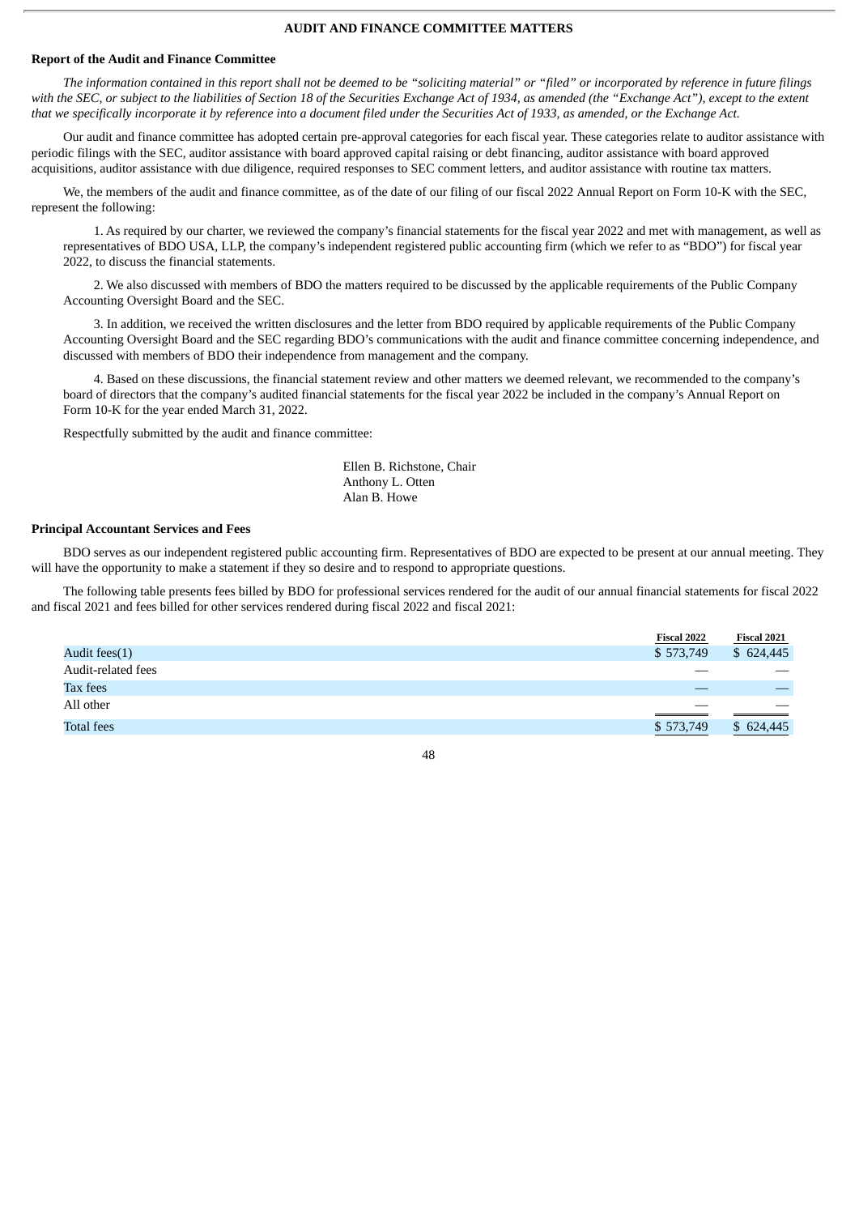## AUDIT AND FINANCE COMMITTEE MATTERS

### Report of the Audit and Finance Committee

*The information contained in this report shall not be deemed to be "soliciting material" or "filed" or incorporated by reference in future filings with the SEC, or subject to the liabilities of Section 18 of the Securities Exchange Act of 1934, as amended (the "Exchange Act"), except to the extent that we specifically incorporate it by reference into a document filed under the Securities Act of 1933, as amended, or the Exchange Act.*

Our audit and finance committee has adopted certain pre-approval categories for each fiscal year. These categories relate to auditor assistance with periodic filings with the SEC, auditor assistance with board approved capital raising or debt financing, auditor assistance with board approved acquisitions, auditor assistance with due diligence, required responses to SEC comment letters, and auditor assistance with routine tax matters.

We, the members of the audit and finance committee, as of the date of our filing of our fiscal 2022 Annual Report on Form 10-K with the SEC, represent the following:

1. As required by our charter, we reviewed the company's financial statements for the fiscal year 2022 and met with management, as well as representatives of BDO USA, LLP, the company's independent registered public accounting firm (which we refer to as "BDO") for fiscal year 2022, to discuss the financial statements.

2. We also discussed with members of BDO the matters required to be discussed by the applicable requirements of the Public Company Accounting Oversight Board and the SEC.

3. In addition, we received the written disclosures and the letter from BDO required by applicable requirements of the Public Company Accounting Oversight Board and the SEC regarding BDO's communications with the audit and finance committee concerning independence, and discussed with members of BDO their independence from management and the company.

4. Based on these discussions, the financial statement review and other matters we deemed relevant, we recommended to the company's board of directors that the company's audited financial statements for the fiscal year 2022 be included in the company's Annual Report on Form 10-K for the year ended March 31, 2022.

Respectfully submitted by the audit and finance committee:

Ellen B. Richstone, Chair
Anthony L. Otten
Alan B. Howe

### Principal Accountant Services and Fees

BDO serves as our independent registered public accounting firm. Representatives of BDO are expected to be present at our annual meeting. They will have the opportunity to make a statement if they so desire and to respond to appropriate questions.

The following table presents fees billed by BDO for professional services rendered for the audit of our annual financial statements for fiscal 2022 and fiscal 2021 and fees billed for other services rendered during fiscal 2022 and fiscal 2021:

| | Fiscal 2022 | Fiscal 2021 |
|---|---|---|
| Audit fees(1) | $ 573,749 | $ 624,445 |
| Audit-related fees | — | — |
| Tax fees | — | — |
| All other | — | — |
| Total fees | $ 573,749 | $ 624,445 |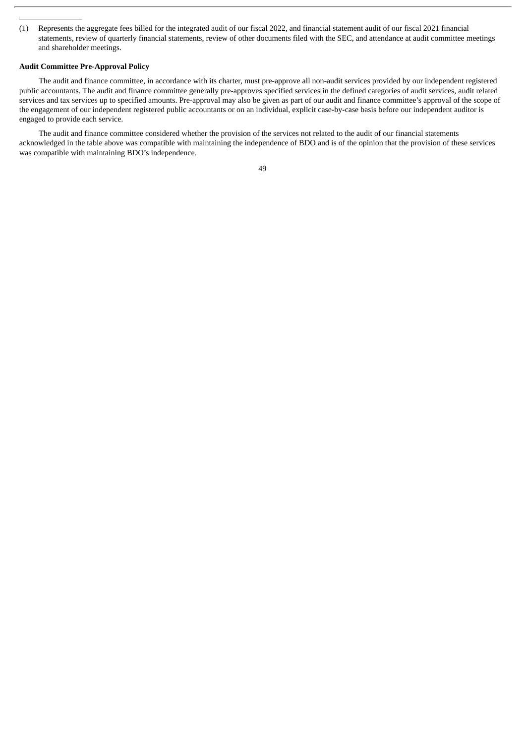(1) Represents the aggregate fees billed for the integrated audit of our fiscal 2022, and financial statement audit of our fiscal 2021 financial statements, review of quarterly financial statements, review of other documents filed with the SEC, and attendance at audit committee meetings and shareholder meetings.

**Audit Committee Pre-Approval Policy**

The audit and finance committee, in accordance with its charter, must pre-approve all non-audit services provided by our independent registered public accountants. The audit and finance committee generally pre-approves specified services in the defined categories of audit services, audit related services and tax services up to specified amounts. Pre-approval may also be given as part of our audit and finance committee's approval of the scope of the engagement of our independent registered public accountants or on an individual, explicit case-by-case basis before our independent auditor is engaged to provide each service.

The audit and finance committee considered whether the provision of the services not related to the audit of our financial statements acknowledged in the table above was compatible with maintaining the independence of BDO and is of the opinion that the provision of these services was compatible with maintaining BDO's independence.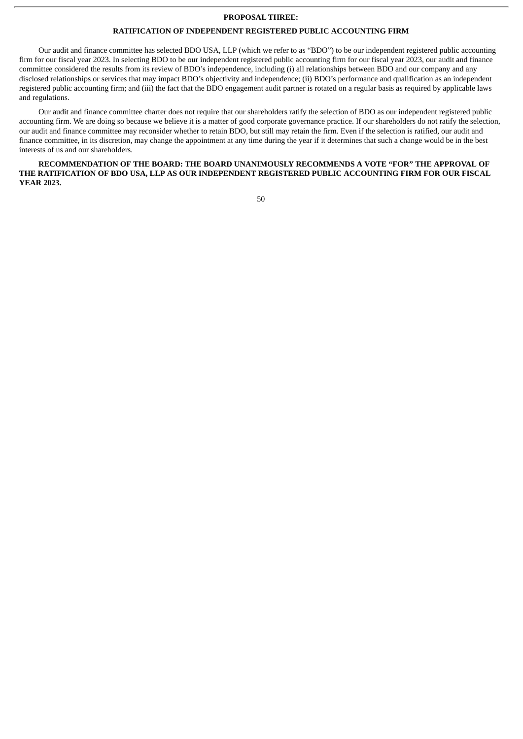## PROPOSAL THREE:

## RATIFICATION OF INDEPENDENT REGISTERED PUBLIC ACCOUNTING FIRM

Our audit and finance committee has selected BDO USA, LLP (which we refer to as “BDO”) to be our independent registered public accounting firm for our fiscal year 2023. In selecting BDO to be our independent registered public accounting firm for our fiscal year 2023, our audit and finance committee considered the results from its review of BDO’s independence, including (i) all relationships between BDO and our company and any disclosed relationships or services that may impact BDO’s objectivity and independence; (ii) BDO’s performance and qualification as an independent registered public accounting firm; and (iii) the fact that the BDO engagement audit partner is rotated on a regular basis as required by applicable laws and regulations.

Our audit and finance committee charter does not require that our shareholders ratify the selection of BDO as our independent registered public accounting firm. We are doing so because we believe it is a matter of good corporate governance practice. If our shareholders do not ratify the selection, our audit and finance committee may reconsider whether to retain BDO, but still may retain the firm. Even if the selection is ratified, our audit and finance committee, in its discretion, may change the appointment at any time during the year if it determines that such a change would be in the best interests of us and our shareholders.

**RECOMMENDATION OF THE BOARD: THE BOARD UNANIMOUSLY RECOMMENDS A VOTE “FOR” THE APPROVAL OF THE RATIFICATION OF BDO USA, LLP AS OUR INDEPENDENT REGISTERED PUBLIC ACCOUNTING FIRM FOR OUR FISCAL YEAR 2023.**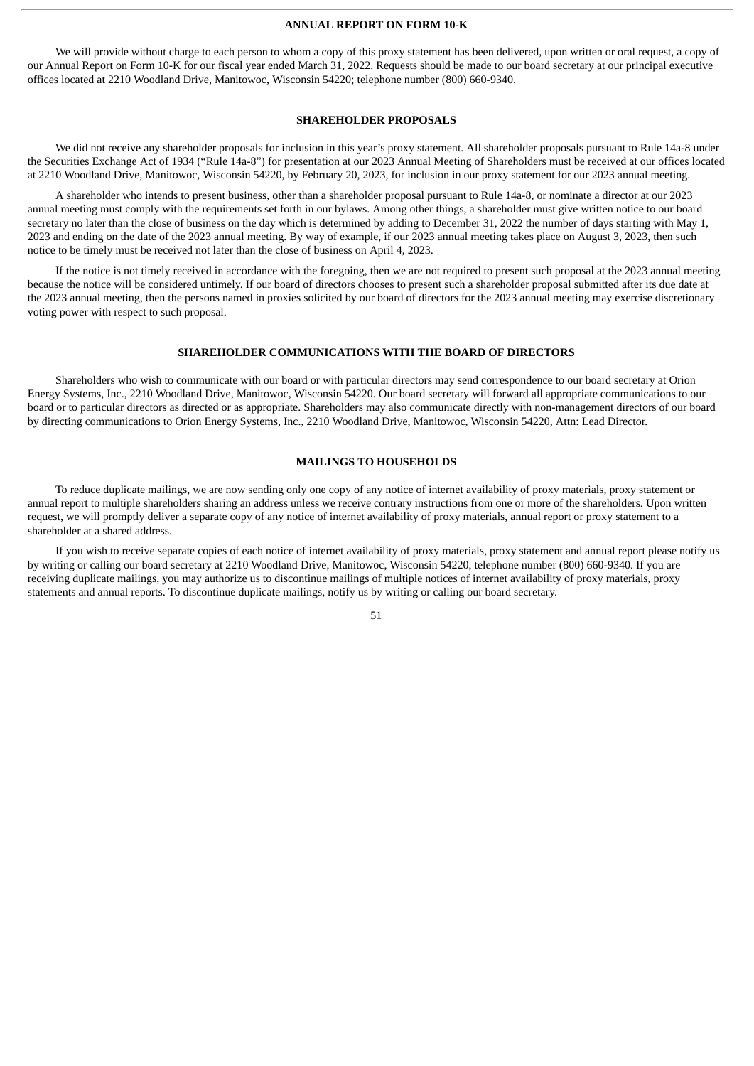## ANNUAL REPORT ON FORM 10-K

We will provide without charge to each person to whom a copy of this proxy statement has been delivered, upon written or oral request, a copy of our Annual Report on Form 10-K for our fiscal year ended March 31, 2022. Requests should be made to our board secretary at our principal executive offices located at 2210 Woodland Drive, Manitowoc, Wisconsin 54220; telephone number (800) 660-9340.

## SHAREHOLDER PROPOSALS

We did not receive any shareholder proposals for inclusion in this year's proxy statement. All shareholder proposals pursuant to Rule 14a-8 under the Securities Exchange Act of 1934 ("Rule 14a-8") for presentation at our 2023 Annual Meeting of Shareholders must be received at our offices located at 2210 Woodland Drive, Manitowoc, Wisconsin 54220, by February 20, 2023, for inclusion in our proxy statement for our 2023 annual meeting.

A shareholder who intends to present business, other than a shareholder proposal pursuant to Rule 14a-8, or nominate a director at our 2023 annual meeting must comply with the requirements set forth in our bylaws. Among other things, a shareholder must give written notice to our board secretary no later than the close of business on the day which is determined by adding to December 31, 2022 the number of days starting with May 1, 2023 and ending on the date of the 2023 annual meeting. By way of example, if our 2023 annual meeting takes place on August 3, 2023, then such notice to be timely must be received not later than the close of business on April 4, 2023.

If the notice is not timely received in accordance with the foregoing, then we are not required to present such proposal at the 2023 annual meeting because the notice will be considered untimely. If our board of directors chooses to present such a shareholder proposal submitted after its due date at the 2023 annual meeting, then the persons named in proxies solicited by our board of directors for the 2023 annual meeting may exercise discretionary voting power with respect to such proposal.

## SHAREHOLDER COMMUNICATIONS WITH THE BOARD OF DIRECTORS

Shareholders who wish to communicate with our board or with particular directors may send correspondence to our board secretary at Orion Energy Systems, Inc., 2210 Woodland Drive, Manitowoc, Wisconsin 54220. Our board secretary will forward all appropriate communications to our board or to particular directors as directed or as appropriate. Shareholders may also communicate directly with non-management directors of our board by directing communications to Orion Energy Systems, Inc., 2210 Woodland Drive, Manitowoc, Wisconsin 54220, Attn: Lead Director.

## MAILINGS TO HOUSEHOLDS

To reduce duplicate mailings, we are now sending only one copy of any notice of internet availability of proxy materials, proxy statement or annual report to multiple shareholders sharing an address unless we receive contrary instructions from one or more of the shareholders. Upon written request, we will promptly deliver a separate copy of any notice of internet availability of proxy materials, annual report or proxy statement to a shareholder at a shared address.

If you wish to receive separate copies of each notice of internet availability of proxy materials, proxy statement and annual report please notify us by writing or calling our board secretary at 2210 Woodland Drive, Manitowoc, Wisconsin 54220, telephone number (800) 660-9340. If you are receiving duplicate mailings, you may authorize us to discontinue mailings of multiple notices of internet availability of proxy materials, proxy statements and annual reports. To discontinue duplicate mailings, notify us by writing or calling our board secretary.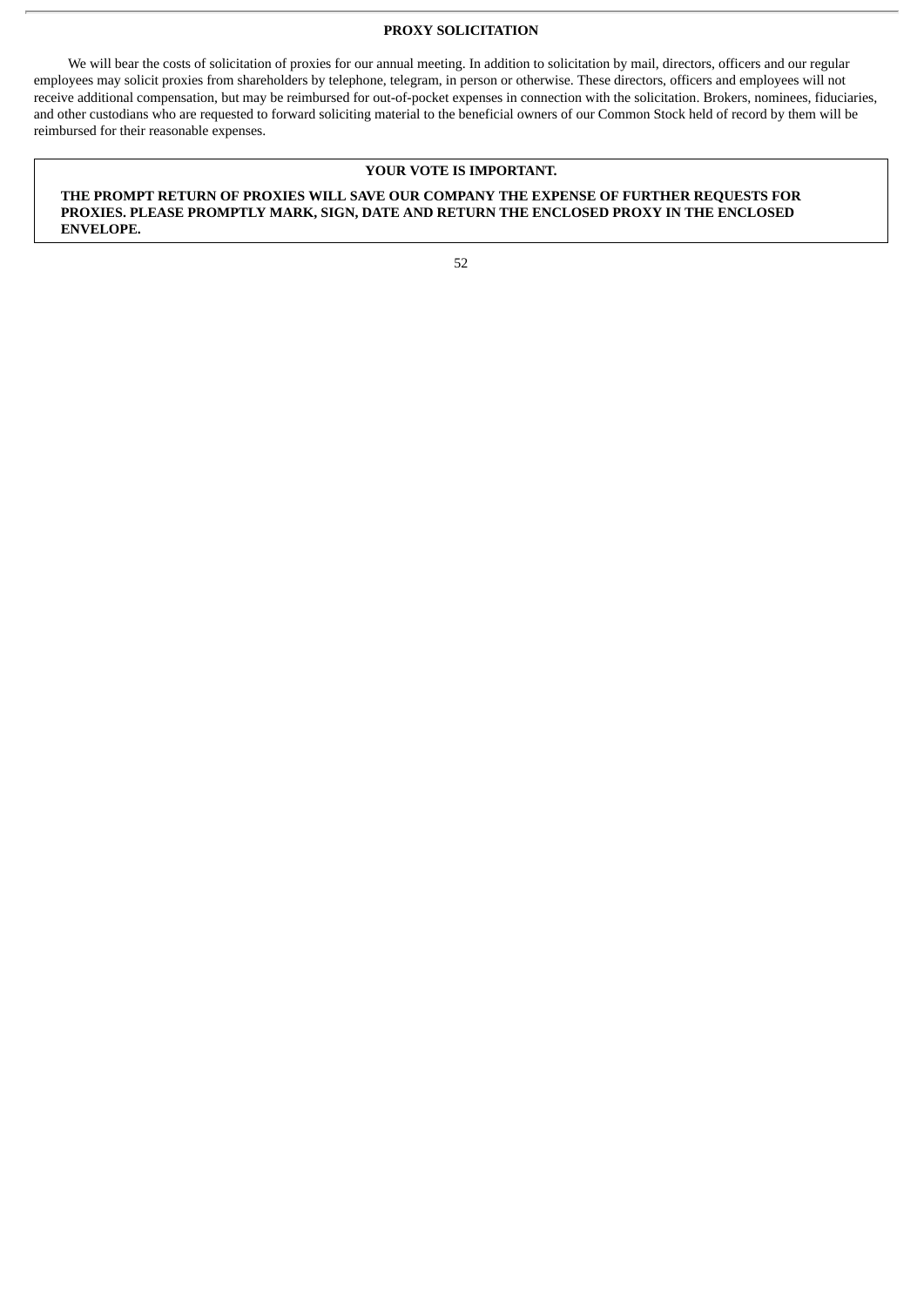## PROXY SOLICITATION

We will bear the costs of solicitation of proxies for our annual meeting. In addition to solicitation by mail, directors, officers and our regular employees may solicit proxies from shareholders by telephone, telegram, in person or otherwise. These directors, officers and employees will not receive additional compensation, but may be reimbursed for out-of-pocket expenses in connection with the solicitation. Brokers, nominees, fiduciaries, and other custodians who are requested to forward soliciting material to the beneficial owners of our Common Stock held of record by them will be reimbursed for their reasonable expenses.

**YOUR VOTE IS IMPORTANT.**

**THE PROMPT RETURN OF PROXIES WILL SAVE OUR COMPANY THE EXPENSE OF FURTHER REQUESTS FOR PROXIES. PLEASE PROMPTLY MARK, SIGN, DATE AND RETURN THE ENCLOSED PROXY IN THE ENCLOSED ENVELOPE.**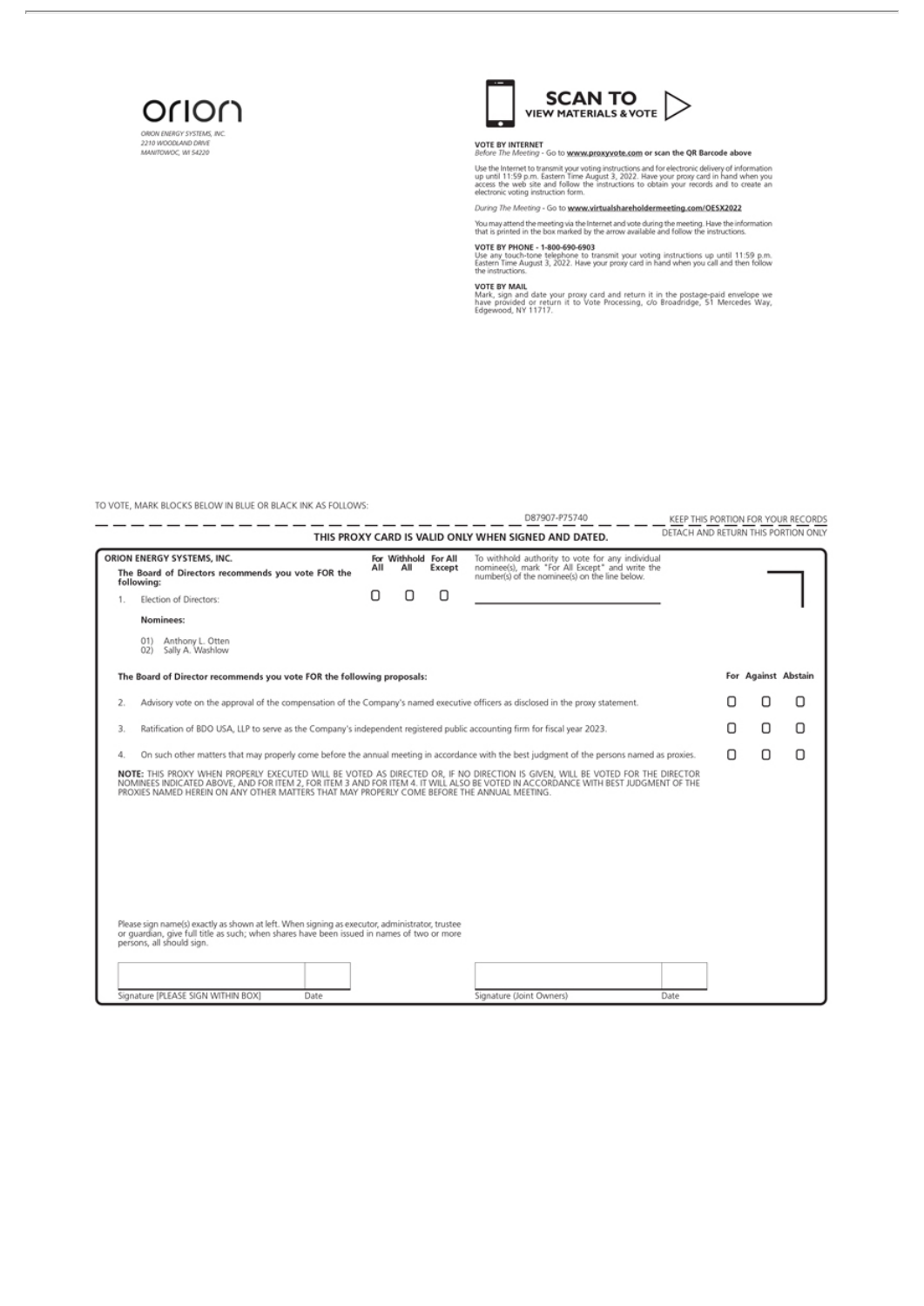orion

ORION ENERGY SYSTEMS, INC.
2210 WOODLAND DRIVE
MANITOWOC, WI 54220

**SCAN TO VIEW MATERIALS & VOTE**

**VOTE BY INTERNET**
*Before The Meeting* - Go to **www.proxyvote.com or scan the QR Barcode above**

Use the Internet to transmit your voting instructions and for electronic delivery of information up until 11:59 p.m. Eastern Time August 3, 2022. Have your proxy card in hand when you access the web site and follow the instructions to obtain your records and to create an electronic voting instruction form.

*During The Meeting* - Go to **www.virtualshareholdermeeting.com/OESX2022**

You may attend the meeting via the Internet and vote during the meeting. Have the information that is printed in the box marked by the arrow available and follow the instructions.

**VOTE BY PHONE - 1-800-690-6903**
Use any touch-tone telephone to transmit your voting instructions up until 11:59 p.m. Eastern Time August 3, 2022. Have your proxy card in hand when you call and then follow the instructions.

**VOTE BY MAIL**
Mark, sign and date your proxy card and return it in the postage-paid envelope we have provided or return it to Vote Processing, c/o Broadridge, 51 Mercedes Way, Edgewood, NY 11717.

TO VOTE, MARK BLOCKS BELOW IN BLUE OR BLACK INK AS FOLLOWS:

D87907-P75740 KEEP THIS PORTION FOR YOUR RECORDS

**THIS PROXY CARD IS VALID ONLY WHEN SIGNED AND DATED.** DETACH AND RETURN THIS PORTION ONLY

**ORION ENERGY SYSTEMS, INC.**

**The Board of Directors recommends you vote FOR the following:**

| | For All | Withhold All | For All Except |
|---|---|---|---|
| 1. Election of Directors: | ☐ | ☐ | ☐ |

To withhold authority to vote for any individual nominee(s), mark "For All Except" and write the number(s) of the nominee(s) on the line below.

______________________________

**Nominees:**

01) Anthony L. Otten
02) Sally A. Washlow

**The Board of Director recommends you vote FOR the following proposals:**

| | For | Against | Abstain |
|---|---|---|---|
| 2. Advisory vote on the approval of the compensation of the Company's named executive officers as disclosed in the proxy statement. | ☐ | ☐ | ☐ |
| 3. Ratification of BDO USA, LLP to serve as the Company's independent registered public accounting firm for fiscal year 2023. | ☐ | ☐ | ☐ |
| 4. On such other matters that may properly come before the annual meeting in accordance with the best judgment of the persons named as proxies. | ☐ | ☐ | ☐ |

**NOTE:** THIS PROXY WHEN PROPERLY EXECUTED WILL BE VOTED AS DIRECTED OR, IF NO DIRECTION IS GIVEN, WILL BE VOTED FOR THE DIRECTOR NOMINEES INDICATED ABOVE, AND FOR ITEM 2, FOR ITEM 3 AND FOR ITEM 4. IT WILL ALSO BE VOTED IN ACCORDANCE WITH BEST JUDGMENT OF THE PROXIES NAMED HEREIN ON ANY OTHER MATTERS THAT MAY PROPERLY COME BEFORE THE ANNUAL MEETING.

Please sign name(s) exactly as shown at left. When signing as executor, administrator, trustee or guardian, give full title as such; when shares have been issued in names of two or more persons, all should sign.

| Signature [PLEASE SIGN WITHIN BOX] | Date | Signature (Joint Owners) | Date |
|---|---|---|---|
| | | | |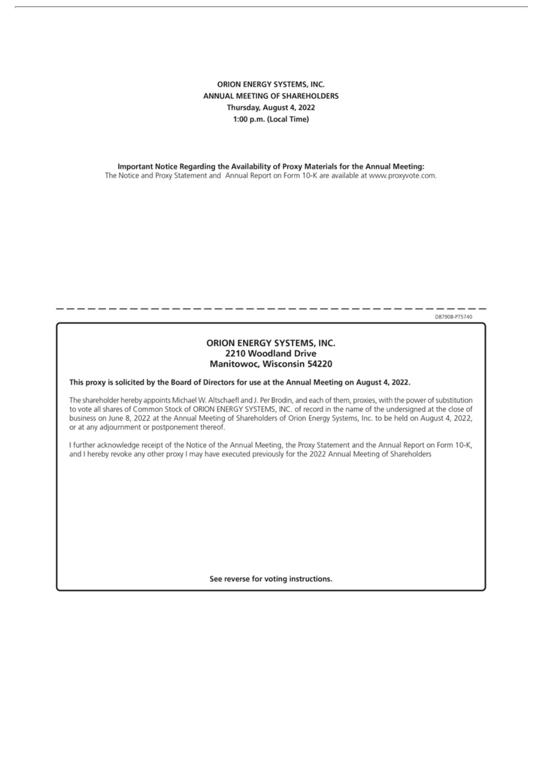**ORION ENERGY SYSTEMS, INC.**
**ANNUAL MEETING OF SHAREHOLDERS**
**Thursday, August 4, 2022**
**1:00 p.m. (Local Time)**

**Important Notice Regarding the Availability of Proxy Materials for the Annual Meeting:**
The Notice and Proxy Statement and Annual Report on Form 10-K are available at www.proxyvote.com.

D87908-P75740

**ORION ENERGY SYSTEMS, INC.**
**2210 Woodland Drive**
**Manitowoc, Wisconsin 54220**

**This proxy is solicited by the Board of Directors for use at the Annual Meeting on August 4, 2022.**

The shareholder hereby appoints Michael W. Altschaefl and J. Per Brodin, and each of them, proxies, with the power of substitution to vote all shares of Common Stock of ORION ENERGY SYSTEMS, INC. of record in the name of the undersigned at the close of business on June 8, 2022 at the Annual Meeting of Shareholders of Orion Energy Systems, Inc. to be held on August 4, 2022, or at any adjournment or postponement thereof.

I further acknowledge receipt of the Notice of the Annual Meeting, the Proxy Statement and the Annual Report on Form 10-K, and I hereby revoke any other proxy I may have executed previously for the 2022 Annual Meeting of Shareholders

**See reverse for voting instructions.**